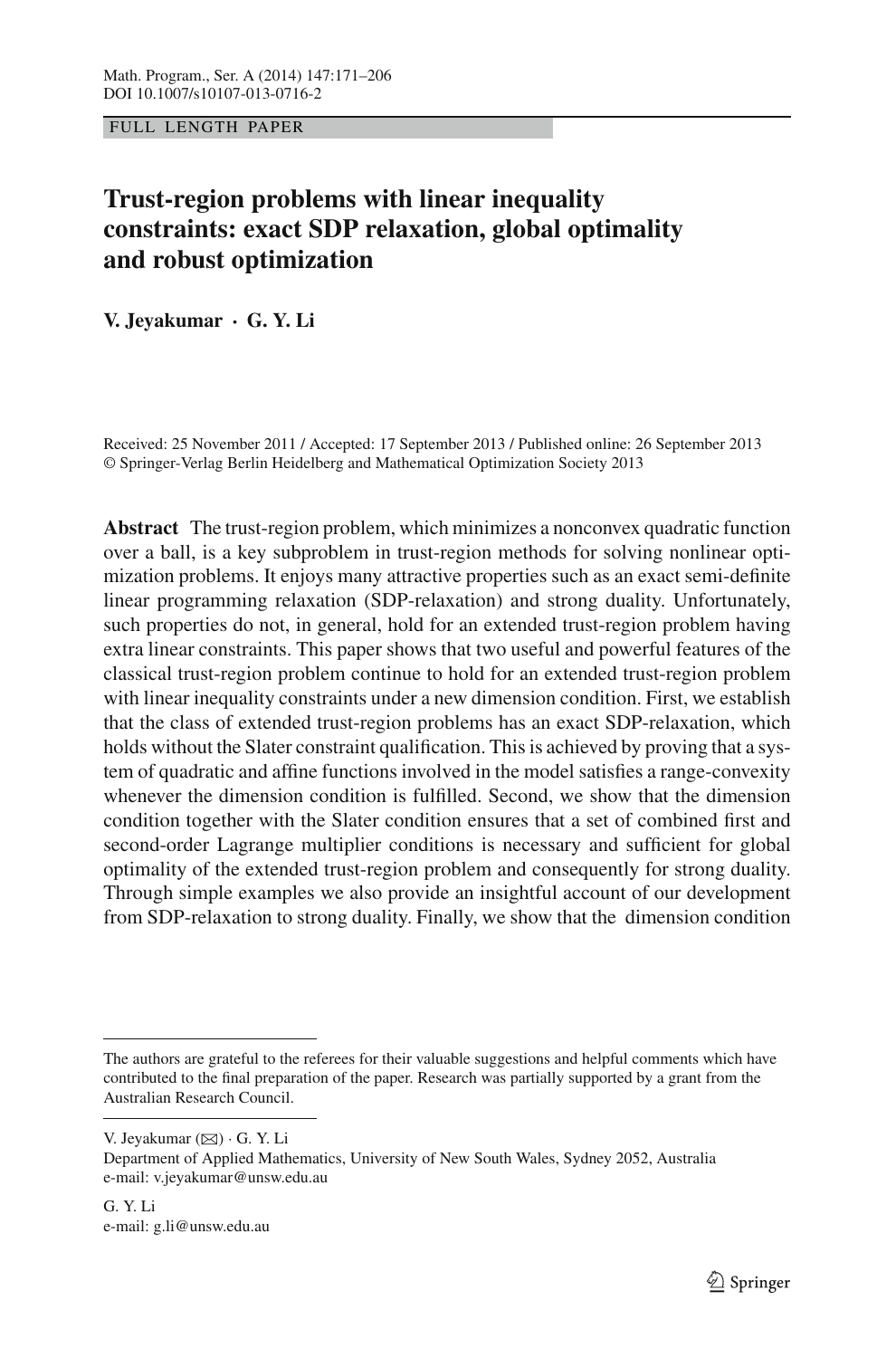FULL LENGTH PAPER

# Trust-region problems with linear inequality constraints: exact SDP relaxation, global optimality and robust optimization

**V. Jeyakumar · G. Y. Li**

Received: 25 November 2011 / Accepted: 17 September 2013 / Published online: 26 September 2013
© Springer-Verlag Berlin Heidelberg and Mathematical Optimization Society 2013

**Abstract** The trust-region problem, which minimizes a nonconvex quadratic function over a ball, is a key subproblem in trust-region methods for solving nonlinear optimization problems. It enjoys many attractive properties such as an exact semi-definite linear programming relaxation (SDP-relaxation) and strong duality. Unfortunately, such properties do not, in general, hold for an extended trust-region problem having extra linear constraints. This paper shows that two useful and powerful features of the classical trust-region problem continue to hold for an extended trust-region problem with linear inequality constraints under a new dimension condition. First, we establish that the class of extended trust-region problems has an exact SDP-relaxation, which holds without the Slater constraint qualification. This is achieved by proving that a system of quadratic and affine functions involved in the model satisfies a range-convexity whenever the dimension condition is fulfilled. Second, we show that the dimension condition together with the Slater condition ensures that a set of combined first and second-order Lagrange multiplier conditions is necessary and sufficient for global optimality of the extended trust-region problem and consequently for strong duality. Through simple examples we also provide an insightful account of our development from SDP-relaxation to strong duality. Finally, we show that the dimension condition

---

The authors are grateful to the referees for their valuable suggestions and helpful comments which have contributed to the final preparation of the paper. Research was partially supported by a grant from the Australian Research Council.

---

V. Jeyakumar (✉) · G. Y. Li
Department of Applied Mathematics, University of New South Wales, Sydney 2052, Australia
e-mail: v.jeyakumar@unsw.edu.au

G. Y. Li
e-mail: g.li@unsw.edu.au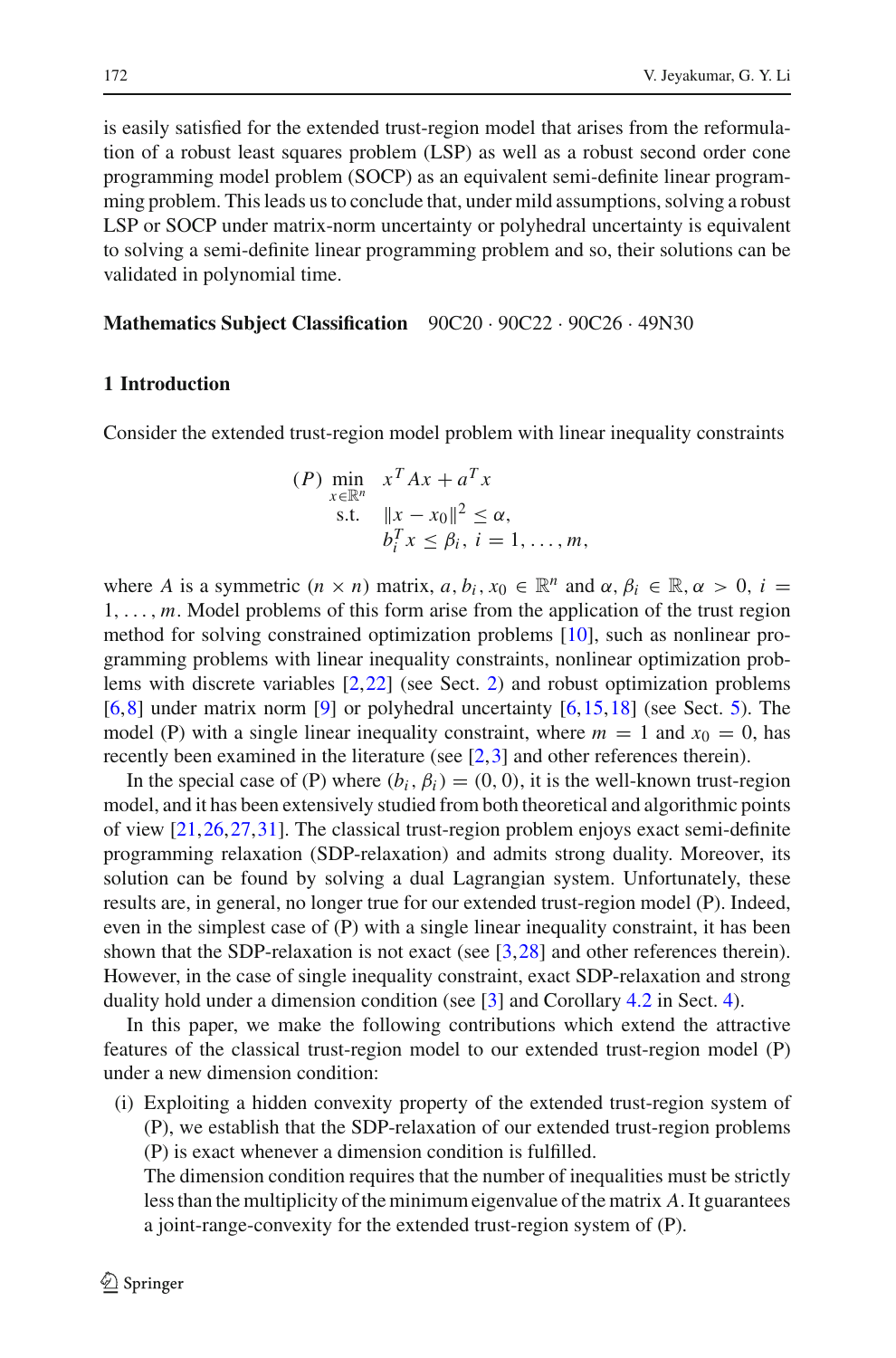is easily satisfied for the extended trust-region model that arises from the reformulation of a robust least squares problem (LSP) as well as a robust second order cone programming model problem (SOCP) as an equivalent semi-definite linear programming problem. This leads us to conclude that, under mild assumptions, solving a robust LSP or SOCP under matrix-norm uncertainty or polyhedral uncertainty is equivalent to solving a semi-definite linear programming problem and so, their solutions can be validated in polynomial time.

**Mathematics Subject Classification** 90C20 · 90C22 · 90C26 · 49N30

## 1 Introduction

Consider the extended trust-region model problem with linear inequality constraints

$$
\begin{aligned}
(P)\ \min_{x\in\mathbb{R}^n}\ & x^T Ax + a^T x \\
\text{s.t.}\ & \|x - x_0\|^2 \leq \alpha, \\
& b_i^T x \leq \beta_i,\ i = 1, \ldots, m,
\end{aligned}
$$

where $A$ is a symmetric $(n \times n)$ matrix, $a, b_i, x_0 \in \mathbb{R}^n$ and $\alpha, \beta_i \in \mathbb{R}, \alpha > 0$, $i = 1, \ldots, m$. Model problems of this form arise from the application of the trust region method for solving constrained optimization problems [10], such as nonlinear programming problems with linear inequality constraints, nonlinear optimization problems with discrete variables [2,22] (see Sect. 2) and robust optimization problems [6,8] under matrix norm [9] or polyhedral uncertainty [6,15,18] (see Sect. 5). The model (P) with a single linear inequality constraint, where $m = 1$ and $x_0 = 0$, has recently been examined in the literature (see [2,3] and other references therein).

In the special case of (P) where $(b_i, \beta_i) = (0, 0)$, it is the well-known trust-region model, and it has been extensively studied from both theoretical and algorithmic points of view [21,26,27,31]. The classical trust-region problem enjoys exact semi-definite programming relaxation (SDP-relaxation) and admits strong duality. Moreover, its solution can be found by solving a dual Lagrangian system. Unfortunately, these results are, in general, no longer true for our extended trust-region model (P). Indeed, even in the simplest case of (P) with a single linear inequality constraint, it has been shown that the SDP-relaxation is not exact (see [3,28] and other references therein). However, in the case of single inequality constraint, exact SDP-relaxation and strong duality hold under a dimension condition (see [3] and Corollary 4.2 in Sect. 4).

In this paper, we make the following contributions which extend the attractive features of the classical trust-region model to our extended trust-region model (P) under a new dimension condition:

(i) Exploiting a hidden convexity property of the extended trust-region system of (P), we establish that the SDP-relaxation of our extended trust-region problems (P) is exact whenever a dimension condition is fulfilled.
The dimension condition requires that the number of inequalities must be strictly less than the multiplicity of the minimum eigenvalue of the matrix $A$. It guarantees a joint-range-convexity for the extended trust-region system of (P).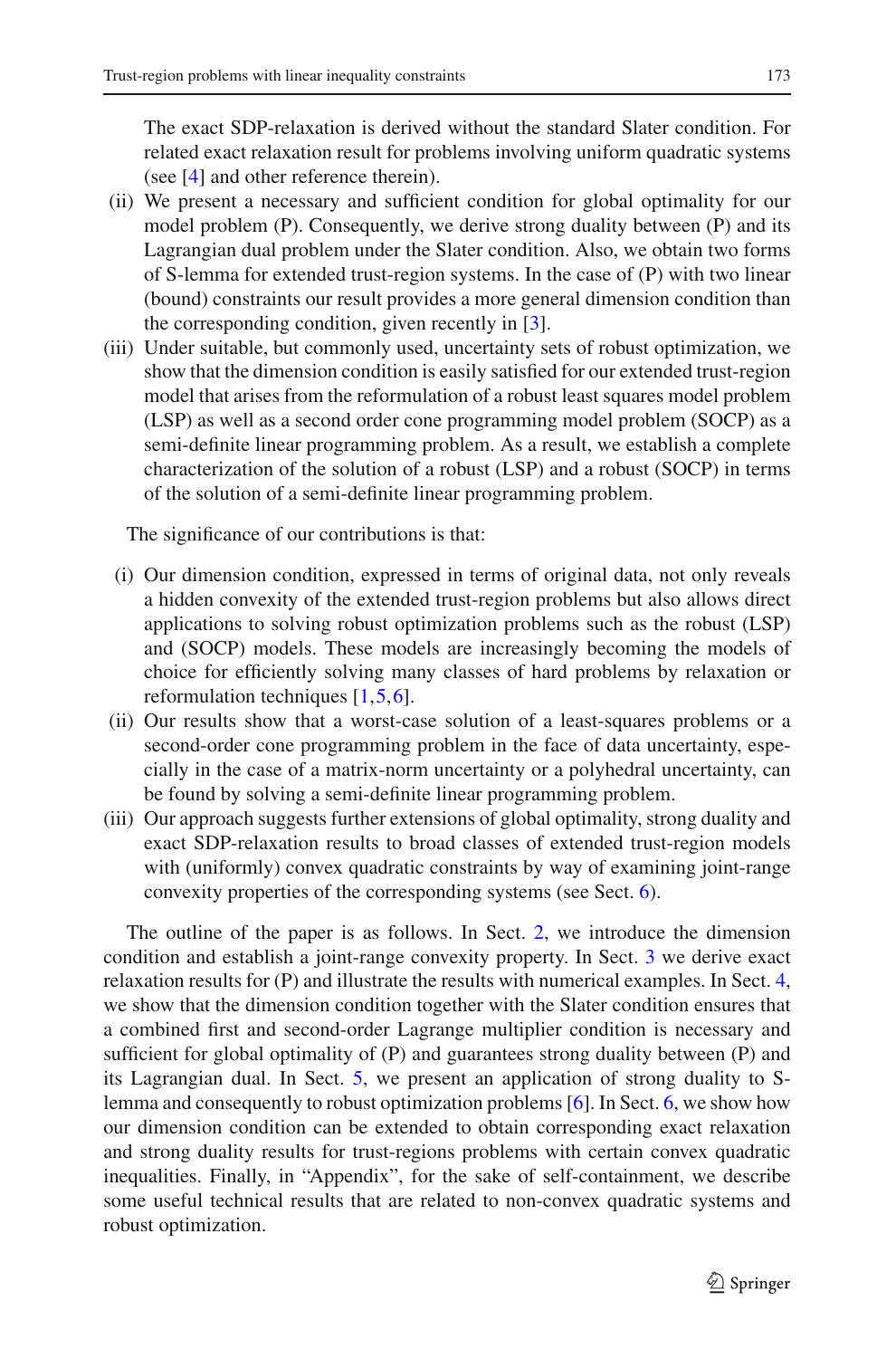The exact SDP-relaxation is derived without the standard Slater condition. For related exact relaxation result for problems involving uniform quadratic systems (see [4] and other reference therein).

(ii) We present a necessary and sufficient condition for global optimality for our model problem (P). Consequently, we derive strong duality between (P) and its Lagrangian dual problem under the Slater condition. Also, we obtain two forms of S-lemma for extended trust-region systems. In the case of (P) with two linear (bound) constraints our result provides a more general dimension condition than the corresponding condition, given recently in [3].

(iii) Under suitable, but commonly used, uncertainty sets of robust optimization, we show that the dimension condition is easily satisfied for our extended trust-region model that arises from the reformulation of a robust least squares model problem (LSP) as well as a second order cone programming model problem (SOCP) as a semi-definite linear programming problem. As a result, we establish a complete characterization of the solution of a robust (LSP) and a robust (SOCP) in terms of the solution of a semi-definite linear programming problem.

The significance of our contributions is that:

(i) Our dimension condition, expressed in terms of original data, not only reveals a hidden convexity of the extended trust-region problems but also allows direct applications to solving robust optimization problems such as the robust (LSP) and (SOCP) models. These models are increasingly becoming the models of choice for efficiently solving many classes of hard problems by relaxation or reformulation techniques [1,5,6].

(ii) Our results show that a worst-case solution of a least-squares problems or a second-order cone programming problem in the face of data uncertainty, especially in the case of a matrix-norm uncertainty or a polyhedral uncertainty, can be found by solving a semi-definite linear programming problem.

(iii) Our approach suggests further extensions of global optimality, strong duality and exact SDP-relaxation results to broad classes of extended trust-region models with (uniformly) convex quadratic constraints by way of examining joint-range convexity properties of the corresponding systems (see Sect. 6).

The outline of the paper is as follows. In Sect. 2, we introduce the dimension condition and establish a joint-range convexity property. In Sect. 3 we derive exact relaxation results for (P) and illustrate the results with numerical examples. In Sect. 4, we show that the dimension condition together with the Slater condition ensures that a combined first and second-order Lagrange multiplier condition is necessary and sufficient for global optimality of (P) and guarantees strong duality between (P) and its Lagrangian dual. In Sect. 5, we present an application of strong duality to S-lemma and consequently to robust optimization problems [6]. In Sect. 6, we show how our dimension condition can be extended to obtain corresponding exact relaxation and strong duality results for trust-regions problems with certain convex quadratic inequalities. Finally, in "Appendix", for the sake of self-containment, we describe some useful technical results that are related to non-convex quadratic systems and robust optimization.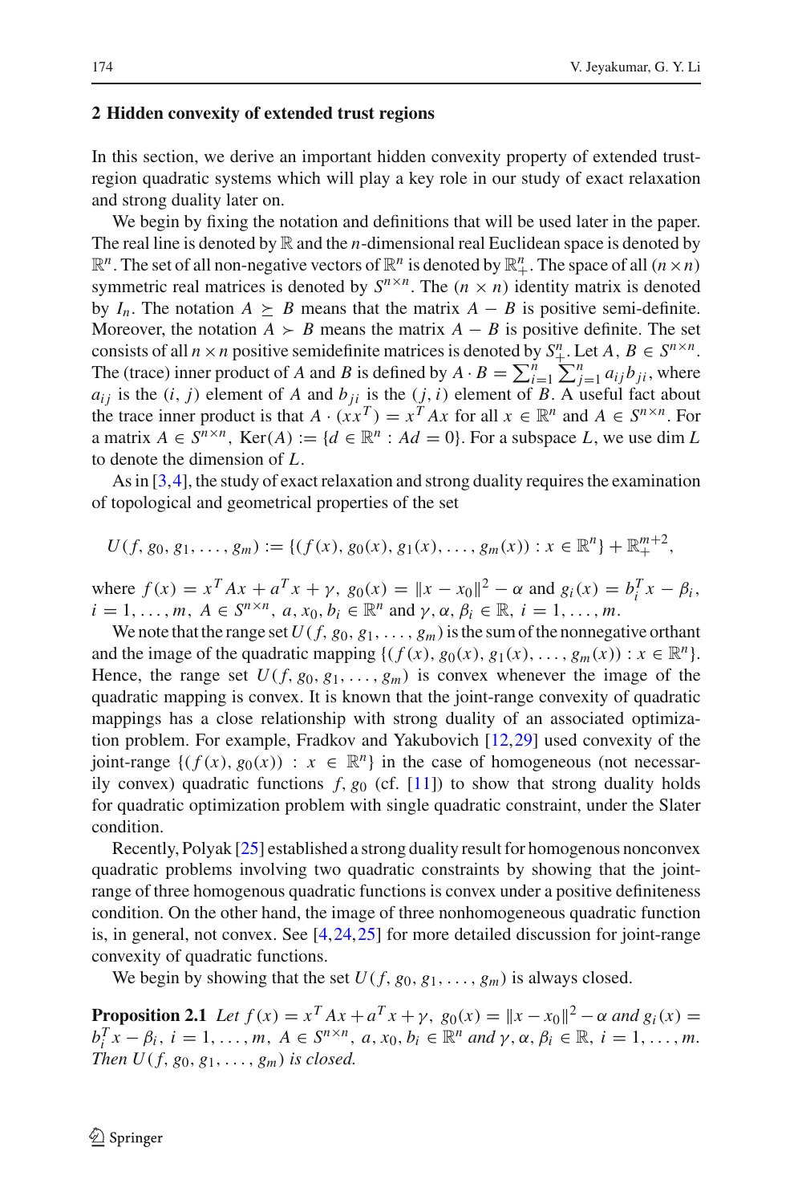## 2 Hidden convexity of extended trust regions

In this section, we derive an important hidden convexity property of extended trust-region quadratic systems which will play a key role in our study of exact relaxation and strong duality later on.

We begin by fixing the notation and definitions that will be used later in the paper. The real line is denoted by $\mathbb{R}$ and the $n$-dimensional real Euclidean space is denoted by $\mathbb{R}^n$. The set of all non-negative vectors of $\mathbb{R}^n$ is denoted by $\mathbb{R}^n_+$. The space of all $(n \times n)$ symmetric real matrices is denoted by $S^{n\times n}$. The $(n \times n)$ identity matrix is denoted by $I_n$. The notation $A \succeq B$ means that the matrix $A - B$ is positive semi-definite. Moreover, the notation $A \succ B$ means the matrix $A - B$ is positive definite. The set consists of all $n \times n$ positive semidefinite matrices is denoted by $S^n_+$. Let $A, B \in S^{n\times n}$. The (trace) inner product of $A$ and $B$ is defined by $A \cdot B = \sum_{i=1}^n \sum_{j=1}^n a_{ij} b_{ji}$, where $a_{ij}$ is the $(i, j)$ element of $A$ and $b_{ji}$ is the $(j, i)$ element of $B$. A useful fact about the trace inner product is that $A \cdot (xx^T) = x^T Ax$ for all $x \in \mathbb{R}^n$ and $A \in S^{n\times n}$. For a matrix $A \in S^{n\times n}$, $\text{Ker}(A) := \{d \in \mathbb{R}^n : Ad = 0\}$. For a subspace $L$, we use dim $L$ to denote the dimension of $L$.

As in [3,4], the study of exact relaxation and strong duality requires the examination of topological and geometrical properties of the set

$$U(f, g_0, g_1, \ldots, g_m) := \{(f(x), g_0(x), g_1(x), \ldots, g_m(x)) : x \in \mathbb{R}^n\} + \mathbb{R}^{m+2}_+,$$

where $f(x) = x^T Ax + a^T x + \gamma$, $g_0(x) = \|x - x_0\|^2 - \alpha$ and $g_i(x) = b_i^T x - \beta_i$, $i = 1, \ldots, m$, $A \in S^{n\times n}$, $a, x_0, b_i \in \mathbb{R}^n$ and $\gamma, \alpha, \beta_i \in \mathbb{R}$, $i = 1, \ldots, m$.

We note that the range set $U(f, g_0, g_1, \ldots, g_m)$ is the sum of the nonnegative orthant and the image of the quadratic mapping $\{(f(x), g_0(x), g_1(x), \ldots, g_m(x)) : x \in \mathbb{R}^n\}$. Hence, the range set $U(f, g_0, g_1, \ldots, g_m)$ is convex whenever the image of the quadratic mapping is convex. It is known that the joint-range convexity of quadratic mappings has a close relationship with strong duality of an associated optimization problem. For example, Fradkov and Yakubovich [12,29] used convexity of the joint-range $\{(f(x), g_0(x)) : x \in \mathbb{R}^n\}$ in the case of homogeneous (not necessarily convex) quadratic functions $f, g_0$ (cf. [11]) to show that strong duality holds for quadratic optimization problem with single quadratic constraint, under the Slater condition.

Recently, Polyak [25] established a strong duality result for homogenous nonconvex quadratic problems involving two quadratic constraints by showing that the joint-range of three homogenous quadratic functions is convex under a positive definiteness condition. On the other hand, the image of three nonhomogeneous quadratic function is, in general, not convex. See [4,24,25] for more detailed discussion for joint-range convexity of quadratic functions.

We begin by showing that the set $U(f, g_0, g_1, \ldots, g_m)$ is always closed.

**Proposition 2.1** *Let* $f(x) = x^T Ax + a^T x + \gamma$, $g_0(x) = \|x - x_0\|^2 - \alpha$ *and* $g_i(x) = b_i^T x - \beta_i$, $i = 1, \ldots, m$, $A \in S^{n\times n}$, $a, x_0, b_i \in \mathbb{R}^n$ *and* $\gamma, \alpha, \beta_i \in \mathbb{R}$, $i = 1, \ldots, m$. *Then* $U(f, g_0, g_1, \ldots, g_m)$ *is closed.*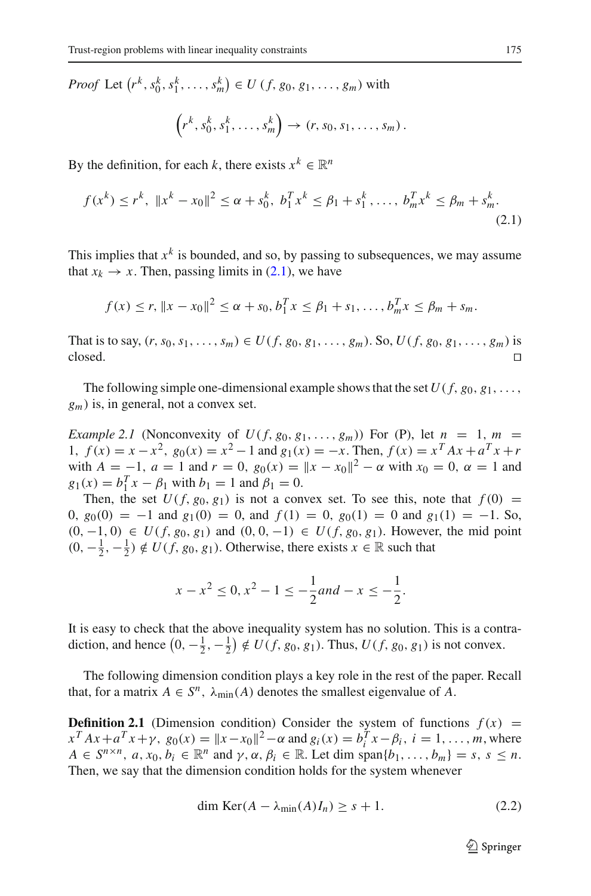*Proof* Let $\left(r^k, s_0^k, s_1^k, \ldots, s_m^k\right) \in U\left(f, g_0, g_1, \ldots, g_m\right)$ with

$$\left(r^k, s_0^k, s_1^k, \ldots, s_m^k\right) \to (r, s_0, s_1, \ldots, s_m).$$

By the definition, for each $k$, there exists $x^k \in \mathbb{R}^n$

$$f(x^k) \le r^k,\ \|x^k - x_0\|^2 \le \alpha + s_0^k,\ b_1^T x^k \le \beta_1 + s_1^k, \ldots,\ b_m^T x^k \le \beta_m + s_m^k. \tag{2.1}$$

This implies that $x^k$ is bounded, and so, by passing to subsequences, we may assume that $x_k \to x$. Then, passing limits in (2.1), we have

$$f(x) \le r, \|x - x_0\|^2 \le \alpha + s_0, b_1^T x \le \beta_1 + s_1, \ldots, b_m^T x \le \beta_m + s_m.$$

That is to say, $(r, s_0, s_1, \ldots, s_m) \in U(f, g_0, g_1, \ldots, g_m)$. So, $U(f, g_0, g_1, \ldots, g_m)$ is closed. □

The following simple one-dimensional example shows that the set $U(f, g_0, g_1, \ldots, g_m)$ is, in general, not a convex set.

*Example 2.1* (Nonconvexity of $U(f, g_0, g_1, \ldots, g_m)$) For (P), let $n = 1$, $m = 1$, $f(x) = x - x^2$, $g_0(x) = x^2 - 1$ and $g_1(x) = -x$. Then, $f(x) = x^T Ax + a^T x + r$ with $A = -1$, $a = 1$ and $r = 0$, $g_0(x) = \|x - x_0\|^2 - \alpha$ with $x_0 = 0$, $\alpha = 1$ and $g_1(x) = b_1^T x - \beta_1$ with $b_1 = 1$ and $\beta_1 = 0$.

Then, the set $U(f, g_0, g_1)$ is not a convex set. To see this, note that $f(0) = 0$, $g_0(0) = -1$ and $g_1(0) = 0$, and $f(1) = 0$, $g_0(1) = 0$ and $g_1(1) = -1$. So, $(0, -1, 0) \in U(f, g_0, g_1)$ and $(0, 0, -1) \in U(f, g_0, g_1)$. However, the mid point $(0, -\frac{1}{2}, -\frac{1}{2}) \notin U(f, g_0, g_1)$. Otherwise, there exists $x \in \mathbb{R}$ such that

$$x - x^2 \le 0, x^2 - 1 \le -\frac{1}{2} and - x \le -\frac{1}{2}.$$

It is easy to check that the above inequality system has no solution. This is a contradiction, and hence $\left(0, -\frac{1}{2}, -\frac{1}{2}\right) \notin U(f, g_0, g_1)$. Thus, $U(f, g_0, g_1)$ is not convex.

The following dimension condition plays a key role in the rest of the paper. Recall that, for a matrix $A \in S^n$, $\lambda_{\min}(A)$ denotes the smallest eigenvalue of $A$.

**Definition 2.1** (Dimension condition) Consider the system of functions $f(x) = x^T Ax + a^T x + \gamma$, $g_0(x) = \|x - x_0\|^2 - \alpha$ and $g_i(x) = b_i^T x - \beta_i$, $i = 1, \ldots, m$, where $A \in S^{n \times n}$, $a, x_0, b_i \in \mathbb{R}^n$ and $\gamma, \alpha, \beta_i \in \mathbb{R}$. Let dim span$\{b_1, \ldots, b_m\} = s$, $s \le n$. Then, we say that the dimension condition holds for the system whenever

$$\dim \operatorname{Ker}(A - \lambda_{\min}(A) I_n) \ge s + 1. \tag{2.2}$$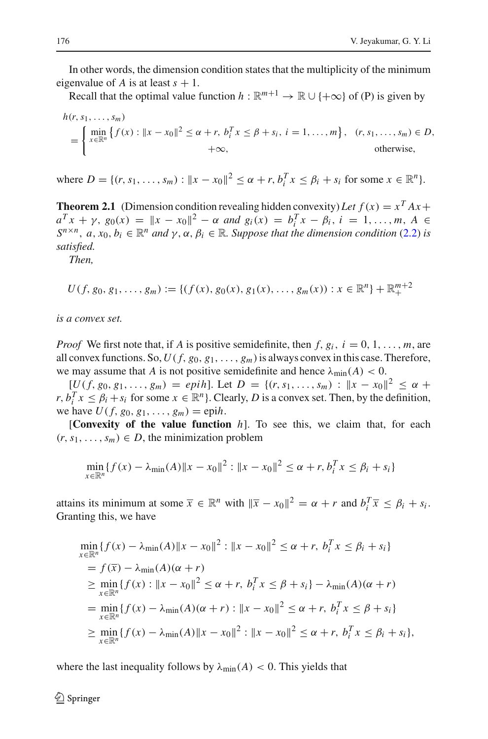In other words, the dimension condition states that the multiplicity of the minimum eigenvalue of $A$ is at least $s+1$.

Recall that the optimal value function $h : \mathbb{R}^{m+1} \to \mathbb{R} \cup \{+\infty\}$ of (P) is given by

$$
h(r, s_1, \ldots, s_m) = \begin{cases} \min\limits_{x \in \mathbb{R}^n} \left\{ f(x) : \|x - x_0\|^2 \le \alpha + r,\ b_i^T x \le \beta + s_i,\ i = 1, \ldots, m \right\}, & (r, s_1, \ldots, s_m) \in D, \\ +\infty, & \text{otherwise}, \end{cases}
$$

where $D = \{(r, s_1, \ldots, s_m) : \|x - x_0\|^2 \le \alpha + r, b_i^T x \le \beta_i + s_i \text{ for some } x \in \mathbb{R}^n\}$.

**Theorem 2.1** (Dimension condition revealing hidden convexity) *Let $f(x) = x^T Ax + a^T x + \gamma$, $g_0(x) = \|x - x_0\|^2 - \alpha$ and $g_i(x) = b_i^T x - \beta_i$, $i = 1, \ldots, m$, $A \in S^{n \times n}$, $a, x_0, b_i \in \mathbb{R}^n$ and $\gamma, \alpha, \beta_i \in \mathbb{R}$. Suppose that the dimension condition (2.2) is satisfied.*

*Then,*

$$
U(f, g_0, g_1, \ldots, g_m) := \{(f(x), g_0(x), g_1(x), \ldots, g_m(x)) : x \in \mathbb{R}^n\} + \mathbb{R}^{m+2}_+
$$

*is a convex set.*

*Proof* We first note that, if $A$ is positive semidefinite, then $f, g_i$, $i = 0, 1, \ldots, m$, are all convex functions. So, $U(f, g_0, g_1, \ldots, g_m)$ is always convex in this case. Therefore, we may assume that $A$ is not positive semidefinite and hence $\lambda_{\min}(A) < 0$.

[$U(f, g_0, g_1, \ldots, g_m) = epih$]. Let $D = \{(r, s_1, \ldots, s_m) : \|x - x_0\|^2 \le \alpha + r, b_i^T x \le \beta_i + s_i$ for some $x \in \mathbb{R}^n\}$. Clearly, $D$ is a convex set. Then, by the definition, we have $U(f, g_0, g_1, \ldots, g_m) = \text{epi}h$.

[**Convexity of the value function** $h$]. To see this, we claim that, for each $(r, s_1, \ldots, s_m) \in D$, the minimization problem

$$
\min_{x \in \mathbb{R}^n} \{ f(x) - \lambda_{\min}(A)\|x - x_0\|^2 : \|x - x_0\|^2 \le \alpha + r, b_i^T x \le \beta_i + s_i \}
$$

attains its minimum at some $\overline{x} \in \mathbb{R}^n$ with $\|\overline{x} - x_0\|^2 = \alpha + r$ and $b_i^T \overline{x} \le \beta_i + s_i$. Granting this, we have

$$
\begin{aligned}
&\min_{x \in \mathbb{R}^n} \{ f(x) - \lambda_{\min}(A)\|x - x_0\|^2 : \|x - x_0\|^2 \le \alpha + r,\ b_i^T x \le \beta_i + s_i \} \\
&= f(\overline{x}) - \lambda_{\min}(A)(\alpha + r) \\
&\ge \min_{x \in \mathbb{R}^n} \{ f(x) : \|x - x_0\|^2 \le \alpha + r,\ b_i^T x \le \beta + s_i \} - \lambda_{\min}(A)(\alpha + r) \\
&= \min_{x \in \mathbb{R}^n} \{ f(x) - \lambda_{\min}(A)(\alpha + r) : \|x - x_0\|^2 \le \alpha + r,\ b_i^T x \le \beta + s_i \} \\
&\ge \min_{x \in \mathbb{R}^n} \{ f(x) - \lambda_{\min}(A)\|x - x_0\|^2 : \|x - x_0\|^2 \le \alpha + r,\ b_i^T x \le \beta_i + s_i \},
\end{aligned}
$$

where the last inequality follows by $\lambda_{\min}(A) < 0$. This yields that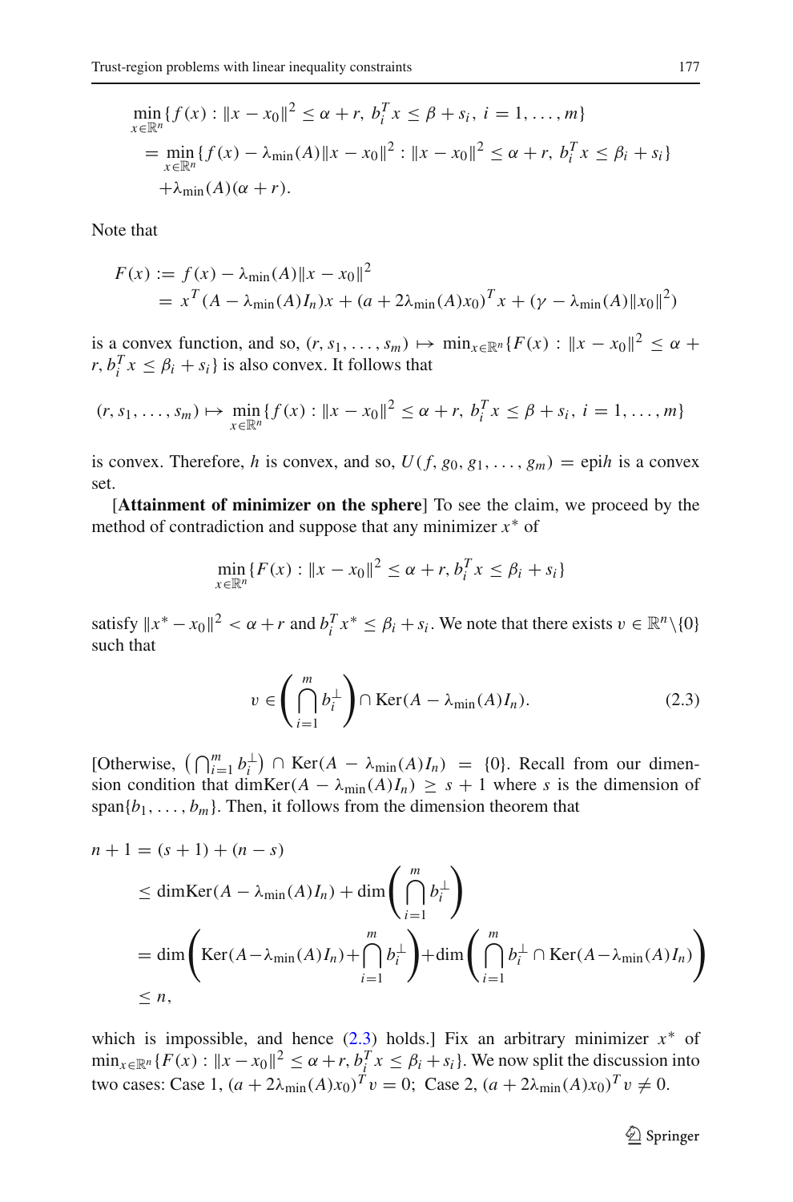$$
\begin{aligned}
&\min_{x\in\mathbb{R}^n}\{f(x) : \|x-x_0\|^2 \le \alpha + r,\, b_i^T x \le \beta + s_i,\, i=1,\ldots,m\}\\
&\quad = \min_{x\in\mathbb{R}^n}\{f(x) - \lambda_{\min}(A)\|x-x_0\|^2 : \|x-x_0\|^2 \le \alpha + r,\, b_i^T x \le \beta_i + s_i\}\\
&\qquad + \lambda_{\min}(A)(\alpha + r).
\end{aligned}
$$

Note that

$$
\begin{aligned}
F(x) &:= f(x) - \lambda_{\min}(A)\|x-x_0\|^2\\
&= x^T(A - \lambda_{\min}(A)I_n)x + (a + 2\lambda_{\min}(A)x_0)^T x + (\gamma - \lambda_{\min}(A)\|x_0\|^2)
\end{aligned}
$$

is a convex function, and so, $(r, s_1, \ldots, s_m) \mapsto \min_{x\in\mathbb{R}^n}\{F(x) : \|x-x_0\|^2 \le \alpha + r, b_i^T x \le \beta_i + s_i\}$ is also convex. It follows that

$$
(r, s_1, \ldots, s_m) \mapsto \min_{x\in\mathbb{R}^n}\{f(x) : \|x-x_0\|^2 \le \alpha + r,\, b_i^T x \le \beta + s_i,\, i=1,\ldots,m\}
$$

is convex. Therefore, $h$ is convex, and so, $U(f, g_0, g_1, \ldots, g_m) = \operatorname{epi} h$ is a convex set.

[**Attainment of minimizer on the sphere**] To see the claim, we proceed by the method of contradiction and suppose that any minimizer $x^*$ of

$$
\min_{x\in\mathbb{R}^n}\{F(x) : \|x-x_0\|^2 \le \alpha + r, b_i^T x \le \beta_i + s_i\}
$$

satisfy $\|x^*-x_0\|^2 < \alpha + r$ and $b_i^T x^* \le \beta_i + s_i$. We note that there exists $v \in \mathbb{R}^n\backslash\{0\}$ such that

$$
v \in \left(\bigcap_{i=1}^m b_i^{\perp}\right) \cap \operatorname{Ker}(A - \lambda_{\min}(A)I_n). \tag{2.3}
$$

[Otherwise, $\left(\bigcap_{i=1}^m b_i^{\perp}\right) \cap \operatorname{Ker}(A - \lambda_{\min}(A)I_n) = \{0\}$. Recall from our dimension condition that $\dim\operatorname{Ker}(A - \lambda_{\min}(A)I_n) \ge s+1$ where $s$ is the dimension of $\operatorname{span}\{b_1, \ldots, b_m\}$. Then, it follows from the dimension theorem that

$$
\begin{aligned}
n+1 &= (s+1) + (n-s)\\
&\le \dim\operatorname{Ker}(A - \lambda_{\min}(A)I_n) + \dim\left(\bigcap_{i=1}^m b_i^{\perp}\right)\\
&= \dim\left(\operatorname{Ker}(A - \lambda_{\min}(A)I_n) + \bigcap_{i=1}^m b_i^{\perp}\right) + \dim\left(\bigcap_{i=1}^m b_i^{\perp} \cap \operatorname{Ker}(A - \lambda_{\min}(A)I_n)\right)\\
&\le n,
\end{aligned}
$$

which is impossible, and hence (2.3) holds.] Fix an arbitrary minimizer $x^*$ of $\min_{x\in\mathbb{R}^n}\{F(x) : \|x-x_0\|^2 \le \alpha + r, b_i^T x \le \beta_i + s_i\}$. We now split the discussion into two cases: Case 1, $(a + 2\lambda_{\min}(A)x_0)^T v = 0$; Case 2, $(a + 2\lambda_{\min}(A)x_0)^T v \ne 0$.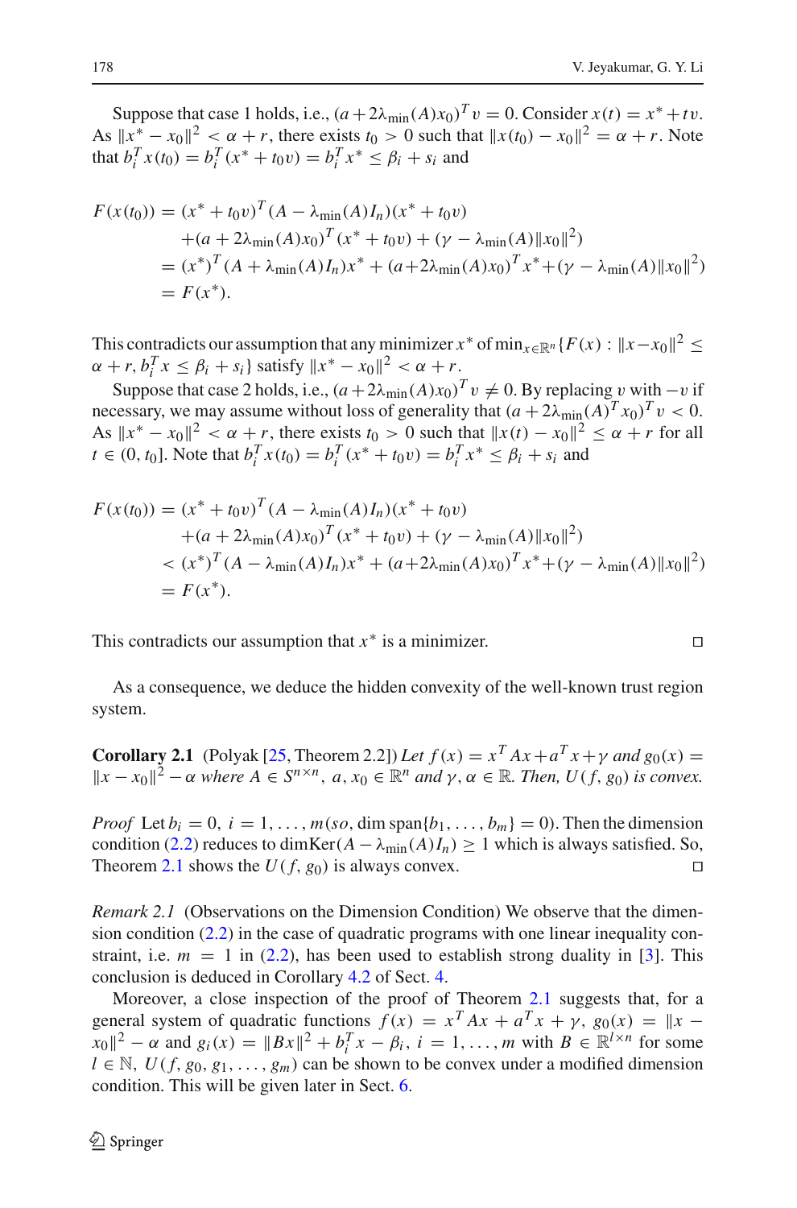Suppose that case 1 holds, i.e., $(a+2\lambda_{\min}(A)x_0)^T v = 0$. Consider $x(t) = x^* + tv$. As $\|x^* - x_0\|^2 < \alpha + r$, there exists $t_0 > 0$ such that $\|x(t_0) - x_0\|^2 = \alpha + r$. Note that $b_i^T x(t_0) = b_i^T(x^* + t_0 v) = b_i^T x^* \le \beta_i + s_i$ and

$$
\begin{aligned}
F(x(t_0)) &= (x^* + t_0 v)^T (A - \lambda_{\min}(A) I_n)(x^* + t_0 v) \\
&\quad + (a + 2\lambda_{\min}(A)x_0)^T (x^* + t_0 v) + (\gamma - \lambda_{\min}(A)\|x_0\|^2) \\
&= (x^*)^T (A + \lambda_{\min}(A) I_n) x^* + (a+2\lambda_{\min}(A)x_0)^T x^* + (\gamma - \lambda_{\min}(A)\|x_0\|^2) \\
&= F(x^*).
\end{aligned}
$$

This contradicts our assumption that any minimizer $x^*$ of $\min_{x\in\mathbb{R}^n}\{F(x) : \|x - x_0\|^2 \le \alpha + r, b_i^T x \le \beta_i + s_i\}$ satisfy $\|x^* - x_0\|^2 < \alpha + r$.

Suppose that case 2 holds, i.e., $(a+2\lambda_{\min}(A)x_0)^T v \neq 0$. By replacing $v$ with $-v$ if necessary, we may assume without loss of generality that $(a + 2\lambda_{\min}(A)^T x_0)^T v < 0$. As $\|x^* - x_0\|^2 < \alpha + r$, there exists $t_0 > 0$ such that $\|x(t) - x_0\|^2 \le \alpha + r$ for all $t \in (0, t_0]$. Note that $b_i^T x(t_0) = b_i^T(x^* + t_0 v) = b_i^T x^* \le \beta_i + s_i$ and

$$
\begin{aligned}
F(x(t_0)) &= (x^* + t_0 v)^T (A - \lambda_{\min}(A) I_n)(x^* + t_0 v) \\
&\quad + (a + 2\lambda_{\min}(A)x_0)^T (x^* + t_0 v) + (\gamma - \lambda_{\min}(A)\|x_0\|^2) \\
&< (x^*)^T (A - \lambda_{\min}(A) I_n) x^* + (a+2\lambda_{\min}(A)x_0)^T x^* + (\gamma - \lambda_{\min}(A)\|x_0\|^2) \\
&= F(x^*).
\end{aligned}
$$

This contradicts our assumption that $x^*$ is a minimizer. $\square$

As a consequence, we deduce the hidden convexity of the well-known trust region system.

**Corollary 2.1** (Polyak [25, Theorem 2.2]) *Let $f(x) = x^T Ax + a^T x + \gamma$ and $g_0(x) = \|x - x_0\|^2 - \alpha$ where $A \in S^{n\times n}$, $a, x_0 \in \mathbb{R}^n$ and $\gamma, \alpha \in \mathbb{R}$. Then, $U(f, g_0)$ is convex.*

*Proof* Let $b_i = 0$, $i = 1, \ldots, m$ (so, $\dim \operatorname{span}\{b_1, \ldots, b_m\} = 0$). Then the dimension condition (2.2) reduces to $\dim \operatorname{Ker}(A - \lambda_{\min}(A) I_n) \ge 1$ which is always satisfied. So, Theorem 2.1 shows the $U(f, g_0)$ is always convex. $\square$

*Remark 2.1* (Observations on the Dimension Condition) We observe that the dimension condition (2.2) in the case of quadratic programs with one linear inequality constraint, i.e. $m = 1$ in (2.2), has been used to establish strong duality in [3]. This conclusion is deduced in Corollary 4.2 of Sect. 4.

Moreover, a close inspection of the proof of Theorem 2.1 suggests that, for a general system of quadratic functions $f(x) = x^T Ax + a^T x + \gamma$, $g_0(x) = \|x - x_0\|^2 - \alpha$ and $g_i(x) = \|Bx\|^2 + b_i^T x - \beta_i$, $i = 1, \ldots, m$ with $B \in \mathbb{R}^{l\times n}$ for some $l \in \mathbb{N}$, $U(f, g_0, g_1, \ldots, g_m)$ can be shown to be convex under a modified dimension condition. This will be given later in Sect. 6.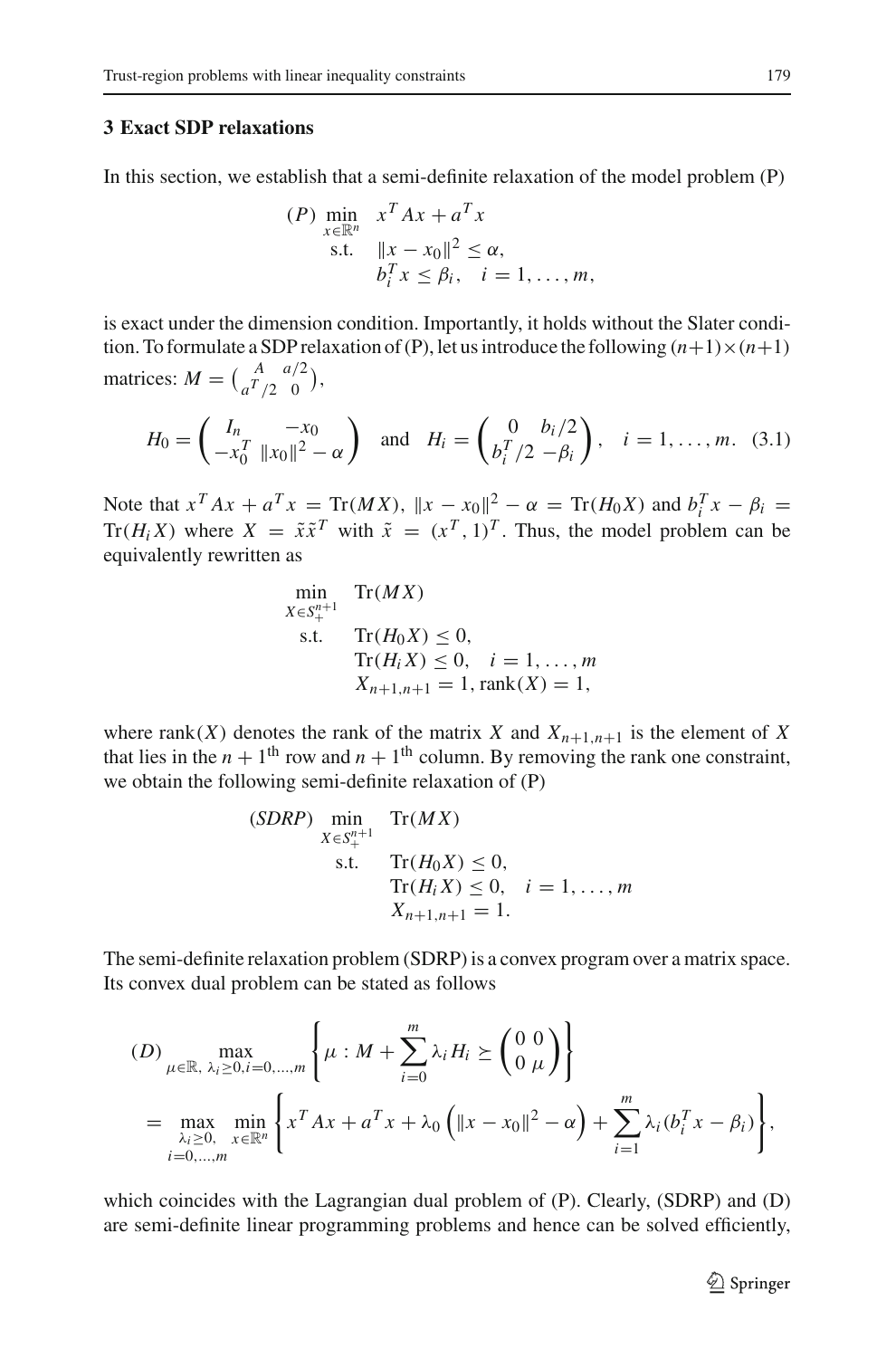## 3 Exact SDP relaxations

In this section, we establish that a semi-definite relaxation of the model problem (P)

$$
\begin{aligned}
(P)\ \min_{x\in\mathbb{R}^n}\ & x^TAx + a^Tx \\
\text{s.t.}\ & \|x - x_0\|^2 \leq \alpha, \\
& b_i^Tx \leq \beta_i, \quad i = 1,\ldots,m,
\end{aligned}
$$

is exact under the dimension condition. Importantly, it holds without the Slater condition. To formulate a SDP relaxation of (P), let us introduce the following $(n+1)\times(n+1)$ matrices: $M = \begin{pmatrix} A & a/2 \\ a^T/2 & 0 \end{pmatrix}$,

$$
H_0 = \begin{pmatrix} I_n & -x_0 \\ -x_0^T & \|x_0\|^2 - \alpha \end{pmatrix} \quad \text{and} \quad H_i = \begin{pmatrix} 0 & b_i/2 \\ b_i^T/2 & -\beta_i \end{pmatrix}, \quad i = 1,\ldots,m. \tag{3.1}
$$

Note that $x^TAx + a^Tx = \operatorname{Tr}(MX)$, $\|x - x_0\|^2 - \alpha = \operatorname{Tr}(H_0X)$ and $b_i^Tx - \beta_i = \operatorname{Tr}(H_iX)$ where $X = \tilde{x}\tilde{x}^T$ with $\tilde{x} = (x^T, 1)^T$. Thus, the model problem can be equivalently rewritten as

$$
\begin{aligned}
\min_{X\in S_+^{n+1}}\ & \operatorname{Tr}(MX) \\
\text{s.t.}\ & \operatorname{Tr}(H_0X) \leq 0, \\
& \operatorname{Tr}(H_iX) \leq 0, \quad i = 1,\ldots,m \\
& X_{n+1,n+1} = 1, \operatorname{rank}(X) = 1,
\end{aligned}
$$

where $\operatorname{rank}(X)$ denotes the rank of the matrix $X$ and $X_{n+1,n+1}$ is the element of $X$ that lies in the $n+1^{\text{th}}$ row and $n+1^{\text{th}}$ column. By removing the rank one constraint, we obtain the following semi-definite relaxation of (P)

$$
\begin{aligned}
(SDRP)\ \min_{X\in S_+^{n+1}}\ & \operatorname{Tr}(MX) \\
\text{s.t.}\ & \operatorname{Tr}(H_0X) \leq 0, \\
& \operatorname{Tr}(H_iX) \leq 0, \quad i = 1,\ldots,m \\
& X_{n+1,n+1} = 1.
\end{aligned}
$$

The semi-definite relaxation problem (SDRP) is a convex program over a matrix space. Its convex dual problem can be stated as follows

$$
\begin{aligned}
(D)\ & \max_{\mu\in\mathbb{R},\ \lambda_i\geq 0, i=0,\ldots,m} \left\{ \mu : M + \sum_{i=0}^m \lambda_i H_i \succeq \begin{pmatrix} 0 & 0 \\ 0 & \mu \end{pmatrix} \right\} \\
&= \max_{\substack{\lambda_i\geq 0,\\ i=0,\ldots,m}} \min_{x\in\mathbb{R}^n} \left\{ x^TAx + a^Tx + \lambda_0\left(\|x - x_0\|^2 - \alpha\right) + \sum_{i=1}^m \lambda_i(b_i^Tx - \beta_i) \right\},
\end{aligned}
$$

which coincides with the Lagrangian dual problem of (P). Clearly, (SDRP) and (D) are semi-definite linear programming problems and hence can be solved efficiently,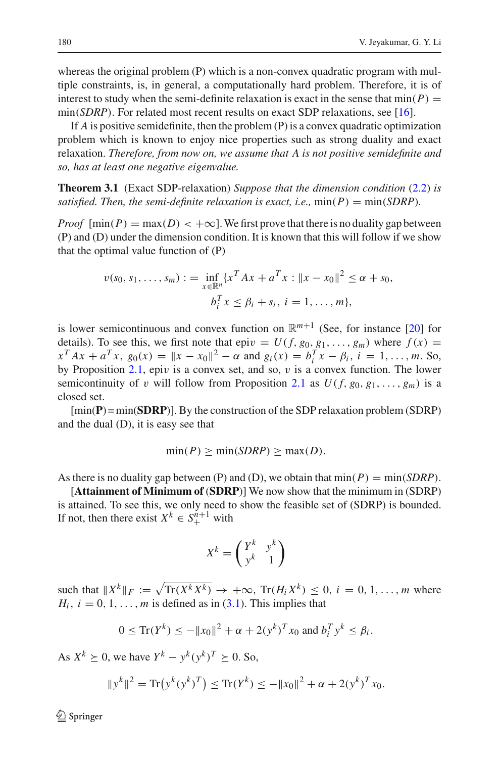whereas the original problem (P) which is a non-convex quadratic program with multiple constraints, is, in general, a computationally hard problem. Therefore, it is of interest to study when the semi-definite relaxation is exact in the sense that $\min(P) = \min(SDRP)$. For related most recent results on exact SDP relaxations, see [16].

If $A$ is positive semidefinite, then the problem (P) is a convex quadratic optimization problem which is known to enjoy nice properties such as strong duality and exact relaxation. *Therefore, from now on, we assume that $A$ is not positive semidefinite and so, has at least one negative eigenvalue.*

**Theorem 3.1** (Exact SDP-relaxation) *Suppose that the dimension condition (2.2) is satisfied. Then, the semi-definite relaxation is exact, i.e.,* $\min(P) = \min(SDRP)$.

*Proof* [$\min(P) = \max(D) < +\infty$]. We first prove that there is no duality gap between (P) and (D) under the dimension condition. It is known that this will follow if we show that the optimal value function of (P)

$$v(s_0, s_1, \ldots, s_m) := \inf_{x\in\mathbb{R}^n} \{x^T Ax + a^T x : \|x - x_0\|^2 \leq \alpha + s_0, \\ b_i^T x \leq \beta_i + s_i,\ i = 1, \ldots, m\},$$

is lower semicontinuous and convex function on $\mathbb{R}^{m+1}$ (See, for instance [20] for details). To see this, we first note that $\mathrm{epi} v = U(f, g_0, g_1, \ldots, g_m)$ where $f(x) = x^T Ax + a^T x$, $g_0(x) = \|x - x_0\|^2 - \alpha$ and $g_i(x) = b_i^T x - \beta_i$, $i = 1, \ldots, m$. So, by Proposition 2.1, $\mathrm{epi} v$ is a convex set, and so, $v$ is a convex function. The lower semicontinuity of $v$ will follow from Proposition 2.1 as $U(f, g_0, g_1, \ldots, g_m)$ is a closed set.

[$\min(\mathbf{P}) = \min(\mathbf{SDRP})$]. By the construction of the SDP relaxation problem (SDRP) and the dual (D), it is easy see that

$$\min(P) \geq \min(SDRP) \geq \max(D).$$

As there is no duality gap between (P) and (D), we obtain that $\min(P) = \min(SDRP)$.

[**Attainment of Minimum of (SDRP)**] We now show that the minimum in (SDRP) is attained. To see this, we only need to show the feasible set of (SDRP) is bounded. If not, then there exist $X^k \in S_+^{n+1}$ with

$$X^k = \begin{pmatrix} Y^k & y^k \\ y^k & 1 \end{pmatrix}$$

such that $\|X^k\|_F := \sqrt{\mathrm{Tr}(X^k X^k)} \to +\infty$, $\mathrm{Tr}(H_i X^k) \leq 0$, $i = 0, 1, \ldots, m$ where $H_i$, $i = 0, 1, \ldots, m$ is defined as in (3.1). This implies that

$$0 \leq \mathrm{Tr}(Y^k) \leq -\|x_0\|^2 + \alpha + 2(y^k)^T x_0 \text{ and } b_i^T y^k \leq \beta_i.$$

As $X^k \succeq 0$, we have $Y^k - y^k(y^k)^T \succeq 0$. So,

$$\|y^k\|^2 = \mathrm{Tr}\big(y^k(y^k)^T\big) \leq \mathrm{Tr}(Y^k) \leq -\|x_0\|^2 + \alpha + 2(y^k)^T x_0.$$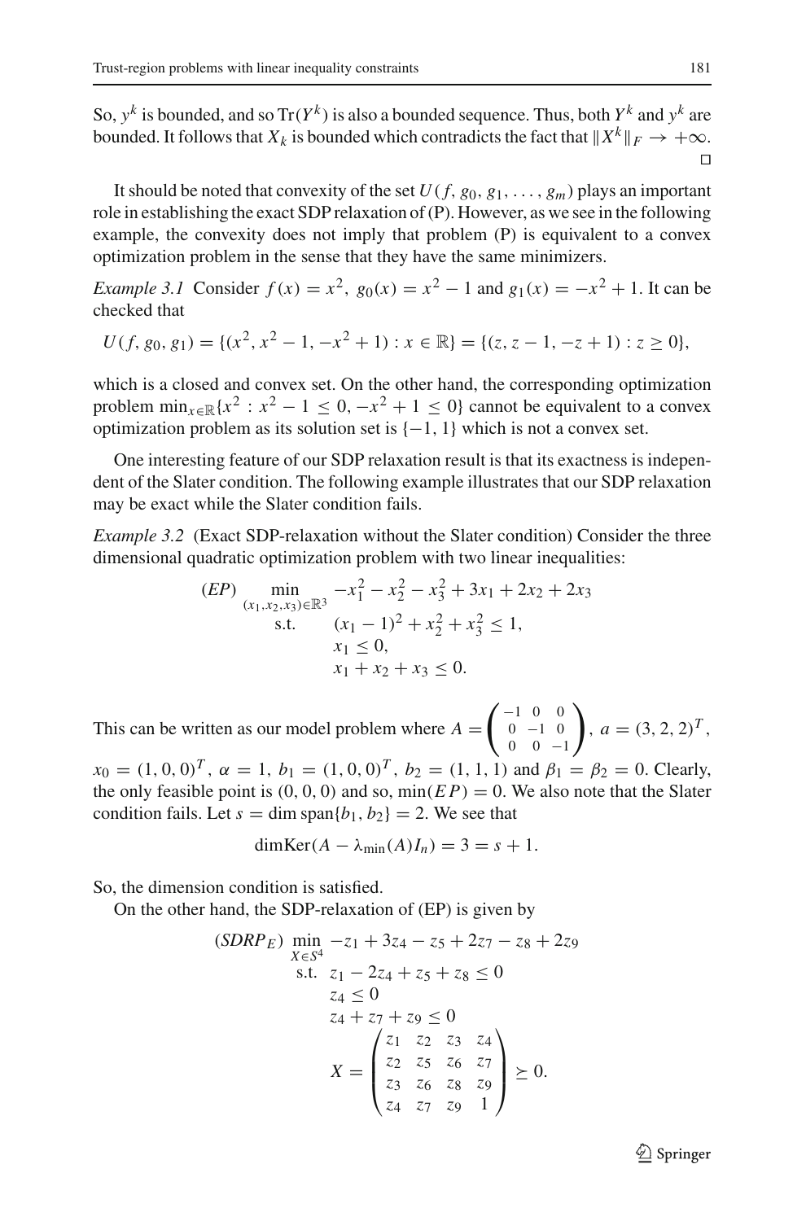So, $y^k$ is bounded, and so $\mathrm{Tr}(Y^k)$ is also a bounded sequence. Thus, both $Y^k$ and $y^k$ are bounded. It follows that $X_k$ is bounded which contradicts the fact that $\|X^k\|_F \to +\infty$. $\square$

It should be noted that convexity of the set $U(f, g_0, g_1, \ldots, g_m)$ plays an important role in establishing the exact SDP relaxation of (P). However, as we see in the following example, the convexity does not imply that problem (P) is equivalent to a convex optimization problem in the sense that they have the same minimizers.

*Example 3.1* Consider $f(x) = x^2$, $g_0(x) = x^2 - 1$ and $g_1(x) = -x^2 + 1$. It can be checked that

$$U(f, g_0, g_1) = \{(x^2, x^2 - 1, -x^2 + 1) : x \in \mathbb{R}\} = \{(z, z - 1, -z + 1) : z \geq 0\},$$

which is a closed and convex set. On the other hand, the corresponding optimization problem $\min_{x \in \mathbb{R}}\{x^2 : x^2 - 1 \leq 0, -x^2 + 1 \leq 0\}$ cannot be equivalent to a convex optimization problem as its solution set is $\{-1, 1\}$ which is not a convex set.

One interesting feature of our SDP relaxation result is that its exactness is independent of the Slater condition. The following example illustrates that our SDP relaxation may be exact while the Slater condition fails.

*Example 3.2* (Exact SDP-relaxation without the Slater condition) Consider the three dimensional quadratic optimization problem with two linear inequalities:

$$
\begin{aligned}
(EP) \quad \min_{(x_1,x_2,x_3)\in\mathbb{R}^3} \quad & -x_1^2 - x_2^2 - x_3^2 + 3x_1 + 2x_2 + 2x_3 \\
\text{s.t.} \quad & (x_1 - 1)^2 + x_2^2 + x_3^2 \leq 1, \\
& x_1 \leq 0, \\
& x_1 + x_2 + x_3 \leq 0.
\end{aligned}
$$

This can be written as our model problem where $A = \begin{pmatrix} -1 & 0 & 0 \\ 0 & -1 & 0 \\ 0 & 0 & -1 \end{pmatrix}$, $a = (3, 2, 2)^T$, $x_0 = (1, 0, 0)^T$, $\alpha = 1$, $b_1 = (1, 0, 0)^T$, $b_2 = (1, 1, 1)$ and $\beta_1 = \beta_2 = 0$. Clearly, the only feasible point is $(0, 0, 0)$ and so, $\min(EP) = 0$. We also note that the Slater condition fails. Let $s = \dim \mathrm{span}\{b_1, b_2\} = 2$. We see that

$$\dim \mathrm{Ker}(A - \lambda_{\min}(A) I_n) = 3 = s + 1.$$

So, the dimension condition is satisfied.

On the other hand, the SDP-relaxation of (EP) is given by

$$
\begin{aligned}
(SDRP_E) \quad \min_{X \in S^4} \quad & -z_1 + 3z_4 - z_5 + 2z_7 - z_8 + 2z_9 \\
\text{s.t.} \quad & z_1 - 2z_4 + z_5 + z_8 \leq 0 \\
& z_4 \leq 0 \\
& z_4 + z_7 + z_9 \leq 0 \\
& X = \begin{pmatrix} z_1 & z_2 & z_3 & z_4 \\ z_2 & z_5 & z_6 & z_7 \\ z_3 & z_6 & z_8 & z_9 \\ z_4 & z_7 & z_9 & 1 \end{pmatrix} \succeq 0.
\end{aligned}
$$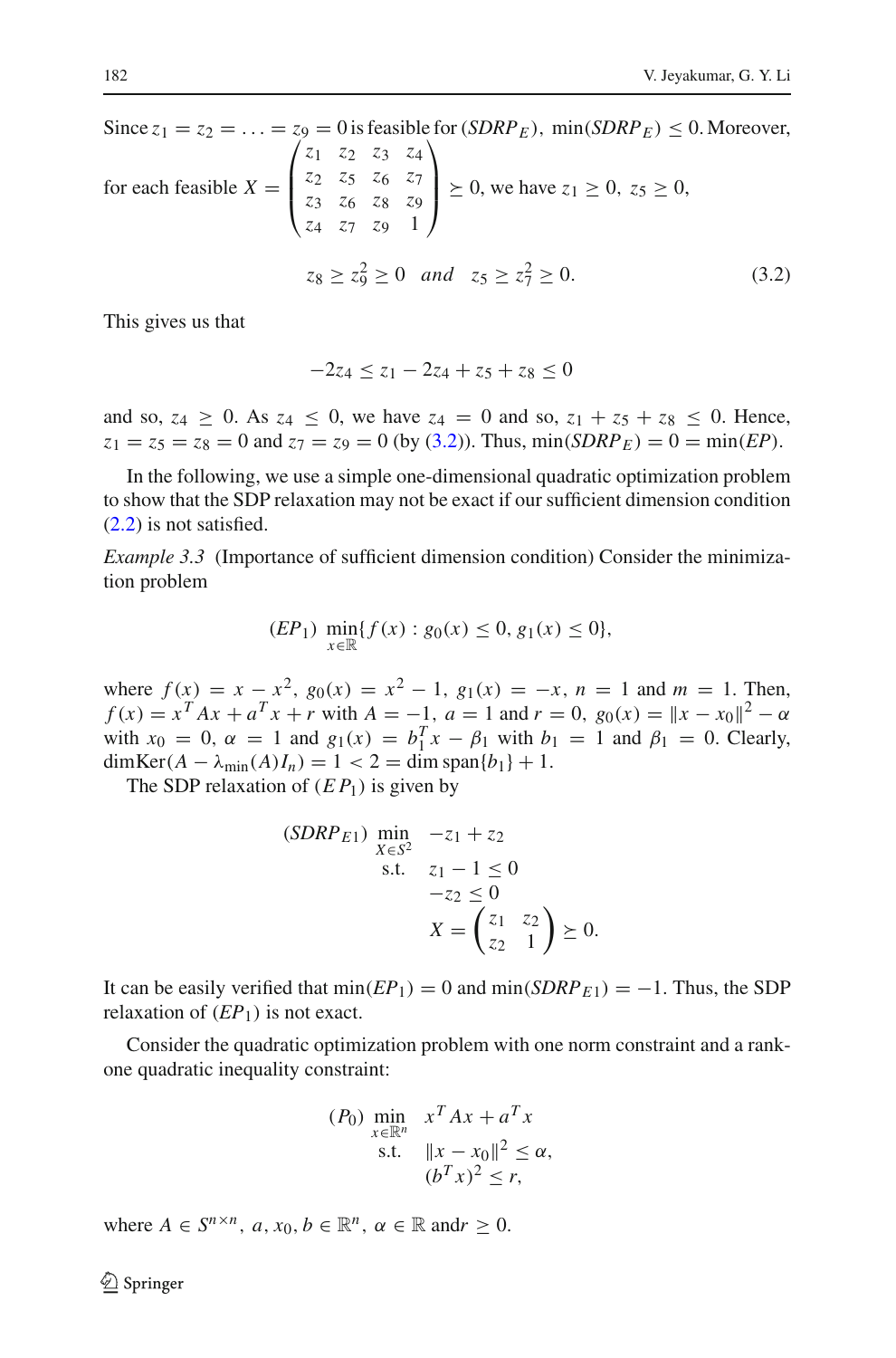Since $z_1 = z_2 = \ldots = z_9 = 0$ is feasible for $(SDRP_E)$, $\min(SDRP_E) \le 0$. Moreover, for each feasible $X = \begin{pmatrix} z_1 & z_2 & z_3 & z_4 \\ z_2 & z_5 & z_6 & z_7 \\ z_3 & z_6 & z_8 & z_9 \\ z_4 & z_7 & z_9 & 1 \end{pmatrix} \succeq 0$, we have $z_1 \ge 0$, $z_5 \ge 0$,

$$z_8 \ge z_9^2 \ge 0 \quad and \quad z_5 \ge z_7^2 \ge 0. \tag{3.2}$$

This gives us that

$$-2z_4 \le z_1 - 2z_4 + z_5 + z_8 \le 0$$

and so, $z_4 \ge 0$. As $z_4 \le 0$, we have $z_4 = 0$ and so, $z_1 + z_5 + z_8 \le 0$. Hence, $z_1 = z_5 = z_8 = 0$ and $z_7 = z_9 = 0$ (by (3.2)). Thus, $\min(SDRP_E) = 0 = \min(EP)$.

In the following, we use a simple one-dimensional quadratic optimization problem to show that the SDP relaxation may not be exact if our sufficient dimension condition (2.2) is not satisfied.

*Example 3.3* (Importance of sufficient dimension condition) Consider the minimization problem

$$(EP_1) \ \min_{x \in \mathbb{R}} \{ f(x) : g_0(x) \le 0, g_1(x) \le 0 \},$$

where $f(x) = x - x^2$, $g_0(x) = x^2 - 1$, $g_1(x) = -x$, $n = 1$ and $m = 1$. Then, $f(x) = x^T A x + a^T x + r$ with $A = -1$, $a = 1$ and $r = 0$, $g_0(x) = \|x - x_0\|^2 - \alpha$ with $x_0 = 0$, $\alpha = 1$ and $g_1(x) = b_1^T x - \beta_1$ with $b_1 = 1$ and $\beta_1 = 0$. Clearly, $\dim \mathrm{Ker}(A - \lambda_{\min}(A) I_n) = 1 < 2 = \dim \mathrm{span}\{b_1\} + 1$.

The SDP relaxation of $(EP_1)$ is given by

$$\begin{aligned} (SDRP_{E1}) \ \min_{X \in S^2} \quad & -z_1 + z_2 \\ \text{s.t.} \quad & z_1 - 1 \le 0 \\ & -z_2 \le 0 \\ & X = \begin{pmatrix} z_1 & z_2 \\ z_2 & 1 \end{pmatrix} \succeq 0. \end{aligned}$$

It can be easily verified that $\min(EP_1) = 0$ and $\min(SDRP_{E1}) = -1$. Thus, the SDP relaxation of $(EP_1)$ is not exact.

Consider the quadratic optimization problem with one norm constraint and a rank-one quadratic inequality constraint:

$$\begin{aligned} (P_0) \ \min_{x \in \mathbb{R}^n} \quad & x^T A x + a^T x \\ \text{s.t.} \quad & \|x - x_0\|^2 \le \alpha, \\ & (b^T x)^2 \le r, \end{aligned}$$

where $A \in S^{n \times n}$, $a, x_0, b \in \mathbb{R}^n$, $\alpha \in \mathbb{R}$ and $r \ge 0$.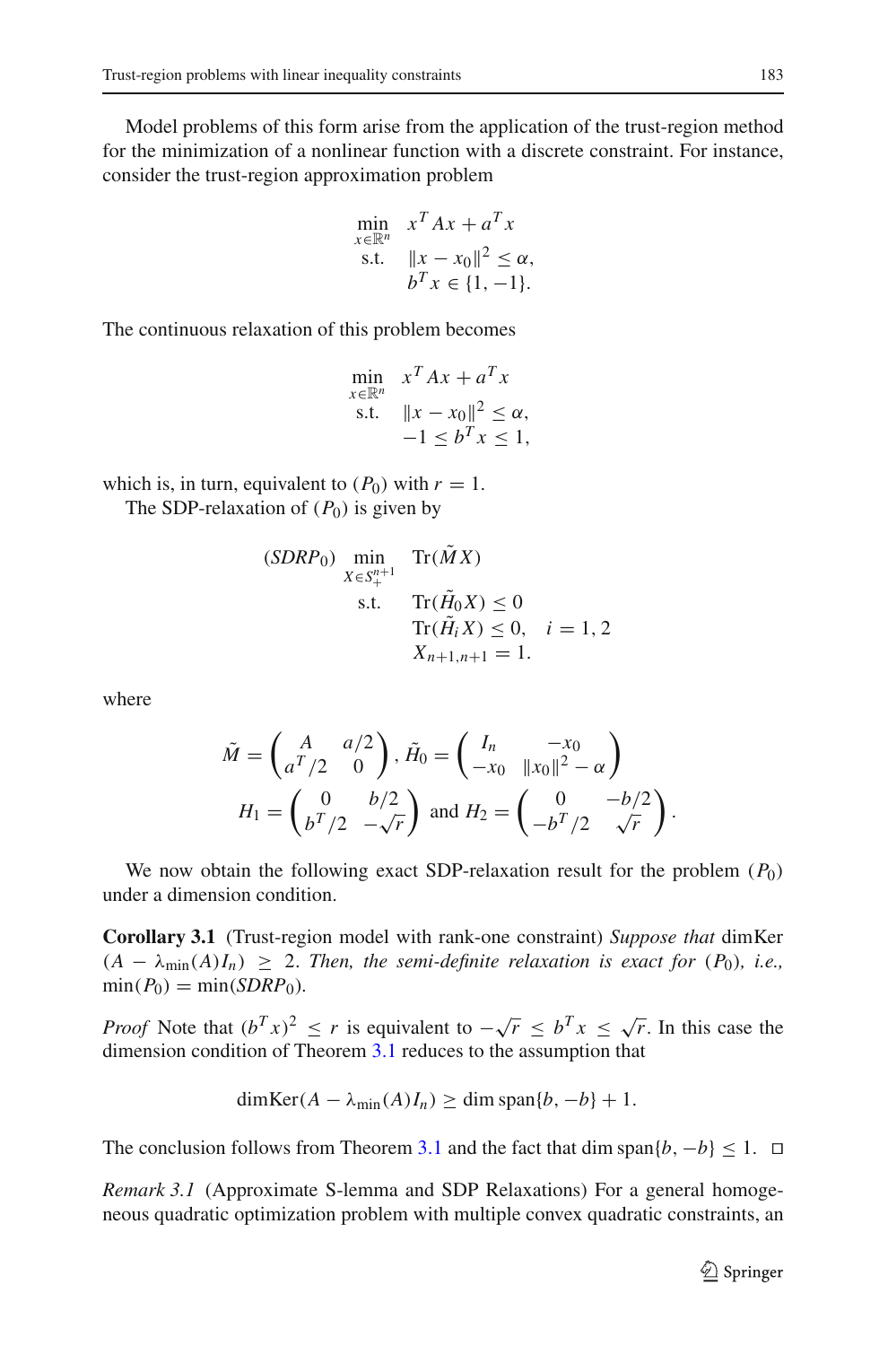Model problems of this form arise from the application of the trust-region method for the minimization of a nonlinear function with a discrete constraint. For instance, consider the trust-region approximation problem

$$
\begin{array}{ll}
\min\limits_{x\in\mathbb{R}^n} & x^T A x + a^T x \\
\text{s.t.} & \|x - x_0\|^2 \leq \alpha, \\
 & b^T x \in \{1, -1\}.
\end{array}
$$

The continuous relaxation of this problem becomes

$$
\begin{array}{ll}
\min\limits_{x\in\mathbb{R}^n} & x^T A x + a^T x \\
\text{s.t.} & \|x - x_0\|^2 \leq \alpha, \\
 & -1 \leq b^T x \leq 1,
\end{array}
$$

which is, in turn, equivalent to $(P_0)$ with $r = 1$.

The SDP-relaxation of $(P_0)$ is given by

$$
\begin{array}{lll}
(SDRP_0) & \min\limits_{X\in S_+^{n+1}} & \mathrm{Tr}(\tilde{M}X) \\
 & \text{s.t.} & \mathrm{Tr}(\tilde{H}_0 X) \leq 0 \\
 & & \mathrm{Tr}(\tilde{H}_i X) \leq 0, \quad i = 1, 2 \\
 & & X_{n+1,n+1} = 1.
\end{array}
$$

where

$$
\tilde{M} = \begin{pmatrix} A & a/2 \\ a^T/2 & 0 \end{pmatrix}, \tilde{H}_0 = \begin{pmatrix} I_n & -x_0 \\ -x_0 & \|x_0\|^2 - \alpha \end{pmatrix}
$$
$$
H_1 = \begin{pmatrix} 0 & b/2 \\ b^T/2 & -\sqrt{r} \end{pmatrix} \text{ and } H_2 = \begin{pmatrix} 0 & -b/2 \\ -b^T/2 & \sqrt{r} \end{pmatrix}.
$$

We now obtain the following exact SDP-relaxation result for the problem $(P_0)$ under a dimension condition.

**Corollary 3.1** (Trust-region model with rank-one constraint) *Suppose that* dimKer $(A - \lambda_{\min}(A)I_n) \geq 2$. *Then, the semi-definite relaxation is exact for* $(P_0)$*, i.e.,* $\min(P_0) = \min(SDRP_0)$.

*Proof* Note that $(b^T x)^2 \leq r$ is equivalent to $-\sqrt{r} \leq b^T x \leq \sqrt{r}$. In this case the dimension condition of Theorem 3.1 reduces to the assumption that

$$
\dim\mathrm{Ker}(A - \lambda_{\min}(A)I_n) \geq \dim \mathrm{span}\{b, -b\} + 1.
$$

The conclusion follows from Theorem 3.1 and the fact that $\dim \mathrm{span}\{b, -b\} \leq 1$. $\square$

*Remark 3.1* (Approximate S-lemma and SDP Relaxations) For a general homogeneous quadratic optimization problem with multiple convex quadratic constraints, an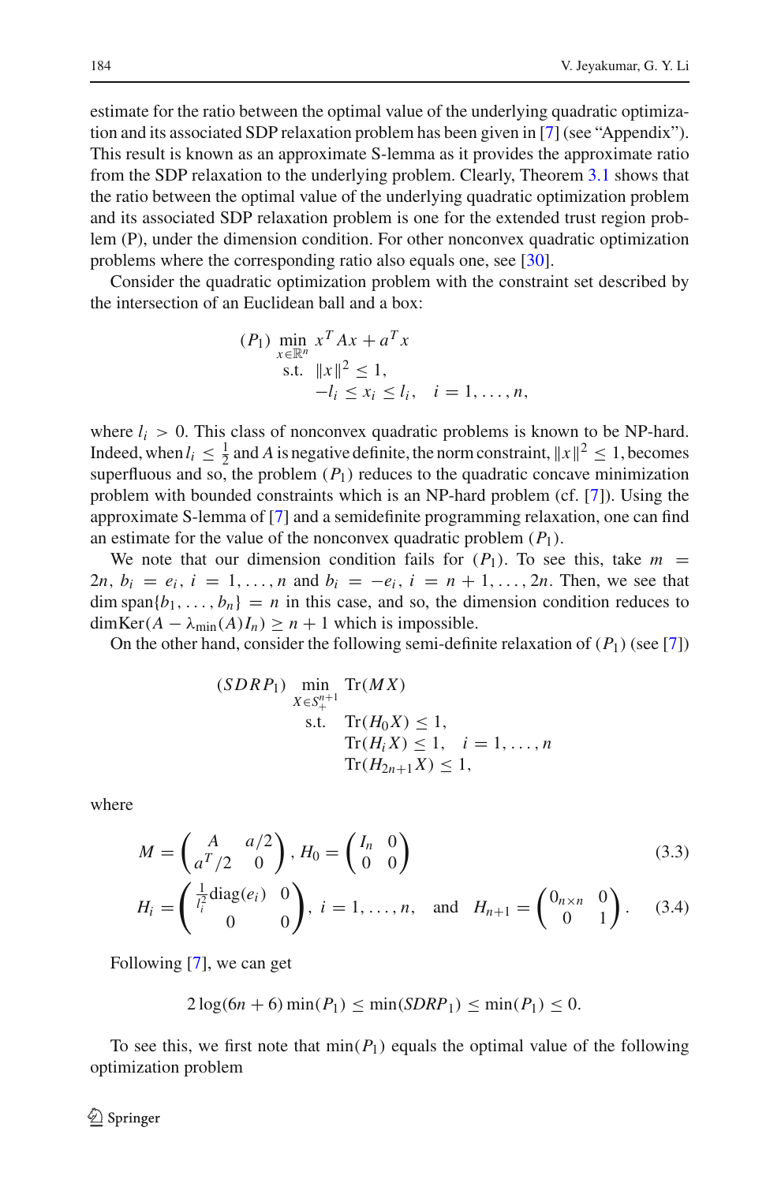estimate for the ratio between the optimal value of the underlying quadratic optimization and its associated SDP relaxation problem has been given in [7] (see "Appendix"). This result is known as an approximate S-lemma as it provides the approximate ratio from the SDP relaxation to the underlying problem. Clearly, Theorem 3.1 shows that the ratio between the optimal value of the underlying quadratic optimization problem and its associated SDP relaxation problem is one for the extended trust region problem (P), under the dimension condition. For other nonconvex quadratic optimization problems where the corresponding ratio also equals one, see [30].

Consider the quadratic optimization problem with the constraint set described by the intersection of an Euclidean ball and a box:

$$
\begin{aligned}
(P_1)\ \min_{x\in\mathbb{R}^n}\ & x^TAx + a^Tx \\
\text{s.t.}\ & \|x\|^2 \leq 1, \\
& -l_i \leq x_i \leq l_i, \quad i = 1,\ldots,n,
\end{aligned}
$$

where $l_i > 0$. This class of nonconvex quadratic problems is known to be NP-hard. Indeed, when $l_i \leq \frac{1}{2}$ and $A$ is negative definite, the norm constraint, $\|x\|^2 \leq 1$, becomes superfluous and so, the problem $(P_1)$ reduces to the quadratic concave minimization problem with bounded constraints which is an NP-hard problem (cf. [7]). Using the approximate S-lemma of [7] and a semidefinite programming relaxation, one can find an estimate for the value of the nonconvex quadratic problem $(P_1)$.

We note that our dimension condition fails for $(P_1)$. To see this, take $m = 2n$, $b_i = e_i$, $i = 1,\ldots,n$ and $b_i = -e_i$, $i = n+1,\ldots,2n$. Then, we see that $\dim \operatorname{span}\{b_1,\ldots,b_n\} = n$ in this case, and so, the dimension condition reduces to $\dim\operatorname{Ker}(A - \lambda_{\min}(A)I_n) \geq n+1$ which is impossible.

On the other hand, consider the following semi-definite relaxation of $(P_1)$ (see [7])

$$
\begin{aligned}
(SDRP_1)\ \min_{X\in S^{n+1}_+}\ & \operatorname{Tr}(MX) \\
\text{s.t.}\ & \operatorname{Tr}(H_0X) \leq 1, \\
& \operatorname{Tr}(H_iX) \leq 1, \quad i = 1,\ldots,n \\
& \operatorname{Tr}(H_{2n+1}X) \leq 1,
\end{aligned}
$$

where

$$
M = \begin{pmatrix} A & a/2 \\ a^T/2 & 0 \end{pmatrix},\ H_0 = \begin{pmatrix} I_n & 0 \\ 0 & 0 \end{pmatrix} \tag{3.3}
$$

$$
H_i = \begin{pmatrix} \frac{1}{l_i^2}\operatorname{diag}(e_i) & 0 \\ 0 & 0 \end{pmatrix},\ i = 1,\ldots,n, \quad \text{and} \quad H_{n+1} = \begin{pmatrix} 0_{n\times n} & 0 \\ 0 & 1 \end{pmatrix}. \tag{3.4}
$$

Following [7], we can get

$$
2\log(6n+6)\min(P_1) \leq \min(SDRP_1) \leq \min(P_1) \leq 0.
$$

To see this, we first note that $\min(P_1)$ equals the optimal value of the following optimization problem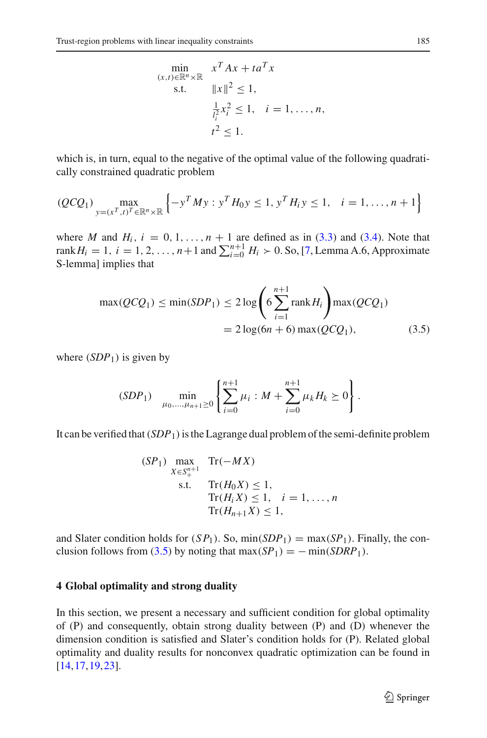$$
\begin{aligned}
\min_{(x,t)\in\mathbb{R}^n\times\mathbb{R}} \quad & x^T A x + t a^T x \\
\text{s.t.} \quad & \|x\|^2 \le 1, \\
& \tfrac{1}{l_i^2} x_i^2 \le 1, \quad i = 1, \ldots, n, \\
& t^2 \le 1.
\end{aligned}
$$

which is, in turn, equal to the negative of the optimal value of the following quadratically constrained quadratic problem

$$
(QCQ_1) \max_{y=(x^T,t)^T\in\mathbb{R}^n\times\mathbb{R}} \left\{ -y^T M y : y^T H_0 y \le 1,\, y^T H_i y \le 1, \quad i = 1, \ldots, n+1 \right\}
$$

where $M$ and $H_i$, $i = 0, 1, \ldots, n+1$ are defined as in (3.3) and (3.4). Note that $\operatorname{rank} H_i = 1$, $i = 1, 2, \ldots, n+1$ and $\sum_{i=0}^{n+1} H_i \succ 0$. So, [7, Lemma A.6, Approximate S-lemma] implies that

$$
\begin{aligned}
\max(QCQ_1) \le \min(SDP_1) &\le 2\log\left(6\sum_{i=1}^{n+1} \operatorname{rank} H_i\right) \max(QCQ_1) \\
&= 2\log(6n+6)\max(QCQ_1),
\end{aligned} \tag{3.5}
$$

where $(SDP_1)$ is given by

$$
(SDP_1) \quad \min_{\mu_0,\ldots,\mu_{n+1}\ge 0} \left\{ \sum_{i=0}^{n+1} \mu_i : M + \sum_{i=0}^{n+1} \mu_k H_k \succeq 0 \right\}.
$$

It can be verified that $(SDP_1)$ is the Lagrange dual problem of the semi-definite problem

$$
\begin{aligned}
(SP_1) \quad \max_{X\in S_+^{n+1}} \quad & \operatorname{Tr}(-MX) \\
\text{s.t.} \quad & \operatorname{Tr}(H_0 X) \le 1, \\
& \operatorname{Tr}(H_i X) \le 1, \quad i = 1, \ldots, n \\
& \operatorname{Tr}(H_{n+1} X) \le 1,
\end{aligned}
$$

and Slater condition holds for $(SP_1)$. So, $\min(SDP_1) = \max(SP_1)$. Finally, the conclusion follows from (3.5) by noting that $\max(SP_1) = -\min(SDRP_1)$.

## 4 Global optimality and strong duality

In this section, we present a necessary and sufficient condition for global optimality of (P) and consequently, obtain strong duality between (P) and (D) whenever the dimension condition is satisfied and Slater's condition holds for (P). Related global optimality and duality results for nonconvex quadratic optimization can be found in [14,17,19,23].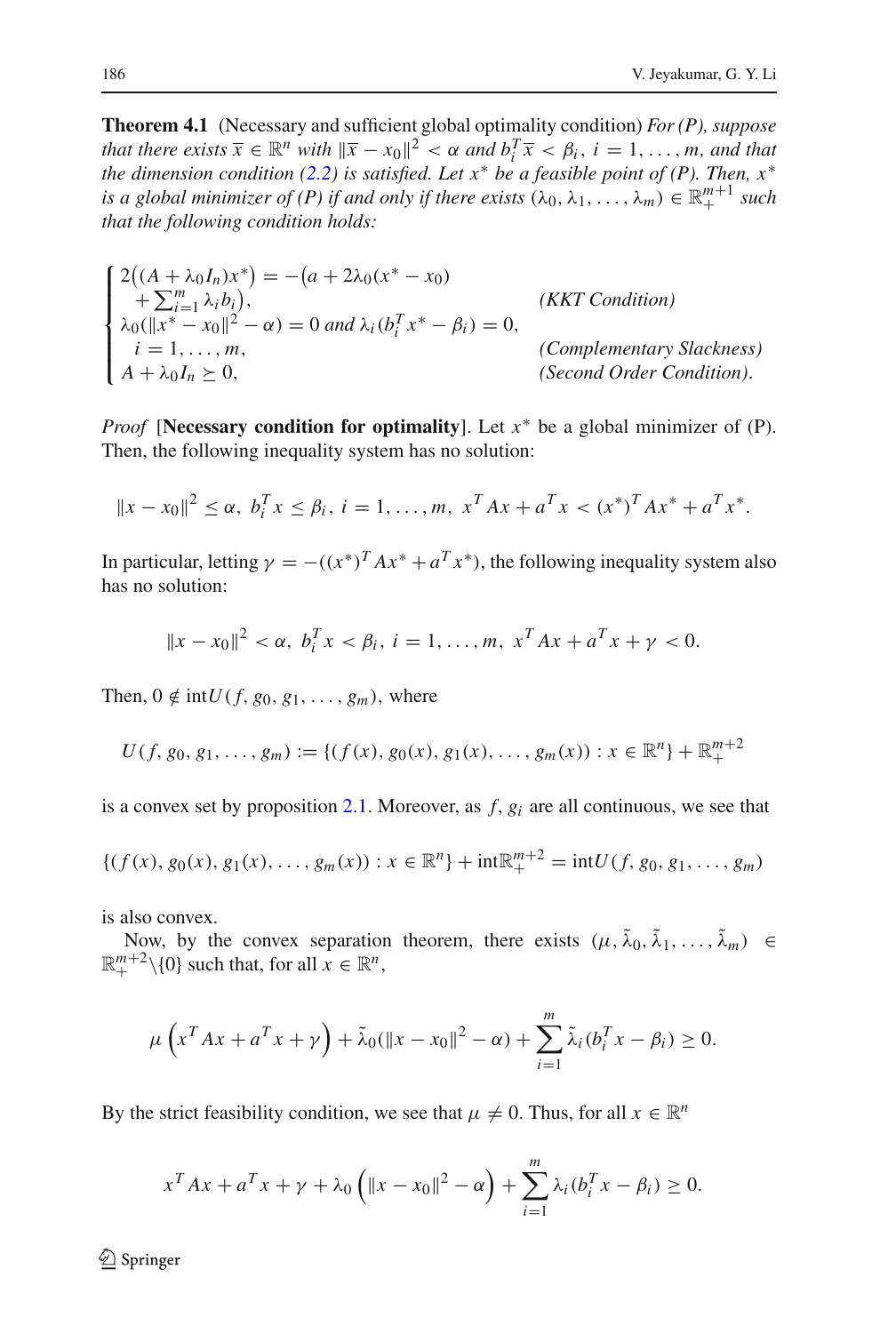**Theorem 4.1** (Necessary and sufficient global optimality condition) *For (P), suppose that there exists $\overline{x} \in \mathbb{R}^n$ with $\|\overline{x} - x_0\|^2 < \alpha$ and $b_i^T \overline{x} < \beta_i$, $i = 1, \ldots, m$, and that the dimension condition (2.2) is satisfied. Let $x^*$ be a feasible point of (P). Then, $x^*$ is a global minimizer of (P) if and only if there exists $(\lambda_0, \lambda_1, \ldots, \lambda_m) \in \mathbb{R}^{m+1}_+$ such that the following condition holds:*

$$
\begin{cases}
2\big((A + \lambda_0 I_n)x^*\big) = -\big(a + 2\lambda_0(x^* - x_0) \\
\quad + \sum_{i=1}^m \lambda_i b_i\big), & \textit{(KKT Condition)} \\
\lambda_0(\|x^* - x_0\|^2 - \alpha) = 0 \text{ and } \lambda_i(b_i^T x^* - \beta_i) = 0, & \\
\quad i = 1, \ldots, m, & \textit{(Complementary Slackness)} \\
A + \lambda_0 I_n \succeq 0, & \textit{(Second Order Condition)}.
\end{cases}
$$

*Proof* [**Necessary condition for optimality**]. Let $x^*$ be a global minimizer of (P). Then, the following inequality system has no solution:

$$
\|x - x_0\|^2 \leq \alpha, \; b_i^T x \leq \beta_i, \; i = 1, \ldots, m, \; x^T A x + a^T x < (x^*)^T A x^* + a^T x^*.
$$

In particular, letting $\gamma = -((x^*)^T A x^* + a^T x^*)$, the following inequality system also has no solution:

$$
\|x - x_0\|^2 < \alpha, \; b_i^T x < \beta_i, \; i = 1, \ldots, m, \; x^T A x + a^T x + \gamma < 0.
$$

Then, $0 \notin \text{int}U(f, g_0, g_1, \ldots, g_m)$, where

$$
U(f, g_0, g_1, \ldots, g_m) := \{(f(x), g_0(x), g_1(x), \ldots, g_m(x)) : x \in \mathbb{R}^n\} + \mathbb{R}^{m+2}_+
$$

is a convex set by proposition 2.1. Moreover, as $f, g_i$ are all continuous, we see that

$$
\{(f(x), g_0(x), g_1(x), \ldots, g_m(x)) : x \in \mathbb{R}^n\} + \text{int}\mathbb{R}^{m+2}_+ = \text{int}U(f, g_0, g_1, \ldots, g_m)
$$

is also convex.

Now, by the convex separation theorem, there exists $(\mu, \tilde{\lambda}_0, \tilde{\lambda}_1, \ldots, \tilde{\lambda}_m) \in \mathbb{R}^{m+2}_+ \backslash \{0\}$ such that, for all $x \in \mathbb{R}^n$,

$$
\mu \left(x^T A x + a^T x + \gamma\right) + \tilde{\lambda}_0(\|x - x_0\|^2 - \alpha) + \sum_{i=1}^m \tilde{\lambda}_i(b_i^T x - \beta_i) \geq 0.
$$

By the strict feasibility condition, we see that $\mu \neq 0$. Thus, for all $x \in \mathbb{R}^n$

$$
x^T A x + a^T x + \gamma + \lambda_0 \left(\|x - x_0\|^2 - \alpha\right) + \sum_{i=1}^m \lambda_i(b_i^T x - \beta_i) \geq 0.
$$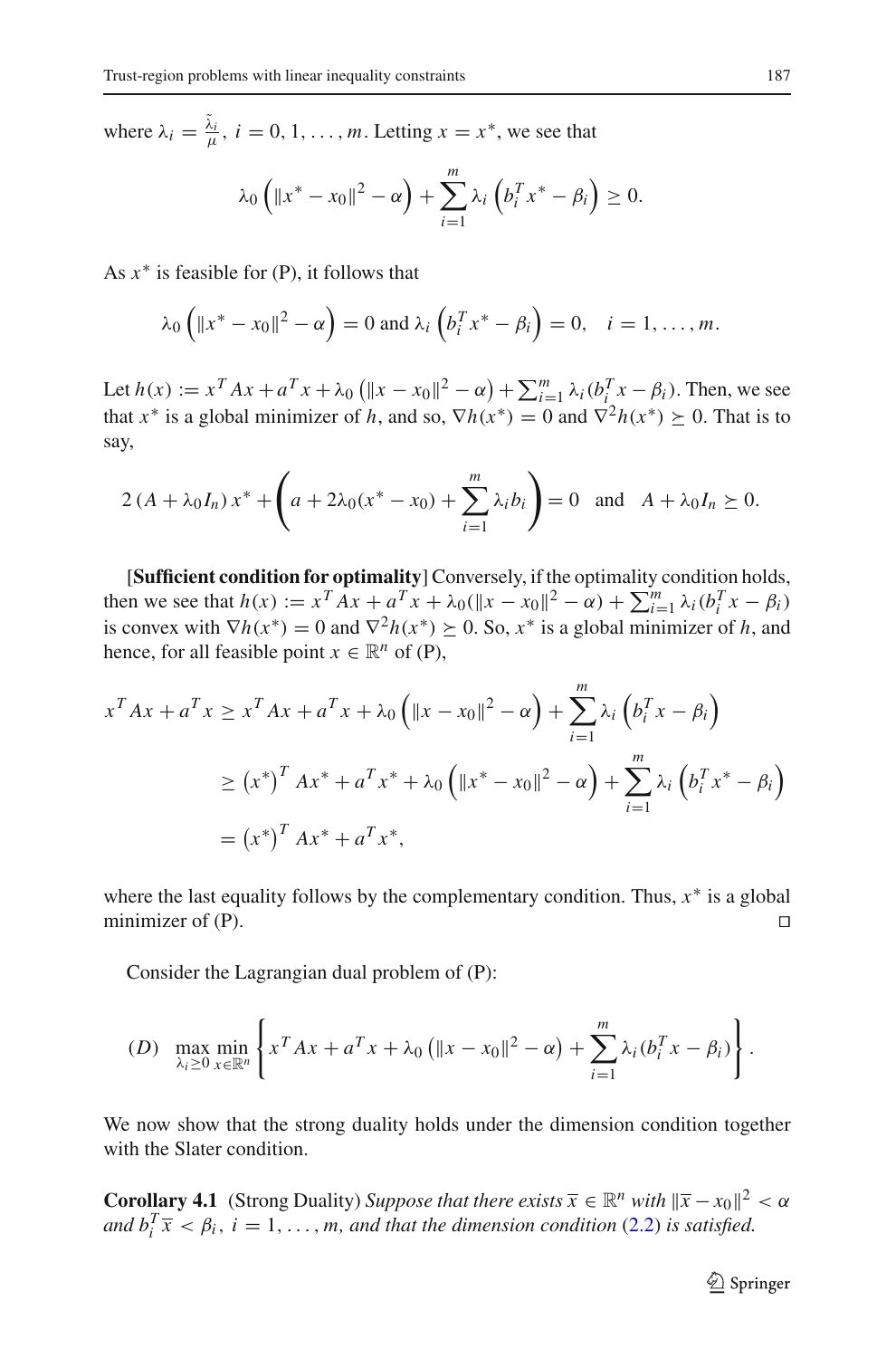where $\lambda_i = \frac{\tilde{\lambda}_i}{\mu}$, $i = 0, 1, \ldots, m$. Letting $x = x^*$, we see that

$$\lambda_0 \left( \|x^* - x_0\|^2 - \alpha \right) + \sum_{i=1}^m \lambda_i \left( b_i^T x^* - \beta_i \right) \geq 0.$$

As $x^*$ is feasible for (P), it follows that

$$\lambda_0 \left( \|x^* - x_0\|^2 - \alpha \right) = 0 \text{ and } \lambda_i \left( b_i^T x^* - \beta_i \right) = 0, \quad i = 1, \ldots, m.$$

Let $h(x) := x^T A x + a^T x + \lambda_0 \left( \|x - x_0\|^2 - \alpha \right) + \sum_{i=1}^m \lambda_i (b_i^T x - \beta_i)$. Then, we see that $x^*$ is a global minimizer of $h$, and so, $\nabla h(x^*) = 0$ and $\nabla^2 h(x^*) \succeq 0$. That is to say,

$$2 \left( A + \lambda_0 I_n \right) x^* + \left( a + 2\lambda_0 (x^* - x_0) + \sum_{i=1}^m \lambda_i b_i \right) = 0 \quad \text{and} \quad A + \lambda_0 I_n \succeq 0.$$

[**Sufficient condition for optimality**] Conversely, if the optimality condition holds, then we see that $h(x) := x^T A x + a^T x + \lambda_0 (\|x - x_0\|^2 - \alpha) + \sum_{i=1}^m \lambda_i (b_i^T x - \beta_i)$ is convex with $\nabla h(x^*) = 0$ and $\nabla^2 h(x^*) \succeq 0$. So, $x^*$ is a global minimizer of $h$, and hence, for all feasible point $x \in \mathbb{R}^n$ of (P),

$$\begin{aligned}
x^T A x + a^T x &\geq x^T A x + a^T x + \lambda_0 \left( \|x - x_0\|^2 - \alpha \right) + \sum_{i=1}^m \lambda_i \left( b_i^T x - \beta_i \right) \\
&\geq \left( x^* \right)^T A x^* + a^T x^* + \lambda_0 \left( \|x^* - x_0\|^2 - \alpha \right) + \sum_{i=1}^m \lambda_i \left( b_i^T x^* - \beta_i \right) \\
&= \left( x^* \right)^T A x^* + a^T x^*,
\end{aligned}$$

where the last equality follows by the complementary condition. Thus, $x^*$ is a global minimizer of (P). □

Consider the Lagrangian dual problem of (P):

$$(D) \quad \max_{\lambda_i \geq 0} \min_{x \in \mathbb{R}^n} \left\{ x^T A x + a^T x + \lambda_0 \left( \|x - x_0\|^2 - \alpha \right) + \sum_{i=1}^m \lambda_i (b_i^T x - \beta_i) \right\}.$$

We now show that the strong duality holds under the dimension condition together with the Slater condition.

**Corollary 4.1** (Strong Duality) *Suppose that there exists $\overline{x} \in \mathbb{R}^n$ with $\|\overline{x} - x_0\|^2 < \alpha$ and $b_i^T \overline{x} < \beta_i$, $i = 1, \ldots, m$, and that the dimension condition (2.2) is satisfied.*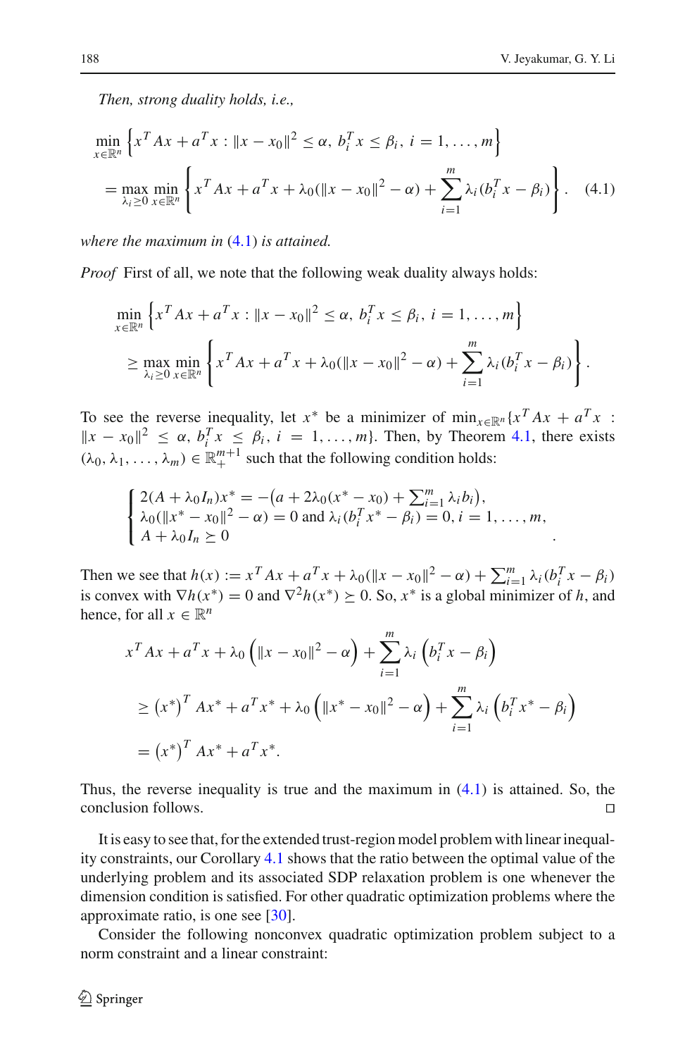*Then, strong duality holds, i.e.,*

$$
\begin{aligned}
&\min_{x\in\mathbb{R}^n} \left\{x^T Ax + a^T x : \|x - x_0\|^2 \le \alpha,\ b_i^T x \le \beta_i,\ i = 1,\ldots,m\right\} \\
&= \max_{\lambda_i \ge 0} \min_{x\in\mathbb{R}^n} \left\{x^T Ax + a^T x + \lambda_0(\|x - x_0\|^2 - \alpha) + \sum_{i=1}^m \lambda_i (b_i^T x - \beta_i)\right\}. \quad (4.1)
\end{aligned}
$$

*where the maximum in (4.1) is attained.*

*Proof* First of all, we note that the following weak duality always holds:

$$
\begin{aligned}
&\min_{x\in\mathbb{R}^n} \left\{x^T Ax + a^T x : \|x - x_0\|^2 \le \alpha,\ b_i^T x \le \beta_i,\ i = 1,\ldots,m\right\} \\
&\ge \max_{\lambda_i \ge 0} \min_{x\in\mathbb{R}^n} \left\{x^T Ax + a^T x + \lambda_0(\|x - x_0\|^2 - \alpha) + \sum_{i=1}^m \lambda_i (b_i^T x - \beta_i)\right\}.
\end{aligned}
$$

To see the reverse inequality, let $x^*$ be a minimizer of $\min_{x\in\mathbb{R}^n}\{x^T Ax + a^T x : \|x - x_0\|^2 \le \alpha,\ b_i^T x \le \beta_i,\ i = 1,\ldots,m\}$. Then, by Theorem 4.1, there exists $(\lambda_0, \lambda_1, \ldots, \lambda_m) \in \mathbb{R}_+^{m+1}$ such that the following condition holds:

$$
\begin{cases}
2(A + \lambda_0 I_n)x^* = -\big(a + 2\lambda_0(x^* - x_0) + \sum_{i=1}^m \lambda_i b_i\big), \\
\lambda_0(\|x^* - x_0\|^2 - \alpha) = 0 \text{ and } \lambda_i(b_i^T x^* - \beta_i) = 0,\ i = 1,\ldots,m, \\
A + \lambda_0 I_n \succeq 0
\end{cases}.
$$

Then we see that $h(x) := x^T Ax + a^T x + \lambda_0(\|x - x_0\|^2 - \alpha) + \sum_{i=1}^m \lambda_i(b_i^T x - \beta_i)$ is convex with $\nabla h(x^*) = 0$ and $\nabla^2 h(x^*) \succeq 0$. So, $x^*$ is a global minimizer of $h$, and hence, for all $x \in \mathbb{R}^n$

$$
\begin{aligned}
&x^T Ax + a^T x + \lambda_0\left(\|x - x_0\|^2 - \alpha\right) + \sum_{i=1}^m \lambda_i\left(b_i^T x - \beta_i\right) \\
&\ge (x^*)^T Ax^* + a^T x^* + \lambda_0\left(\|x^* - x_0\|^2 - \alpha\right) + \sum_{i=1}^m \lambda_i\left(b_i^T x^* - \beta_i\right) \\
&= (x^*)^T Ax^* + a^T x^*.
\end{aligned}
$$

Thus, the reverse inequality is true and the maximum in (4.1) is attained. So, the conclusion follows. □

It is easy to see that, for the extended trust-region model problem with linear inequality constraints, our Corollary 4.1 shows that the ratio between the optimal value of the underlying problem and its associated SDP relaxation problem is one whenever the dimension condition is satisfied. For other quadratic optimization problems where the approximate ratio, is one see [30].

Consider the following nonconvex quadratic optimization problem subject to a norm constraint and a linear constraint: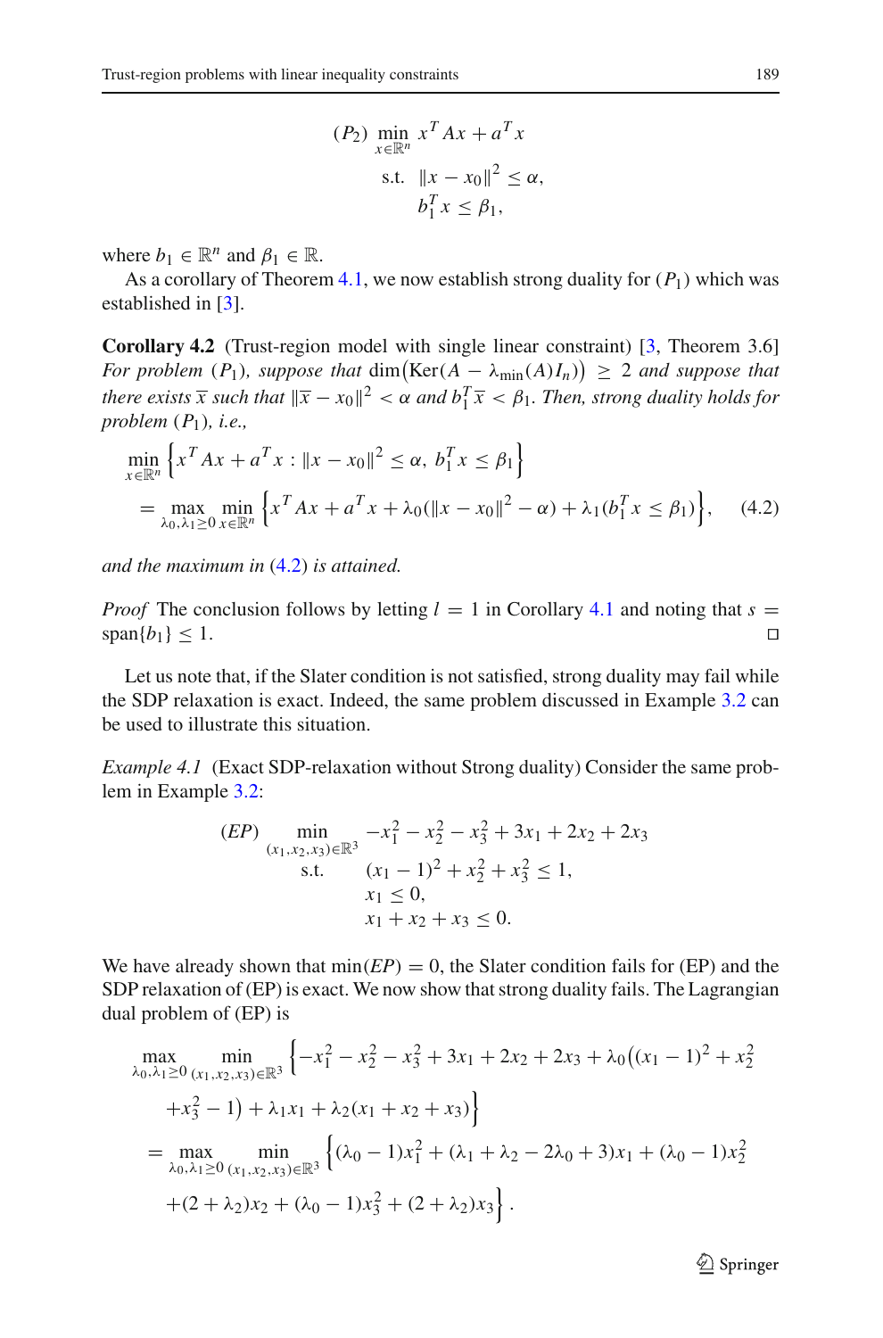$$
(P_2)\ \min_{x\in\mathbb{R}^n}\ x^TAx + a^Tx
$$
$$
\text{s.t.}\ \ \|x-x_0\|^2 \le \alpha,
$$
$$
b_1^Tx \le \beta_1,
$$

where $b_1 \in \mathbb{R}^n$ and $\beta_1 \in \mathbb{R}$.

As a corollary of Theorem 4.1, we now establish strong duality for $(P_1)$ which was established in [3].

**Corollary 4.2** (Trust-region model with single linear constraint) [3, Theorem 3.6] *For problem $(P_1)$, suppose that $\dim\big(\mathrm{Ker}(A-\lambda_{\min}(A)I_n)\big) \ge 2$ and suppose that there exists $\overline{x}$ such that $\|\overline{x}-x_0\|^2 < \alpha$ and $b_1^T\overline{x} < \beta_1$. Then, strong duality holds for problem $(P_1)$, i.e.,*

$$
\begin{aligned}
&\min_{x\in\mathbb{R}^n}\left\{x^TAx+a^Tx : \|x-x_0\|^2\le\alpha,\ b_1^Tx\le\beta_1\right\}\\
&\quad=\max_{\lambda_0,\lambda_1\ge 0}\min_{x\in\mathbb{R}^n}\left\{x^TAx+a^Tx+\lambda_0(\|x-x_0\|^2-\alpha)+\lambda_1(b_1^Tx\le\beta_1)\right\}, \qquad (4.2)
\end{aligned}
$$

*and the maximum in (4.2) is attained.*

*Proof* The conclusion follows by letting $l=1$ in Corollary 4.1 and noting that $s = \mathrm{span}\{b_1\} \le 1$. □

Let us note that, if the Slater condition is not satisfied, strong duality may fail while the SDP relaxation is exact. Indeed, the same problem discussed in Example 3.2 can be used to illustrate this situation.

*Example 4.1* (Exact SDP-relaxation without Strong duality) Consider the same problem in Example 3.2:

$$
\begin{aligned}
(EP)\quad \min_{(x_1,x_2,x_3)\in\mathbb{R}^3}\quad & -x_1^2-x_2^2-x_3^2+3x_1+2x_2+2x_3\\
\text{s.t.}\quad & (x_1-1)^2+x_2^2+x_3^2\le 1,\\
& x_1 \le 0,\\
& x_1+x_2+x_3 \le 0.
\end{aligned}
$$

We have already shown that $\min(EP)=0$, the Slater condition fails for (EP) and the SDP relaxation of (EP) is exact. We now show that strong duality fails. The Lagrangian dual problem of (EP) is

$$
\begin{aligned}
&\max_{\lambda_0,\lambda_1\ge 0}\ \min_{(x_1,x_2,x_3)\in\mathbb{R}^3}\Big\{-x_1^2-x_2^2-x_3^2+3x_1+2x_2+2x_3+\lambda_0\big((x_1-1)^2+x_2^2\\
&\quad +x_3^2-1\big)+\lambda_1x_1+\lambda_2(x_1+x_2+x_3)\Big\}\\
&=\max_{\lambda_0,\lambda_1\ge 0}\ \min_{(x_1,x_2,x_3)\in\mathbb{R}^3}\Big\{(\lambda_0-1)x_1^2+(\lambda_1+\lambda_2-2\lambda_0+3)x_1+(\lambda_0-1)x_2^2\\
&\quad +(2+\lambda_2)x_2+(\lambda_0-1)x_3^2+(2+\lambda_2)x_3\Big\}.
\end{aligned}
$$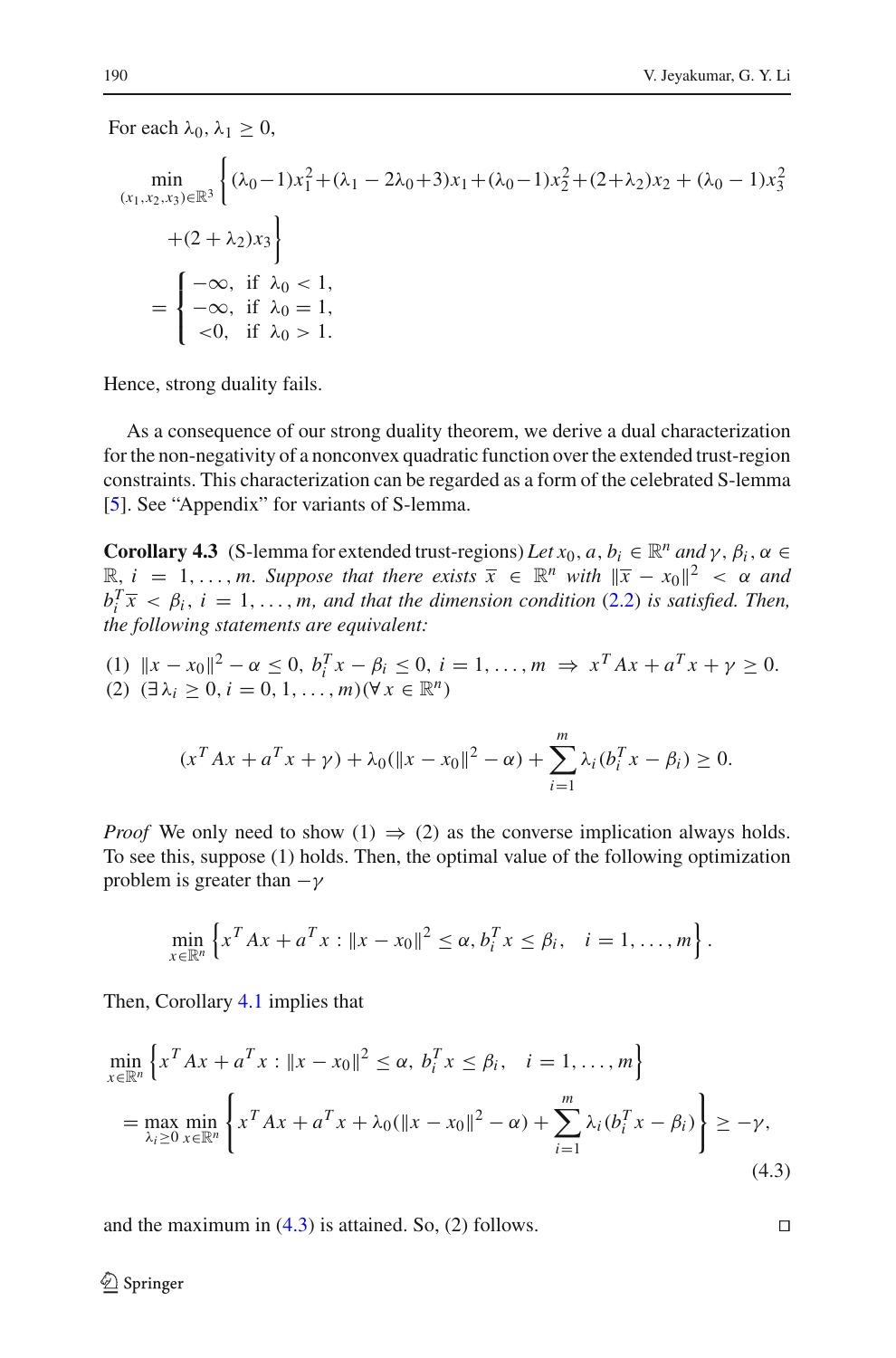For each $\lambda_0, \lambda_1 \geq 0$,

$$\min_{(x_1,x_2,x_3)\in\mathbb{R}^3} \Big\{(\lambda_0-1)x_1^2+(\lambda_1-2\lambda_0+3)x_1+(\lambda_0-1)x_2^2+(2+\lambda_2)x_2+(\lambda_0-1)x_3^2$$
$$+(2+\lambda_2)x_3\Big\}$$
$$= \begin{cases} -\infty, & \text{if } \lambda_0 < 1, \\ -\infty, & \text{if } \lambda_0 = 1, \\ <0, & \text{if } \lambda_0 > 1. \end{cases}$$

Hence, strong duality fails.

As a consequence of our strong duality theorem, we derive a dual characterization for the non-negativity of a nonconvex quadratic function over the extended trust-region constraints. This characterization can be regarded as a form of the celebrated S-lemma [5]. See "Appendix" for variants of S-lemma.

**Corollary 4.3** (S-lemma for extended trust-regions) *Let $x_0, a, b_i \in \mathbb{R}^n$ and $\gamma, \beta_i, \alpha \in \mathbb{R}$, $i = 1, \ldots, m$. Suppose that there exists $\overline{x} \in \mathbb{R}^n$ with $\|\overline{x} - x_0\|^2 < \alpha$ and $b_i^T\overline{x} < \beta_i$, $i = 1, \ldots, m$, and that the dimension condition (2.2) is satisfied. Then, the following statements are equivalent:*

(1) $\|x - x_0\|^2 - \alpha \leq 0,\ b_i^T x - \beta_i \leq 0,\ i = 1, \ldots, m \ \Rightarrow\ x^T Ax + a^T x + \gamma \geq 0.$
(2) $(\exists\, \lambda_i \geq 0, i = 0, 1, \ldots, m)(\forall\, x \in \mathbb{R}^n)$

$$(x^T Ax + a^T x + \gamma) + \lambda_0(\|x - x_0\|^2 - \alpha) + \sum_{i=1}^{m} \lambda_i (b_i^T x - \beta_i) \geq 0.$$

*Proof* We only need to show (1) $\Rightarrow$ (2) as the converse implication always holds. To see this, suppose (1) holds. Then, the optimal value of the following optimization problem is greater than $-\gamma$

$$\min_{x\in\mathbb{R}^n} \left\{x^T Ax + a^T x : \|x - x_0\|^2 \leq \alpha, b_i^T x \leq \beta_i, \quad i = 1, \ldots, m\right\}.$$

Then, Corollary 4.1 implies that

$$\min_{x\in\mathbb{R}^n} \left\{x^T Ax + a^T x : \|x - x_0\|^2 \leq \alpha,\ b_i^T x \leq \beta_i, \quad i = 1, \ldots, m\right\}$$
$$= \max_{\lambda_i \geq 0} \min_{x\in\mathbb{R}^n} \left\{x^T Ax + a^T x + \lambda_0(\|x - x_0\|^2 - \alpha) + \sum_{i=1}^{m} \lambda_i (b_i^T x - \beta_i)\right\} \geq -\gamma, \tag{4.3}$$

and the maximum in (4.3) is attained. So, (2) follows. $\square$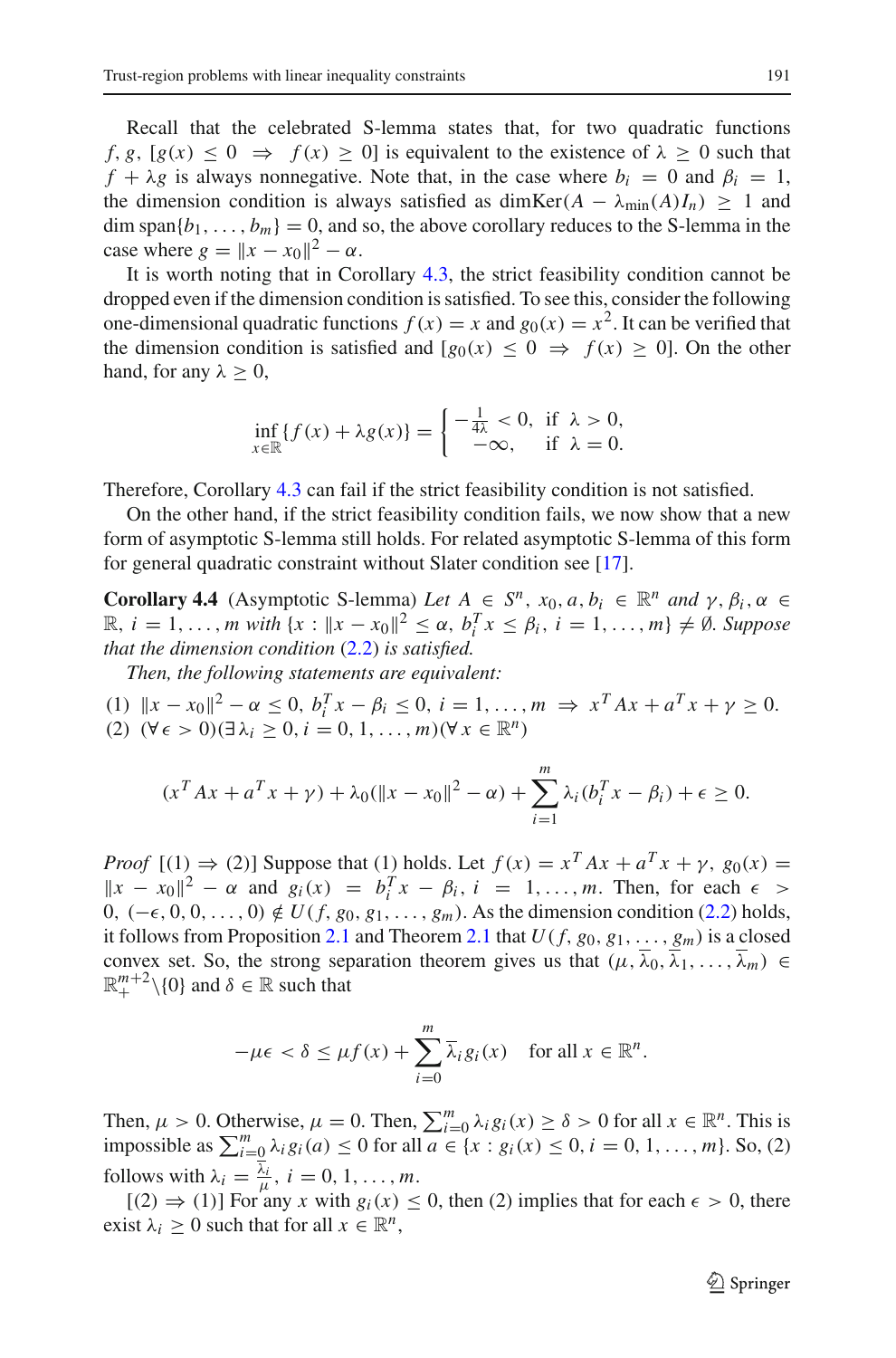Recall that the celebrated S-lemma states that, for two quadratic functions $f, g$, $[g(x) \leq 0 \;\Rightarrow\; f(x) \geq 0]$ is equivalent to the existence of $\lambda \geq 0$ such that $f + \lambda g$ is always nonnegative. Note that, in the case where $b_i = 0$ and $\beta_i = 1$, the dimension condition is always satisfied as $\dim \mathrm{Ker}(A - \lambda_{\min}(A)I_n) \geq 1$ and $\dim \mathrm{span}\{b_1, \ldots, b_m\} = 0$, and so, the above corollary reduces to the S-lemma in the case where $g = \|x - x_0\|^2 - \alpha$.

It is worth noting that in Corollary 4.3, the strict feasibility condition cannot be dropped even if the dimension condition is satisfied. To see this, consider the following one-dimensional quadratic functions $f(x) = x$ and $g_0(x) = x^2$. It can be verified that the dimension condition is satisfied and $[g_0(x) \leq 0 \;\Rightarrow\; f(x) \geq 0]$. On the other hand, for any $\lambda \geq 0$,

$$\inf_{x \in \mathbb{R}} \{f(x) + \lambda g(x)\} = \begin{cases} -\frac{1}{4\lambda} < 0, & \text{if } \lambda > 0, \\ -\infty, & \text{if } \lambda = 0. \end{cases}$$

Therefore, Corollary 4.3 can fail if the strict feasibility condition is not satisfied.

On the other hand, if the strict feasibility condition fails, we now show that a new form of asymptotic S-lemma still holds. For related asymptotic S-lemma of this form for general quadratic constraint without Slater condition see [17].

**Corollary 4.4** (Asymptotic S-lemma) *Let $A \in S^n$, $x_0, a, b_i \in \mathbb{R}^n$ and $\gamma, \beta_i, \alpha \in \mathbb{R}$, $i = 1, \ldots, m$ with $\{x : \|x - x_0\|^2 \leq \alpha,\ b_i^T x \leq \beta_i,\ i = 1, \ldots, m\} \neq \emptyset$. Suppose that the dimension condition (2.2) is satisfied.*

*Then, the following statements are equivalent:*

(1) $\|x - x_0\|^2 - \alpha \leq 0,\ b_i^T x - \beta_i \leq 0,\ i = 1, \ldots, m \;\Rightarrow\; x^T A x + a^T x + \gamma \geq 0.$
(2) $(\forall \epsilon > 0)(\exists \lambda_i \geq 0, i = 0, 1, \ldots, m)(\forall x \in \mathbb{R}^n)$

$$(x^T A x + a^T x + \gamma) + \lambda_0(\|x - x_0\|^2 - \alpha) + \sum_{i=1}^{m} \lambda_i (b_i^T x - \beta_i) + \epsilon \geq 0.$$

*Proof* [(1) $\Rightarrow$ (2)] Suppose that (1) holds. Let $f(x) = x^T A x + a^T x + \gamma$, $g_0(x) = \|x - x_0\|^2 - \alpha$ and $g_i(x) = b_i^T x - \beta_i$, $i = 1, \ldots, m$. Then, for each $\epsilon > 0$, $(-\epsilon, 0, 0, \ldots, 0) \notin U(f, g_0, g_1, \ldots, g_m)$. As the dimension condition (2.2) holds, it follows from Proposition 2.1 and Theorem 2.1 that $\overline{U(f, g_0, g_1, \ldots, g_m)}$ is a closed convex set. So, the strong separation theorem gives us that $(\mu, \overline{\lambda}_0, \overline{\lambda}_1, \ldots, \overline{\lambda}_m) \in \mathbb{R}^{m+2}_+ \backslash \{0\}$ and $\delta \in \mathbb{R}$ such that

$$-\mu\epsilon < \delta \leq \mu f(x) + \sum_{i=0}^{m} \overline{\lambda}_i g_i(x) \quad \text{for all } x \in \mathbb{R}^n.$$

Then, $\mu > 0$. Otherwise, $\mu = 0$. Then, $\sum_{i=0}^{m} \lambda_i g_i(x) \geq \delta > 0$ for all $x \in \mathbb{R}^n$. This is impossible as $\sum_{i=0}^{m} \lambda_i g_i(a) \leq 0$ for all $a \in \{x : g_i(x) \leq 0, i = 0, 1, \ldots, m\}$. So, (2) follows with $\lambda_i = \frac{\overline{\lambda}_i}{\mu}$, $i = 0, 1, \ldots, m$.

[(2) $\Rightarrow$ (1)] For any $x$ with $g_i(x) \leq 0$, then (2) implies that for each $\epsilon > 0$, there exist $\lambda_i \geq 0$ such that for all $x \in \mathbb{R}^n$,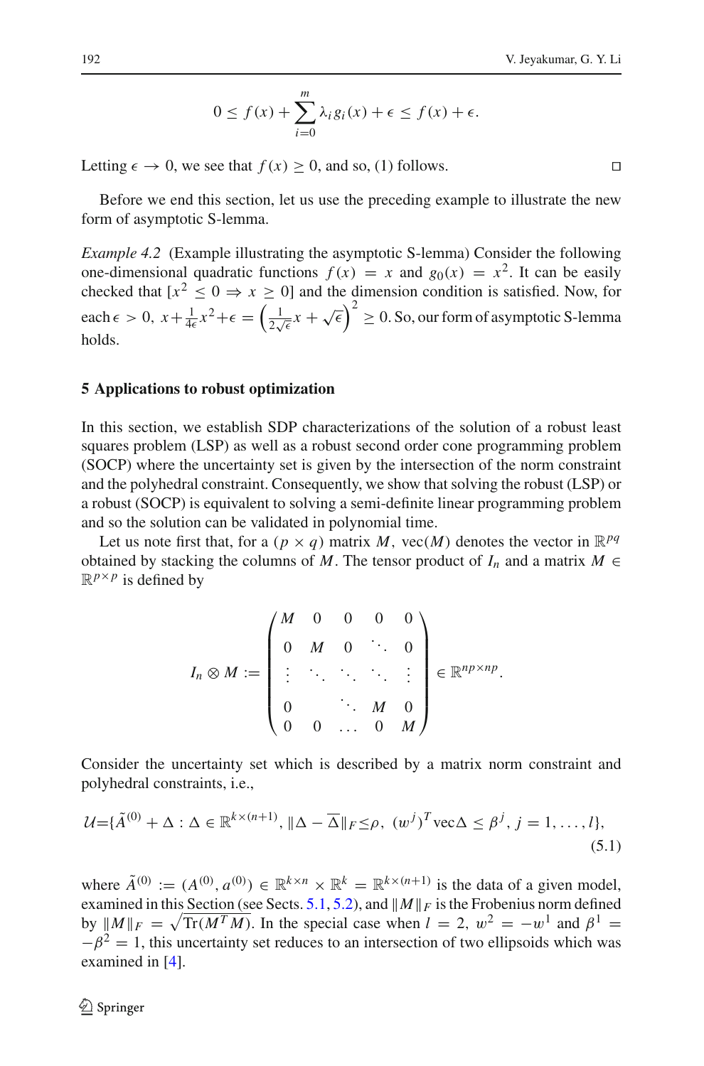$$0 \le f(x) + \sum_{i=0}^{m} \lambda_i g_i(x) + \epsilon \le f(x) + \epsilon.$$

Letting $\epsilon \to 0$, we see that $f(x) \ge 0$, and so, (1) follows. □

Before we end this section, let us use the preceding example to illustrate the new form of asymptotic S-lemma.

*Example 4.2* (Example illustrating the asymptotic S-lemma) Consider the following one-dimensional quadratic functions $f(x) = x$ and $g_0(x) = x^2$. It can be easily checked that $[x^2 \le 0 \Rightarrow x \ge 0]$ and the dimension condition is satisfied. Now, for each $\epsilon > 0$, $x + \frac{1}{4\epsilon}x^2 + \epsilon = \left(\frac{1}{2\sqrt{\epsilon}}x + \sqrt{\epsilon}\right)^2 \ge 0$. So, our form of asymptotic S-lemma holds.

## 5 Applications to robust optimization

In this section, we establish SDP characterizations of the solution of a robust least squares problem (LSP) as well as a robust second order cone programming problem (SOCP) where the uncertainty set is given by the intersection of the norm constraint and the polyhedral constraint. Consequently, we show that solving the robust (LSP) or a robust (SOCP) is equivalent to solving a semi-definite linear programming problem and so the solution can be validated in polynomial time.

Let us note first that, for a $(p \times q)$ matrix $M$, $\text{vec}(M)$ denotes the vector in $\mathbb{R}^{pq}$ obtained by stacking the columns of $M$. The tensor product of $I_n$ and a matrix $M \in \mathbb{R}^{p \times p}$ is defined by

$$I_n \otimes M := \begin{pmatrix} M & 0 & 0 & 0 & 0 \\ 0 & M & 0 & \ddots & 0 \\ \vdots & \ddots & \ddots & \ddots & \vdots \\ 0 & & \ddots & M & 0 \\ 0 & 0 & \dots & 0 & M \end{pmatrix} \in \mathbb{R}^{np \times np}.$$

Consider the uncertainty set which is described by a matrix norm constraint and polyhedral constraints, i.e.,

$$\mathcal{U} = \{\tilde{A}^{(0)} + \Delta : \Delta \in \mathbb{R}^{k \times (n+1)}, \|\Delta - \overline{\Delta}\|_F \le \rho, \ (w^j)^T \text{vec}\Delta \le \beta^j, \ j = 1, \dots, l\}, \tag{5.1}$$

where $\tilde{A}^{(0)} := (A^{(0)}, a^{(0)}) \in \mathbb{R}^{k \times n} \times \mathbb{R}^k = \mathbb{R}^{k \times (n+1)}$ is the data of a given model, examined in this Section (see Sects. 5.1, 5.2), and $\|M\|_F$ is the Frobenius norm defined by $\|M\|_F = \sqrt{\text{Tr}(M^T M)}$. In the special case when $l = 2$, $w^2 = -w^1$ and $\beta^1 = -\beta^2 = 1$, this uncertainty set reduces to an intersection of two ellipsoids which was examined in [4].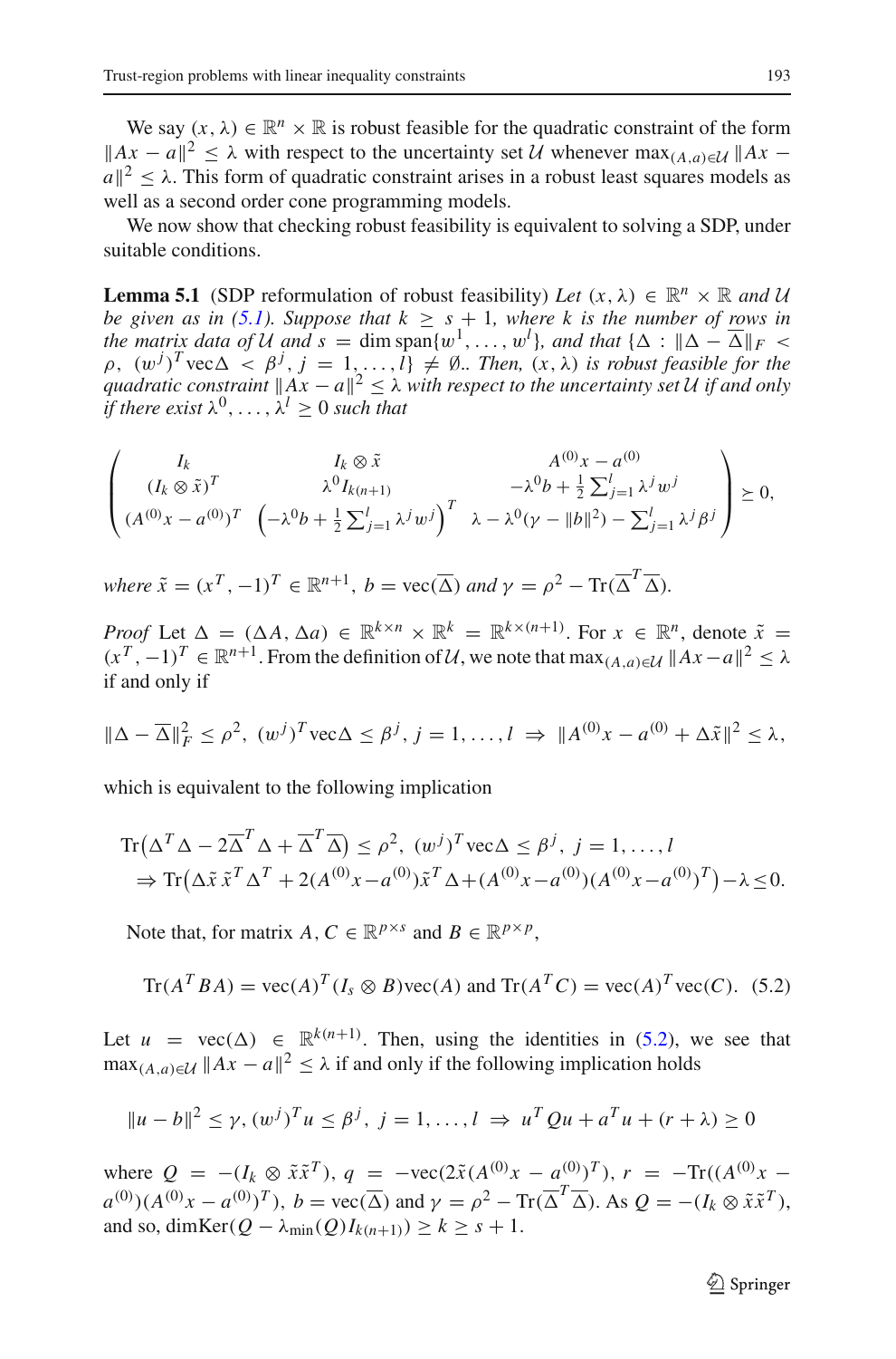We say $(x, \lambda) \in \mathbb{R}^n \times \mathbb{R}$ is robust feasible for the quadratic constraint of the form $\|Ax - a\|^2 \le \lambda$ with respect to the uncertainty set $\mathcal{U}$ whenever $\max_{(A,a)\in\mathcal{U}} \|Ax - a\|^2 \le \lambda$. This form of quadratic constraint arises in a robust least squares models as well as a second order cone programming models.

We now show that checking robust feasibility is equivalent to solving a SDP, under suitable conditions.

**Lemma 5.1** (SDP reformulation of robust feasibility) *Let $(x, \lambda) \in \mathbb{R}^n \times \mathbb{R}$ and $\mathcal{U}$ be given as in (5.1). Suppose that $k \ge s + 1$, where $k$ is the number of rows in the matrix data of $\mathcal{U}$ and $s = \dim \mathrm{span}\{w^1, \ldots, w^l\}$, and that $\{\Delta : \|\Delta - \overline{\Delta}\|_F < \rho,\ (w^j)^T \mathrm{vec}\Delta < \beta^j, j = 1, \ldots, l\} \neq \emptyset$.. Then, $(x, \lambda)$ is robust feasible for the quadratic constraint $\|Ax - a\|^2 \le \lambda$ with respect to the uncertainty set $\mathcal{U}$ if and only if there exist $\lambda^0, \ldots, \lambda^l \ge 0$ such that*

$$\begin{pmatrix} I_k & I_k \otimes \tilde{x} & A^{(0)}x - a^{(0)} \\ (I_k \otimes \tilde{x})^T & \lambda^0 I_{k(n+1)} & -\lambda^0 b + \frac{1}{2}\sum_{j=1}^l \lambda^j w^j \\ (A^{(0)}x - a^{(0)})^T & \left(-\lambda^0 b + \frac{1}{2}\sum_{j=1}^l \lambda^j w^j\right)^T & \lambda - \lambda^0(\gamma - \|b\|^2) - \sum_{j=1}^l \lambda^j \beta^j \end{pmatrix} \succeq 0,$$

*where $\tilde{x} = (x^T, -1)^T \in \mathbb{R}^{n+1}$, $b = \mathrm{vec}(\overline{\Delta})$ and $\gamma = \rho^2 - \mathrm{Tr}(\overline{\Delta}^T \overline{\Delta})$.*

*Proof* Let $\Delta = (\Delta A, \Delta a) \in \mathbb{R}^{k\times n} \times \mathbb{R}^k = \mathbb{R}^{k\times(n+1)}$. For $x \in \mathbb{R}^n$, denote $\tilde{x} = (x^T, -1)^T \in \mathbb{R}^{n+1}$. From the definition of $\mathcal{U}$, we note that $\max_{(A,a)\in\mathcal{U}} \|Ax - a\|^2 \le \lambda$ if and only if

$$\|\Delta - \overline{\Delta}\|_F^2 \le \rho^2,\ (w^j)^T \mathrm{vec}\Delta \le \beta^j,\ j = 1, \ldots, l \ \Rightarrow\ \|A^{(0)}x - a^{(0)} + \Delta\tilde{x}\|^2 \le \lambda,$$

which is equivalent to the following implication

$$\begin{aligned} &\mathrm{Tr}\big(\Delta^T \Delta - 2\overline{\Delta}^T \Delta + \overline{\Delta}^T \overline{\Delta}\big) \le \rho^2,\ (w^j)^T \mathrm{vec}\Delta \le \beta^j,\ j = 1, \ldots, l \\ &\quad \Rightarrow \mathrm{Tr}\big(\Delta\tilde{x}\,\tilde{x}^T \Delta^T + 2(A^{(0)}x - a^{(0)})\tilde{x}^T \Delta + (A^{(0)}x - a^{(0)})(A^{(0)}x - a^{(0)})^T\big) - \lambda \le 0. \end{aligned}$$

Note that, for matrix $A, C \in \mathbb{R}^{p\times s}$ and $B \in \mathbb{R}^{p\times p}$,

$$\mathrm{Tr}(A^T BA) = \mathrm{vec}(A)^T (I_s \otimes B)\mathrm{vec}(A) \text{ and } \mathrm{Tr}(A^T C) = \mathrm{vec}(A)^T \mathrm{vec}(C). \quad (5.2)$$

Let $u = \mathrm{vec}(\Delta) \in \mathbb{R}^{k(n+1)}$. Then, using the identities in (5.2), we see that $\max_{(A,a)\in\mathcal{U}} \|Ax - a\|^2 \le \lambda$ if and only if the following implication holds

$$\|u - b\|^2 \le \gamma, (w^j)^T u \le \beta^j,\ j = 1, \ldots, l\ \Rightarrow\ u^T Qu + a^T u + (r + \lambda) \ge 0$$

where $Q = -(I_k \otimes \tilde{x}\tilde{x}^T)$, $q = -\mathrm{vec}(2\tilde{x}(A^{(0)}x - a^{(0)})^T)$, $r = -\mathrm{Tr}((A^{(0)}x - a^{(0)})(A^{(0)}x - a^{(0)})^T)$, $b = \mathrm{vec}(\overline{\Delta})$ and $\gamma = \rho^2 - \mathrm{Tr}(\overline{\Delta}^T \overline{\Delta})$. As $Q = -(I_k \otimes \tilde{x}\tilde{x}^T)$, and so, $\dim\mathrm{Ker}(Q - \lambda_{\min}(Q) I_{k(n+1)}) \ge k \ge s + 1$.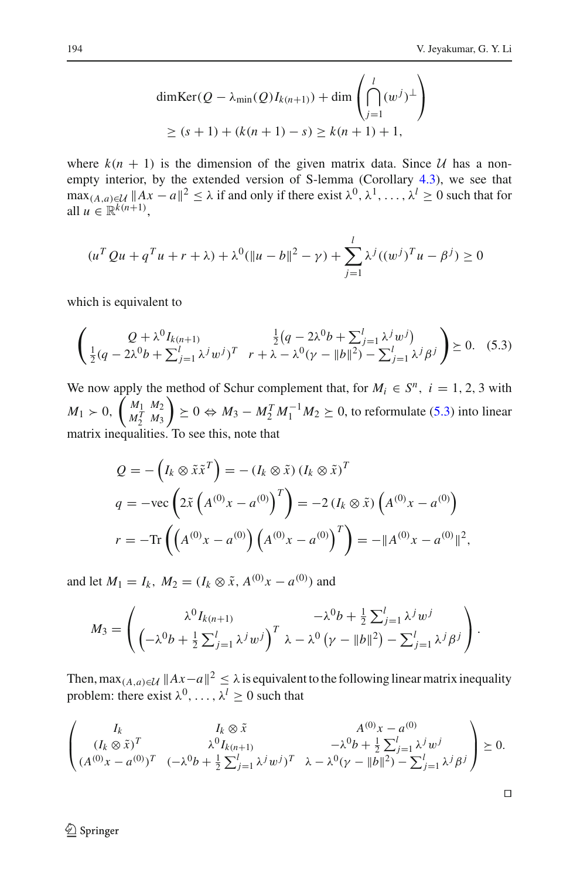$$\dim \mathrm{Ker}(Q - \lambda_{\min}(Q) I_{k(n+1)}) + \dim \left( \bigcap_{j=1}^{l} (w^j)^{\perp} \right)$$
$$\geq (s+1) + (k(n+1) - s) \geq k(n+1) + 1,$$

where $k(n+1)$ is the dimension of the given matrix data. Since $\mathcal{U}$ has a non-empty interior, by the extended version of S-lemma (Corollary 4.3), we see that $\max_{(A,a)\in\mathcal{U}} \|Ax - a\|^2 \leq \lambda$ if and only if there exist $\lambda^0, \lambda^1, \ldots, \lambda^l \geq 0$ such that for all $u \in \mathbb{R}^{k(n+1)}$,

$$(u^T Q u + q^T u + r + \lambda) + \lambda^0(\|u - b\|^2 - \gamma) + \sum_{j=1}^{l} \lambda^j ((w^j)^T u - \beta^j) \geq 0$$

which is equivalent to

$$\begin{pmatrix} Q + \lambda^0 I_{k(n+1)} & \frac{1}{2}\left(q - 2\lambda^0 b + \sum_{j=1}^{l} \lambda^j w^j\right) \\ \frac{1}{2}(q - 2\lambda^0 b + \sum_{j=1}^{l} \lambda^j w^j)^T & r + \lambda - \lambda^0(\gamma - \|b\|^2) - \sum_{j=1}^{l} \lambda^j \beta^j \end{pmatrix} \succeq 0. \quad (5.3)$$

We now apply the method of Schur complement that, for $M_i \in S^n,\ i = 1, 2, 3$ with $M_1 \succ 0$, $\begin{pmatrix} M_1 & M_2 \\ M_2^T & M_3 \end{pmatrix} \succeq 0 \Leftrightarrow M_3 - M_2^T M_1^{-1} M_2 \succeq 0$, to reformulate (5.3) into linear matrix inequalities. To see this, note that

$$Q = -\left(I_k \otimes \tilde{x}\tilde{x}^T\right) = -\left(I_k \otimes \tilde{x}\right)\left(I_k \otimes \tilde{x}\right)^T$$
$$q = -\mathrm{vec}\left(2\tilde{x}\left(A^{(0)}x - a^{(0)}\right)^T\right) = -2\left(I_k \otimes \tilde{x}\right)\left(A^{(0)}x - a^{(0)}\right)$$
$$r = -\mathrm{Tr}\left(\left(A^{(0)}x - a^{(0)}\right)\left(A^{(0)}x - a^{(0)}\right)^T\right) = -\|A^{(0)}x - a^{(0)}\|^2,$$

and let $M_1 = I_k,\ M_2 = (I_k \otimes \tilde{x},\ A^{(0)}x - a^{(0)})$ and

$$M_3 = \begin{pmatrix} \lambda^0 I_{k(n+1)} & -\lambda^0 b + \frac{1}{2}\sum_{j=1}^{l} \lambda^j w^j \\ \left(-\lambda^0 b + \frac{1}{2}\sum_{j=1}^{l} \lambda^j w^j\right)^T & \lambda - \lambda^0\left(\gamma - \|b\|^2\right) - \sum_{j=1}^{l} \lambda^j \beta^j \end{pmatrix}.$$

Then, $\max_{(A,a)\in\mathcal{U}} \|Ax - a\|^2 \leq \lambda$ is equivalent to the following linear matrix inequality problem: there exist $\lambda^0, \ldots, \lambda^l \geq 0$ such that

$$\begin{pmatrix} I_k & I_k \otimes \tilde{x} & A^{(0)}x - a^{(0)} \\ (I_k \otimes \tilde{x})^T & \lambda^0 I_{k(n+1)} & -\lambda^0 b + \frac{1}{2}\sum_{j=1}^{l} \lambda^j w^j \\ (A^{(0)}x - a^{(0)})^T & (-\lambda^0 b + \frac{1}{2}\sum_{j=1}^{l} \lambda^j w^j)^T & \lambda - \lambda^0(\gamma - \|b\|^2) - \sum_{j=1}^{l} \lambda^j \beta^j \end{pmatrix} \succeq 0.$$

□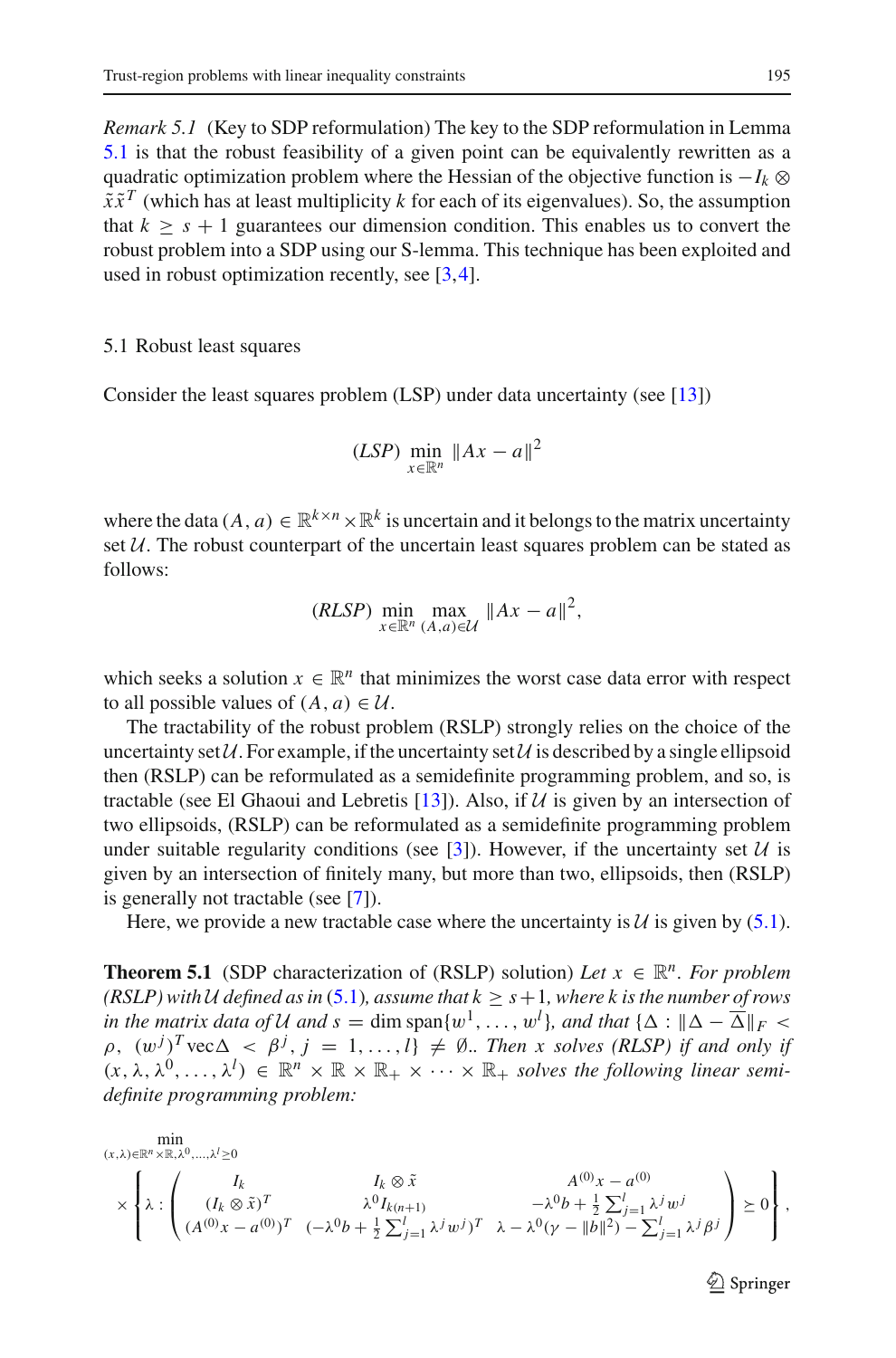*Remark 5.1* (Key to SDP reformulation) The key to the SDP reformulation in Lemma 5.1 is that the robust feasibility of a given point can be equivalently rewritten as a quadratic optimization problem where the Hessian of the objective function is $-I_k \otimes \tilde{x}\tilde{x}^T$ (which has at least multiplicity $k$ for each of its eigenvalues). So, the assumption that $k \geq s+1$ guarantees our dimension condition. This enables us to convert the robust problem into a SDP using our S-lemma. This technique has been exploited and used in robust optimization recently, see [3,4].

## 5.1 Robust least squares

Consider the least squares problem (LSP) under data uncertainty (see [13])

$$(LSP) \ \min_{x \in \mathbb{R}^n} \|Ax - a\|^2$$

where the data $(A, a) \in \mathbb{R}^{k \times n} \times \mathbb{R}^k$ is uncertain and it belongs to the matrix uncertainty set $\mathcal{U}$. The robust counterpart of the uncertain least squares problem can be stated as follows:

$$(RLSP) \ \min_{x \in \mathbb{R}^n} \max_{(A,a) \in \mathcal{U}} \|Ax - a\|^2,$$

which seeks a solution $x \in \mathbb{R}^n$ that minimizes the worst case data error with respect to all possible values of $(A, a) \in \mathcal{U}$.

The tractability of the robust problem (RSLP) strongly relies on the choice of the uncertainty set $\mathcal{U}$. For example, if the uncertainty set $\mathcal{U}$ is described by a single ellipsoid then (RSLP) can be reformulated as a semidefinite programming problem, and so, is tractable (see El Ghaoui and Lebretis [13]). Also, if $\mathcal{U}$ is given by an intersection of two ellipsoids, (RSLP) can be reformulated as a semidefinite programming problem under suitable regularity conditions (see [3]). However, if the uncertainty set $\mathcal{U}$ is given by an intersection of finitely many, but more than two, ellipsoids, then (RSLP) is generally not tractable (see [7]).

Here, we provide a new tractable case where the uncertainty is $\mathcal{U}$ is given by (5.1).

**Theorem 5.1** (SDP characterization of (RSLP) solution) *Let $x \in \mathbb{R}^n$. For problem (RSLP) with $\mathcal{U}$ defined as in (5.1), assume that $k \geq s+1$, where $k$ is the number of rows in the matrix data of $\mathcal{U}$ and $s = \dim \operatorname{span}\{w^1, \ldots, w^l\}$, and that $\{\Delta : \|\Delta - \overline{\Delta}\|_F < \rho, \ (w^j)^T \operatorname{vec}\Delta < \beta^j, j = 1, \ldots, l\} \neq \emptyset$.. Then $x$ solves (RLSP) if and only if $(x, \lambda, \lambda^0, \ldots, \lambda^l) \in \mathbb{R}^n \times \mathbb{R} \times \mathbb{R}_+ \times \cdots \times \mathbb{R}_+$ solves the following linear semi-definite programming problem:*

$$\min_{(x,\lambda) \in \mathbb{R}^n \times \mathbb{R}, \lambda^0, \ldots, \lambda^l \geq 0} \times \left\{ \lambda : \begin{pmatrix} I_k & I_k \otimes \tilde{x} & A^{(0)}x - a^{(0)} \\ (I_k \otimes \tilde{x})^T & \lambda^0 I_{k(n+1)} & -\lambda^0 b + \frac{1}{2}\sum_{j=1}^{l} \lambda^j w^j \\ (A^{(0)}x - a^{(0)})^T & (-\lambda^0 b + \frac{1}{2}\sum_{j=1}^{l} \lambda^j w^j)^T & \lambda - \lambda^0(\gamma - \|b\|^2) - \sum_{j=1}^{l} \lambda^j \beta^j \end{pmatrix} \succeq 0 \right\},$$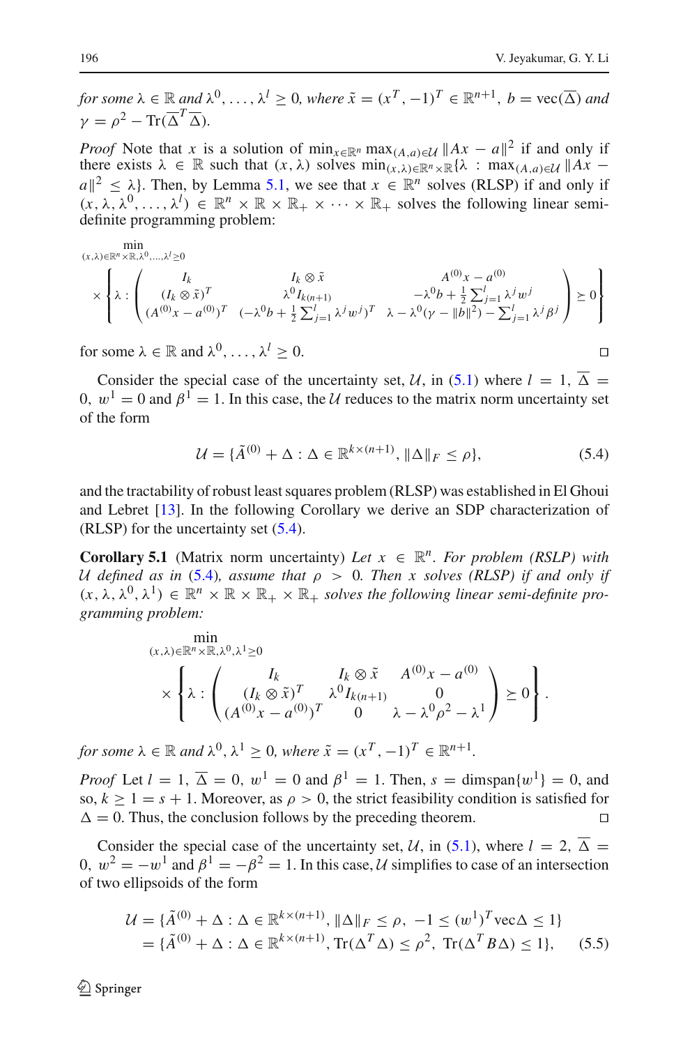*for some* $\lambda \in \mathbb{R}$ *and* $\lambda^0, \ldots, \lambda^l \geq 0$, *where* $\tilde{x} = (x^T, -1)^T \in \mathbb{R}^{n+1}$, $b = \mathrm{vec}(\overline{\Delta})$ *and* $\gamma = \rho^2 - \mathrm{Tr}(\overline{\Delta}^T \overline{\Delta})$.

*Proof* Note that $x$ is a solution of $\min_{x \in \mathbb{R}^n} \max_{(A,a) \in \mathcal{U}} \|Ax - a\|^2$ if and only if there exists $\lambda \in \mathbb{R}$ such that $(x, \lambda)$ solves $\min_{(x,\lambda) \in \mathbb{R}^n \times \mathbb{R}} \{\lambda : \max_{(A,a) \in \mathcal{U}} \|Ax - a\|^2 \leq \lambda\}$. Then, by Lemma 5.1, we see that $x \in \mathbb{R}^n$ solves (RLSP) if and only if $(x, \lambda, \lambda^0, \ldots, \lambda^l) \in \mathbb{R}^n \times \mathbb{R} \times \mathbb{R}_+ \times \cdots \times \mathbb{R}_+$ solves the following linear semi-definite programming problem:

$$\min_{(x,\lambda) \in \mathbb{R}^n \times \mathbb{R}, \lambda^0, \ldots, \lambda^l \geq 0} \times \left\{ \lambda : \begin{pmatrix} I_k & I_k \otimes \tilde{x} & A^{(0)}x - a^{(0)} \\ (I_k \otimes \tilde{x})^T & \lambda^0 I_{k(n+1)} & -\lambda^0 b + \frac{1}{2}\sum_{j=1}^l \lambda^j w^j \\ (A^{(0)}x - a^{(0)})^T & (-\lambda^0 b + \frac{1}{2}\sum_{j=1}^l \lambda^j w^j)^T & \lambda - \lambda^0(\gamma - \|b\|^2) - \sum_{j=1}^l \lambda^j \beta^j \end{pmatrix} \succeq 0 \right\}$$

for some $\lambda \in \mathbb{R}$ and $\lambda^0, \ldots, \lambda^l \geq 0$. $\square$

Consider the special case of the uncertainty set, $\mathcal{U}$, in (5.1) where $l = 1$, $\overline{\Delta} = 0$, $w^1 = 0$ and $\beta^1 = 1$. In this case, the $\mathcal{U}$ reduces to the matrix norm uncertainty set of the form

$$\mathcal{U} = \{\tilde{A}^{(0)} + \Delta : \Delta \in \mathbb{R}^{k \times (n+1)}, \|\Delta\|_F \leq \rho\}, \tag{5.4}$$

and the tractability of robust least squares problem (RLSP) was established in El Ghoui and Lebret [13]. In the following Corollary we derive an SDP characterization of (RLSP) for the uncertainty set (5.4).

**Corollary 5.1** (Matrix norm uncertainty) *Let* $x \in \mathbb{R}^n$. *For problem (RSLP) with* $\mathcal{U}$ *defined as in* (5.4)*, assume that* $\rho > 0$. *Then* $x$ *solves (RLSP) if and only if* $(x, \lambda, \lambda^0, \lambda^1) \in \mathbb{R}^n \times \mathbb{R} \times \mathbb{R}_+ \times \mathbb{R}_+$ *solves the following linear semi-definite programming problem:*

$$\min_{(x,\lambda) \in \mathbb{R}^n \times \mathbb{R}, \lambda^0, \lambda^1 \geq 0} \times \left\{ \lambda : \begin{pmatrix} I_k & I_k \otimes \tilde{x} & A^{(0)}x - a^{(0)} \\ (I_k \otimes \tilde{x})^T & \lambda^0 I_{k(n+1)} & 0 \\ (A^{(0)}x - a^{(0)})^T & 0 & \lambda - \lambda^0 \rho^2 - \lambda^1 \end{pmatrix} \succeq 0 \right\}.$$

*for some* $\lambda \in \mathbb{R}$ *and* $\lambda^0, \lambda^1 \geq 0$, *where* $\tilde{x} = (x^T, -1)^T \in \mathbb{R}^{n+1}$.

*Proof* Let $l = 1$, $\overline{\Delta} = 0$, $w^1 = 0$ and $\beta^1 = 1$. Then, $s = \mathrm{dimspan}\{w^1\} = 0$, and so, $k \geq 1 = s + 1$. Moreover, as $\rho > 0$, the strict feasibility condition is satisfied for $\Delta = 0$. Thus, the conclusion follows by the preceding theorem. $\square$

Consider the special case of the uncertainty set, $\mathcal{U}$, in (5.1), where $l = 2$, $\overline{\Delta} = 0$, $w^2 = -w^1$ and $\beta^1 = -\beta^2 = 1$. In this case, $\mathcal{U}$ simplifies to case of an intersection of two ellipsoids of the form

$$\begin{aligned} \mathcal{U} &= \{\tilde{A}^{(0)} + \Delta : \Delta \in \mathbb{R}^{k \times (n+1)}, \|\Delta\|_F \leq \rho, \ -1 \leq (w^1)^T \mathrm{vec}\Delta \leq 1\} \\ &= \{\tilde{A}^{(0)} + \Delta : \Delta \in \mathbb{R}^{k \times (n+1)}, \mathrm{Tr}(\Delta^T \Delta) \leq \rho^2, \ \mathrm{Tr}(\Delta^T B \Delta) \leq 1\}, \end{aligned} \tag{5.5}$$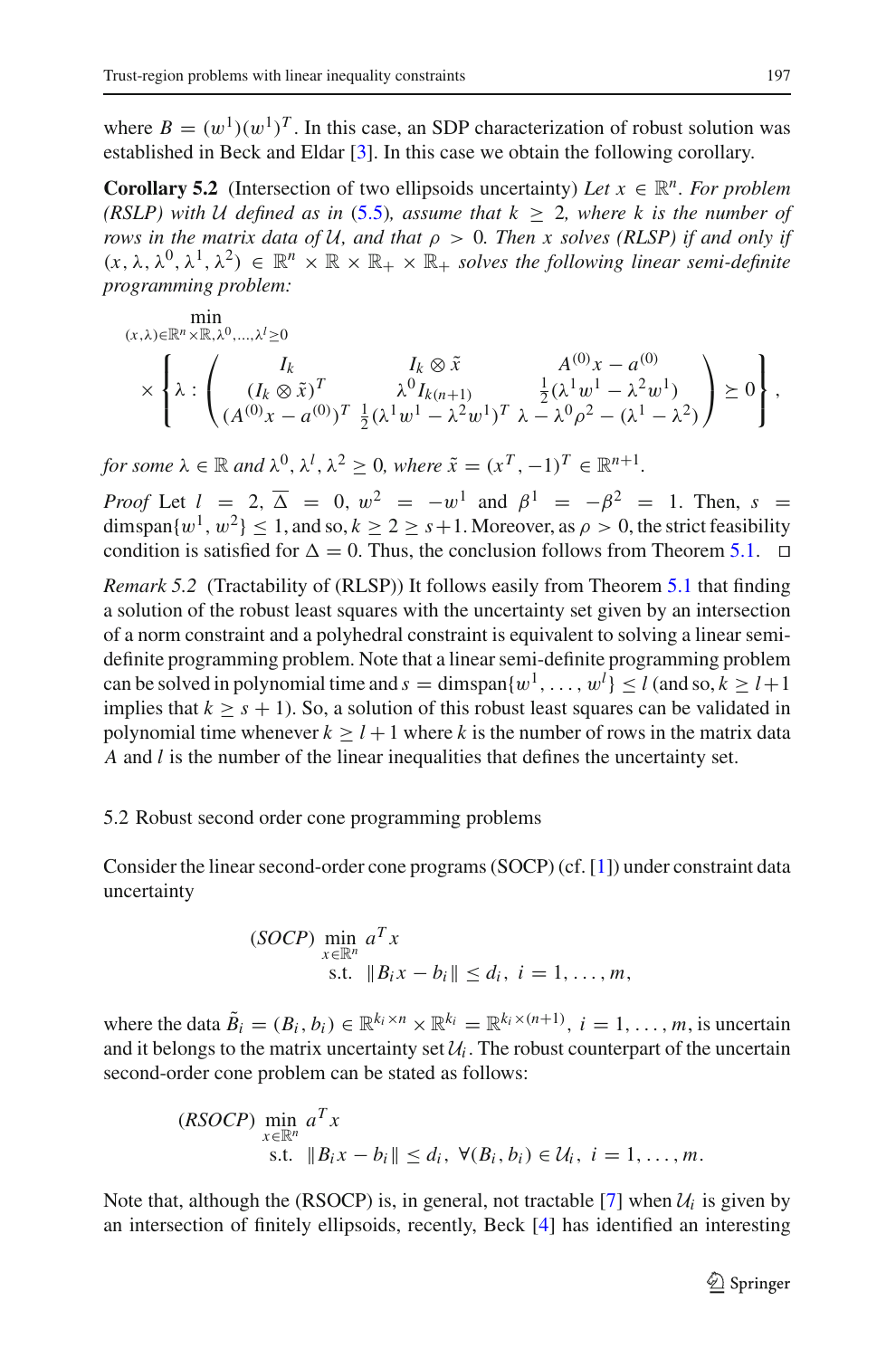where $B = (w^1)(w^1)^T$. In this case, an SDP characterization of robust solution was established in Beck and Eldar [3]. In this case we obtain the following corollary.

**Corollary 5.2** (Intersection of two ellipsoids uncertainty) *Let $x \in \mathbb{R}^n$. For problem (RSLP) with $\mathcal{U}$ defined as in (5.5), assume that $k \geq 2$, where $k$ is the number of rows in the matrix data of $\mathcal{U}$, and that $\rho > 0$. Then $x$ solves (RLSP) if and only if $(x, \lambda, \lambda^0, \lambda^1, \lambda^2) \in \mathbb{R}^n \times \mathbb{R} \times \mathbb{R}_+ \times \mathbb{R}_+$ solves the following linear semi-definite programming problem:*

$$\min_{(x,\lambda)\in\mathbb{R}^n\times\mathbb{R},\lambda^0,\ldots,\lambda^l\geq 0} \times \left\{ \lambda : \begin{pmatrix} I_k & I_k \otimes \tilde{x} & A^{(0)}x - a^{(0)} \\ (I_k \otimes \tilde{x})^T & \lambda^0 I_{k(n+1)} & \frac{1}{2}(\lambda^1 w^1 - \lambda^2 w^1) \\ (A^{(0)}x - a^{(0)})^T & \frac{1}{2}(\lambda^1 w^1 - \lambda^2 w^1)^T & \lambda - \lambda^0 \rho^2 - (\lambda^1 - \lambda^2) \end{pmatrix} \succeq 0 \right\},$$

*for some $\lambda \in \mathbb{R}$ and $\lambda^0, \lambda^l, \lambda^2 \geq 0$, where $\tilde{x} = (x^T, -1)^T \in \mathbb{R}^{n+1}$.*

*Proof* Let $l = 2$, $\overline{\Delta} = 0$, $w^2 = -w^1$ and $\beta^1 = -\beta^2 = 1$. Then, $s = \dim\text{span}\{w^1, w^2\} \leq 1$, and so, $k \geq 2 \geq s+1$. Moreover, as $\rho > 0$, the strict feasibility condition is satisfied for $\Delta = 0$. Thus, the conclusion follows from Theorem 5.1. $\square$

*Remark 5.2* (Tractability of (RLSP)) It follows easily from Theorem 5.1 that finding a solution of the robust least squares with the uncertainty set given by an intersection of a norm constraint and a polyhedral constraint is equivalent to solving a linear semi-definite programming problem. Note that a linear semi-definite programming problem can be solved in polynomial time and $s = \dim\text{span}\{w^1, \ldots, w^l\} \leq l$ (and so, $k \geq l+1$ implies that $k \geq s+1$). So, a solution of this robust least squares can be validated in polynomial time whenever $k \geq l+1$ where $k$ is the number of rows in the matrix data $A$ and $l$ is the number of the linear inequalities that defines the uncertainty set.

### 5.2 Robust second order cone programming problems

Consider the linear second-order cone programs (SOCP) (cf. [1]) under constraint data uncertainty

$$(SOCP) \min_{x\in\mathbb{R}^n} a^T x$$
$$\text{s.t. } \|B_i x - b_i\| \leq d_i, \ i = 1, \ldots, m,$$

where the data $\tilde{B}_i = (B_i, b_i) \in \mathbb{R}^{k_i \times n} \times \mathbb{R}^{k_i} = \mathbb{R}^{k_i \times (n+1)}$, $i = 1, \ldots, m$, is uncertain and it belongs to the matrix uncertainty set $\mathcal{U}_i$. The robust counterpart of the uncertain second-order cone problem can be stated as follows:

$$(RSOCP) \min_{x\in\mathbb{R}^n} a^T x$$
$$\text{s.t. } \|B_i x - b_i\| \leq d_i, \ \forall (B_i, b_i) \in \mathcal{U}_i, \ i = 1, \ldots, m.$$

Note that, although the (RSOCP) is, in general, not tractable [7] when $\mathcal{U}_i$ is given by an intersection of finitely ellipsoids, recently, Beck [4] has identified an interesting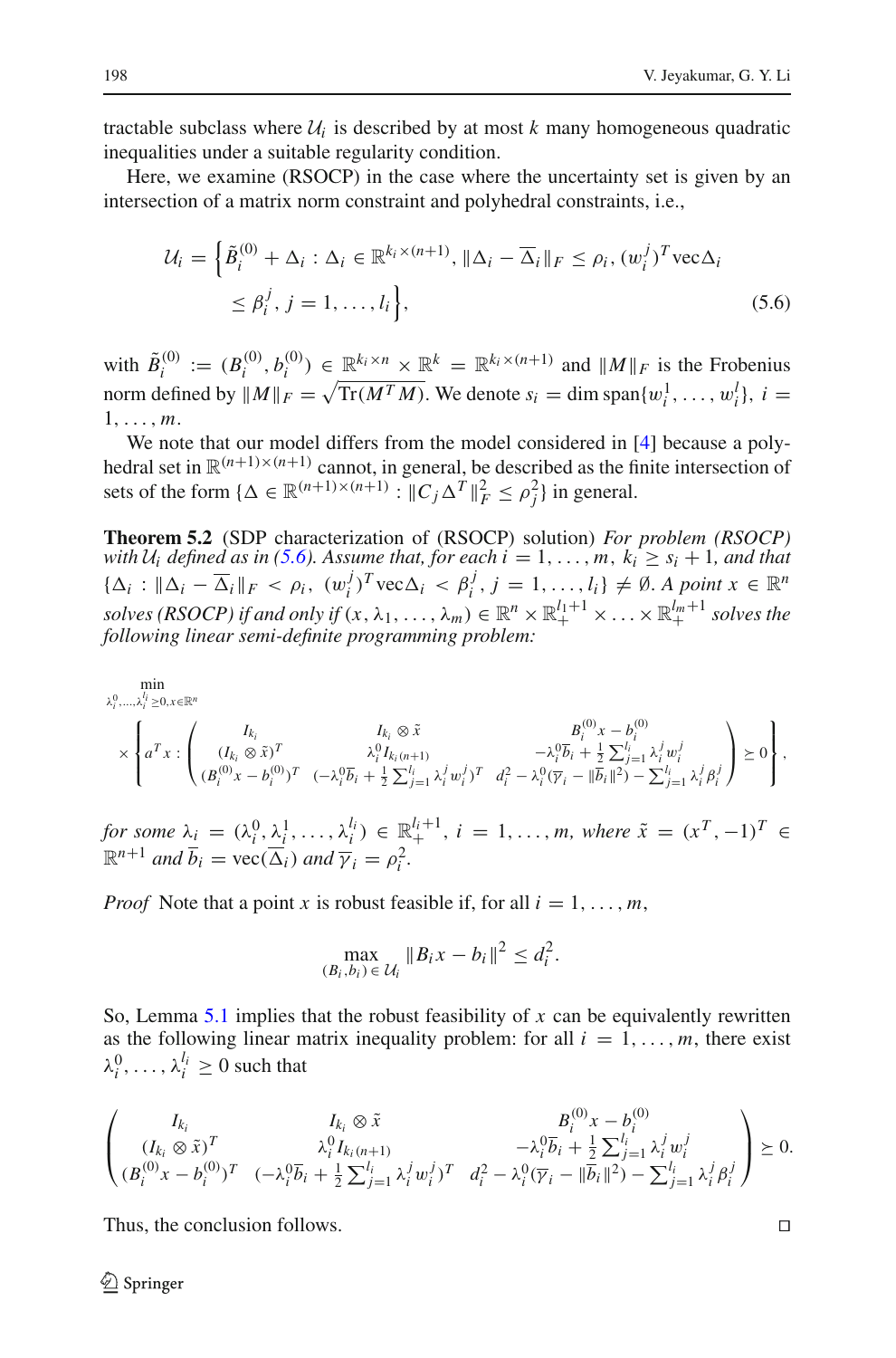tractable subclass where $\mathcal{U}_i$ is described by at most $k$ many homogeneous quadratic inequalities under a suitable regularity condition.

Here, we examine (RSOCP) in the case where the uncertainty set is given by an intersection of a matrix norm constraint and polyhedral constraints, i.e.,

$$\mathcal{U}_i = \Big\{ \tilde{B}_i^{(0)} + \Delta_i : \Delta_i \in \mathbb{R}^{k_i \times (n+1)}, \|\Delta_i - \overline{\Delta}_i\|_F \leq \rho_i, (w_i^j)^T \mathrm{vec}\Delta_i \leq \beta_i^j, j = 1, \ldots, l_i \Big\}, \tag{5.6}$$

with $\tilde{B}_i^{(0)} := (B_i^{(0)}, b_i^{(0)}) \in \mathbb{R}^{k_i \times n} \times \mathbb{R}^k = \mathbb{R}^{k_i \times (n+1)}$ and $\|M\|_F$ is the Frobenius norm defined by $\|M\|_F = \sqrt{\mathrm{Tr}(M^T M)}$. We denote $s_i = \dim \mathrm{span}\{w_i^1, \ldots, w_i^l\}$, $i = 1, \ldots, m$.

We note that our model differs from the model considered in [4] because a polyhedral set in $\mathbb{R}^{(n+1)\times(n+1)}$ cannot, in general, be described as the finite intersection of sets of the form $\{\Delta \in \mathbb{R}^{(n+1)\times(n+1)} : \|C_j \Delta^T\|_F^2 \leq \rho_j^2\}$ in general.

**Theorem 5.2** (SDP characterization of (RSOCP) solution) *For problem (RSOCP) with $\mathcal{U}_i$ defined as in (5.6). Assume that, for each $i = 1, \ldots, m$, $k_i \geq s_i + 1$, and that $\{\Delta_i : \|\Delta_i - \overline{\Delta}_i\|_F < \rho_i, (w_i^j)^T \mathrm{vec}\Delta_i < \beta_i^j, j = 1, \ldots, l_i\} \neq \emptyset$. A point $x \in \mathbb{R}^n$ solves (RSOCP) if and only if $(x, \lambda_1, \ldots, \lambda_m) \in \mathbb{R}^n \times \mathbb{R}_+^{l_1+1} \times \ldots \times \mathbb{R}_+^{l_m+1}$ solves the following linear semi-definite programming problem:*

$$\min_{\lambda_i^0, \ldots, \lambda_i^{l_i} \geq 0, x \in \mathbb{R}^n} \left\{ a^T x : \begin{pmatrix} I_{k_i} & I_{k_i} \otimes \tilde{x} & B_i^{(0)} x - b_i^{(0)} \\ (I_{k_i} \otimes \tilde{x})^T & \lambda_i^0 I_{k_i(n+1)} & -\lambda_i^0 \overline{b}_i + \frac{1}{2}\sum_{j=1}^{l_i} \lambda_i^j w_i^j \\ (B_i^{(0)} x - b_i^{(0)})^T & (-\lambda_i^0 \overline{b}_i + \frac{1}{2}\sum_{j=1}^{l_i} \lambda_i^j w_i^j)^T & d_i^2 - \lambda_i^0(\overline{\gamma}_i - \|\overline{b}_i\|^2) - \sum_{j=1}^{l_i} \lambda_i^j \beta_i^j \end{pmatrix} \succeq 0 \right\},$$

*for some $\lambda_i = (\lambda_i^0, \lambda_i^1, \ldots, \lambda_i^{l_i}) \in \mathbb{R}_+^{l_i+1}$, $i = 1, \ldots, m$, where $\tilde{x} = (x^T, -1)^T \in \mathbb{R}^{n+1}$ and $\overline{b}_i = \mathrm{vec}(\overline{\Delta}_i)$ and $\overline{\gamma}_i = \rho_i^2$.*

*Proof* Note that a point $x$ is robust feasible if, for all $i = 1, \ldots, m$,

$$\max_{(B_i, b_i) \in \mathcal{U}_i} \|B_i x - b_i\|^2 \leq d_i^2.$$

So, Lemma 5.1 implies that the robust feasibility of $x$ can be equivalently rewritten as the following linear matrix inequality problem: for all $i = 1, \ldots, m$, there exist $\lambda_i^0, \ldots, \lambda_i^{l_i} \geq 0$ such that

$$\begin{pmatrix} I_{k_i} & I_{k_i} \otimes \tilde{x} & B_i^{(0)} x - b_i^{(0)} \\ (I_{k_i} \otimes \tilde{x})^T & \lambda_i^0 I_{k_i(n+1)} & -\lambda_i^0 \overline{b}_i + \frac{1}{2}\sum_{j=1}^{l_i} \lambda_i^j w_i^j \\ (B_i^{(0)} x - b_i^{(0)})^T & (-\lambda_i^0 \overline{b}_i + \frac{1}{2}\sum_{j=1}^{l_i} \lambda_i^j w_i^j)^T & d_i^2 - \lambda_i^0(\overline{\gamma}_i - \|\overline{b}_i\|^2) - \sum_{j=1}^{l_i} \lambda_i^j \beta_i^j \end{pmatrix} \succeq 0.$$

Thus, the conclusion follows. □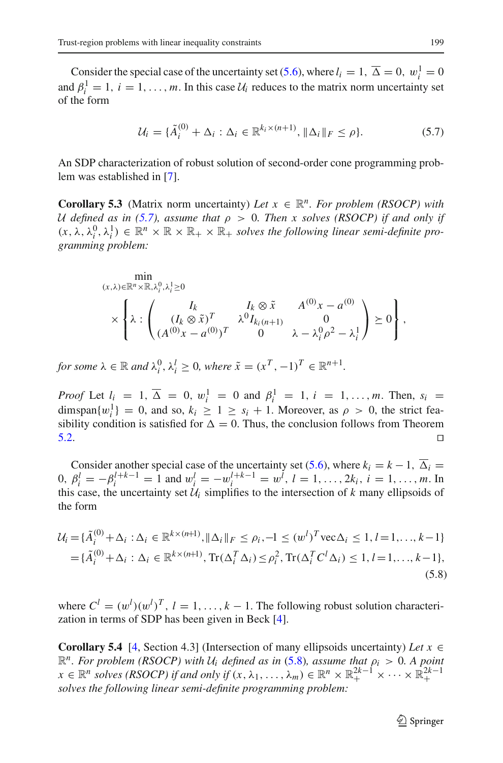Consider the special case of the uncertainty set (5.6), where $l_i = 1,\ \overline{\Delta} = 0,\ w_i^1 = 0$ and $\beta_i^1 = 1,\ i = 1, \ldots, m$. In this case $\mathcal{U}_i$ reduces to the matrix norm uncertainty set of the form

$$\mathcal{U}_i = \{\tilde{A}_i^{(0)} + \Delta_i : \Delta_i \in \mathbb{R}^{k_i \times (n+1)},\ \|\Delta_i\|_F \leq \rho\}. \tag{5.7}$$

An SDP characterization of robust solution of second-order cone programming problem was established in [7].

**Corollary 5.3** (Matrix norm uncertainty) *Let $x \in \mathbb{R}^n$. For problem (RSOCP) with $\mathcal{U}$ defined as in (5.7), assume that $\rho > 0$. Then $x$ solves (RSOCP) if and only if $(x, \lambda, \lambda_i^0, \lambda_i^1) \in \mathbb{R}^n \times \mathbb{R} \times \mathbb{R}_+ \times \mathbb{R}_+$ solves the following linear semi-definite programming problem:*

$$\min_{(x,\lambda)\in\mathbb{R}^n\times\mathbb{R},\lambda_i^0,\lambda_i^1\geq 0} \times \left\{ \lambda : \begin{pmatrix} I_k & I_k \otimes \tilde{x} & A^{(0)}x - a^{(0)} \\ (I_k \otimes \tilde{x})^T & \lambda^0 I_{k_i(n+1)} & 0 \\ (A^{(0)}x - a^{(0)})^T & 0 & \lambda - \lambda_i^0 \rho^2 - \lambda_i^1 \end{pmatrix} \succeq 0 \right\},$$

*for some $\lambda \in \mathbb{R}$ and $\lambda_i^0, \lambda_i^l \geq 0$, where $\tilde{x} = (x^T, -1)^T \in \mathbb{R}^{n+1}$.*

*Proof* Let $l_i = 1,\ \overline{\Delta} = 0,\ w_i^1 = 0$ and $\beta_i^1 = 1,\ i = 1, \ldots, m$. Then, $s_i = \mathrm{dimspan}\{w_i^1\} = 0$, and so, $k_i \geq 1 \geq s_i + 1$. Moreover, as $\rho > 0$, the strict feasibility condition is satisfied for $\Delta = 0$. Thus, the conclusion follows from Theorem 5.2. □

Consider another special case of the uncertainty set (5.6), where $k_i = k - 1,\ \overline{\Delta}_i = 0,\ \beta_i^l = -\beta_i^{l+k-1} = 1$ and $w_i^l = -w_i^{l+k-1} = w^l,\ l = 1, \ldots, 2k_i,\ i = 1, \ldots, m$. In this case, the uncertainty set $\mathcal{U}_i$ simplifies to the intersection of $k$ many ellipsoids of the form

$$\begin{aligned}\mathcal{U}_i &= \{\tilde{A}_i^{(0)} + \Delta_i : \Delta_i \in \mathbb{R}^{k\times(n+1)}, \|\Delta_i\|_F \leq \rho_i, -1 \leq (w^l)^T \mathrm{vec}\Delta_i \leq 1, l = 1, \ldots, k-1\} \\ &= \{\tilde{A}_i^{(0)} + \Delta_i : \Delta_i \in \mathbb{R}^{k\times(n+1)}, \mathrm{Tr}(\Delta_i^T \Delta_i) \leq \rho_i^2, \mathrm{Tr}(\Delta_i^T C^l \Delta_i) \leq 1, l = 1, \ldots, k-1\},\end{aligned} \tag{5.8}$$

where $C^l = (w^l)(w^l)^T,\ l = 1, \ldots, k-1$. The following robust solution characterization in terms of SDP has been given in Beck [4].

**Corollary 5.4** [4, Section 4.3] (Intersection of many ellipsoids uncertainty) *Let $x \in \mathbb{R}^n$. For problem (RSOCP) with $\mathcal{U}_i$ defined as in (5.8), assume that $\rho_i > 0$. A point $x \in \mathbb{R}^n$ solves (RSOCP) if and only if $(x, \lambda_1, \ldots, \lambda_m) \in \mathbb{R}^n \times \mathbb{R}_+^{2k-1} \times \cdots \times \mathbb{R}_+^{2k-1}$ solves the following linear semi-definite programming problem:*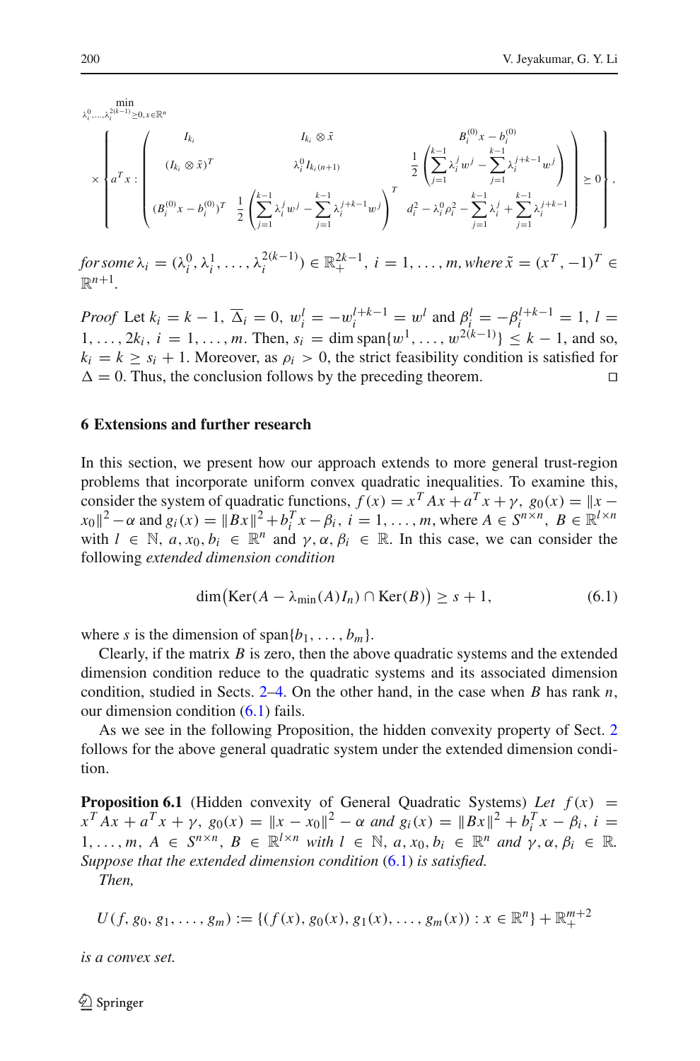$$
\min_{\lambda_i^0,\ldots,\lambda_i^{2(k-1)}\geq 0, x\in\mathbb{R}^n}
$$

$$
\times \left\{ a^T x : \begin{pmatrix} I_{k_i} & I_{k_i}\otimes \tilde{x} & B_i^{(0)}x - b_i^{(0)} \\ (I_{k_i}\otimes \tilde{x})^T & \lambda_i^0 I_{k_i(n+1)} & \frac{1}{2}\left(\sum_{j=1}^{k-1}\lambda_i^j w^j - \sum_{j=1}^{k-1}\lambda_i^{j+k-1}w^j\right) \\ (B_i^{(0)}x - b_i^{(0)})^T & \frac{1}{2}\left(\sum_{j=1}^{k-1}\lambda_i^j w^j - \sum_{j=1}^{k-1}\lambda_i^{j+k-1}w^j\right)^T & d_i^2 - \lambda_i^0\rho_i^2 - \sum_{j=1}^{k-1}\lambda_i^j + \sum_{j=1}^{k-1}\lambda_i^{j+k-1} \end{pmatrix} \succeq 0 \right\},
$$

*for some* $\lambda_i = (\lambda_i^0, \lambda_i^1, \ldots, \lambda_i^{2(k-1)}) \in \mathbb{R}_+^{2k-1}$, $i = 1, \ldots, m$, *where* $\tilde{x} = (x^T, -1)^T \in \mathbb{R}^{n+1}$.

*Proof* Let $k_i = k-1$, $\overline{\Delta}_i = 0$, $w_i^l = -w_i^{l+k-1} = w^l$ and $\beta_i^l = -\beta_i^{l+k-1} = 1$, $l = 1, \ldots, 2k_i$, $i = 1, \ldots, m$. Then, $s_i = \dim \operatorname{span}\{w^1, \ldots, w^{2(k-1)}\} \leq k-1$, and so, $k_i = k \geq s_i + 1$. Moreover, as $\rho_i > 0$, the strict feasibility condition is satisfied for $\Delta = 0$. Thus, the conclusion follows by the preceding theorem. □

## 6 Extensions and further research

In this section, we present how our approach extends to more general trust-region problems that incorporate uniform convex quadratic inequalities. To examine this, consider the system of quadratic functions, $f(x) = x^T Ax + a^T x + \gamma$, $g_0(x) = \|x - x_0\|^2 - \alpha$ and $g_i(x) = \|Bx\|^2 + b_i^T x - \beta_i$, $i = 1, \ldots, m$, where $A \in S^{n\times n}$, $B \in \mathbb{R}^{l\times n}$ with $l \in \mathbb{N}$, $a, x_0, b_i \in \mathbb{R}^n$ and $\gamma, \alpha, \beta_i \in \mathbb{R}$. In this case, we can consider the following *extended dimension condition*

$$
\dim\big(\operatorname{Ker}(A - \lambda_{\min}(A)I_n) \cap \operatorname{Ker}(B)\big) \geq s + 1, \tag{6.1}
$$

where $s$ is the dimension of $\operatorname{span}\{b_1, \ldots, b_m\}$.

Clearly, if the matrix $B$ is zero, then the above quadratic systems and the extended dimension condition reduce to the quadratic systems and its associated dimension condition, studied in Sects. 2–4. On the other hand, in the case when $B$ has rank $n$, our dimension condition (6.1) fails.

As we see in the following Proposition, the hidden convexity property of Sect. 2 follows for the above general quadratic system under the extended dimension condition.

**Proposition 6.1** (Hidden convexity of General Quadratic Systems) *Let* $f(x) = x^T Ax + a^T x + \gamma$, $g_0(x) = \|x - x_0\|^2 - \alpha$ *and* $g_i(x) = \|Bx\|^2 + b_i^T x - \beta_i$, $i = 1, \ldots, m$, $A \in S^{n\times n}$, $B \in \mathbb{R}^{l\times n}$ *with* $l \in \mathbb{N}$, $a, x_0, b_i \in \mathbb{R}^n$ *and* $\gamma, \alpha, \beta_i \in \mathbb{R}$. *Suppose that the extended dimension condition* (6.1) *is satisfied.*

*Then,*

$$
U(f, g_0, g_1, \ldots, g_m) := \{(f(x), g_0(x), g_1(x), \ldots, g_m(x)) : x \in \mathbb{R}^n\} + \mathbb{R}_+^{m+2}
$$

*is a convex set.*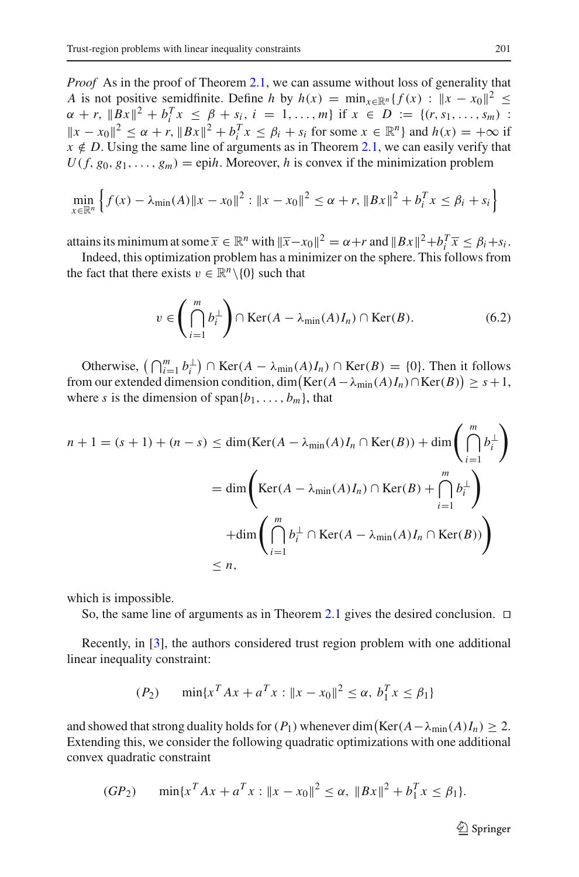*Proof* As in the proof of Theorem 2.1, we can assume without loss of generality that $A$ is not positive semidfinite. Define $h$ by $h(x) = \min_{x \in \mathbb{R}^n}\{f(x) : \|x - x_0\|^2 \leq \alpha + r, \ \|Bx\|^2 + b_i^T x \leq \beta + s_i, \ i = 1, \ldots, m\}$ if $x \in D := \{(r, s_1, \ldots, s_m) : \|x - x_0\|^2 \leq \alpha + r, \|Bx\|^2 + b_i^T x \leq \beta_i + s_i$ for some $x \in \mathbb{R}^n\}$ and $h(x) = +\infty$ if $x \notin D$. Using the same line of arguments as in Theorem 2.1, we can easily verify that $U(f, g_0, g_1, \ldots, g_m) = \text{epi} h$. Moreover, $h$ is convex if the minimization problem

$$\min_{x \in \mathbb{R}^n} \left\{ f(x) - \lambda_{\min}(A)\|x - x_0\|^2 : \|x - x_0\|^2 \leq \alpha + r, \ \|Bx\|^2 + b_i^T x \leq \beta_i + s_i \right\}$$

attains its minimum at some $\overline{x} \in \mathbb{R}^n$ with $\|\overline{x} - x_0\|^2 = \alpha + r$ and $\|Bx\|^2 + b_i^T \overline{x} \leq \beta_i + s_i$.

Indeed, this optimization problem has a minimizer on the sphere. This follows from the fact that there exists $v \in \mathbb{R}^n \backslash \{0\}$ such that

$$v \in \left( \bigcap_{i=1}^{m} b_i^{\perp} \right) \cap \text{Ker}(A - \lambda_{\min}(A) I_n) \cap \text{Ker}(B). \tag{6.2}$$

Otherwise, $\left(\bigcap_{i=1}^{m} b_i^{\perp}\right) \cap \text{Ker}(A - \lambda_{\min}(A) I_n) \cap \text{Ker}(B) = \{0\}$. Then it follows from our extended dimension condition, $\dim\big(\text{Ker}(A - \lambda_{\min}(A) I_n) \cap \text{Ker}(B)\big) \geq s + 1$, where $s$ is the dimension of $\text{span}\{b_1, \ldots, b_m\}$, that

$$\begin{aligned}
n + 1 = (s + 1) + (n - s) &\leq \dim(\text{Ker}(A - \lambda_{\min}(A) I_n \cap \text{Ker}(B)) + \dim\left( \bigcap_{i=1}^{m} b_i^{\perp} \right) \\
&= \dim\left( \text{Ker}(A - \lambda_{\min}(A) I_n) \cap \text{Ker}(B) + \bigcap_{i=1}^{m} b_i^{\perp} \right) \\
&\quad + \dim\left( \bigcap_{i=1}^{m} b_i^{\perp} \cap \text{Ker}(A - \lambda_{\min}(A) I_n \cap \text{Ker}(B)) \right) \\
&\leq n,
\end{aligned}$$

which is impossible.

So, the same line of arguments as in Theorem 2.1 gives the desired conclusion. $\square$

Recently, in [3], the authors considered trust region problem with one additional linear inequality constraint:

$$(P_2) \qquad \min\{x^T Ax + a^T x : \|x - x_0\|^2 \leq \alpha, \ b_1^T x \leq \beta_1\}$$

and showed that strong duality holds for $(P_1)$ whenever $\dim\big(\text{Ker}(A - \lambda_{\min}(A) I_n\big) \geq 2$. Extending this, we consider the following quadratic optimizations with one additional convex quadratic constraint

$$(GP_2) \qquad \min\{x^T Ax + a^T x : \|x - x_0\|^2 \leq \alpha, \ \|Bx\|^2 + b_1^T x \leq \beta_1\}.$$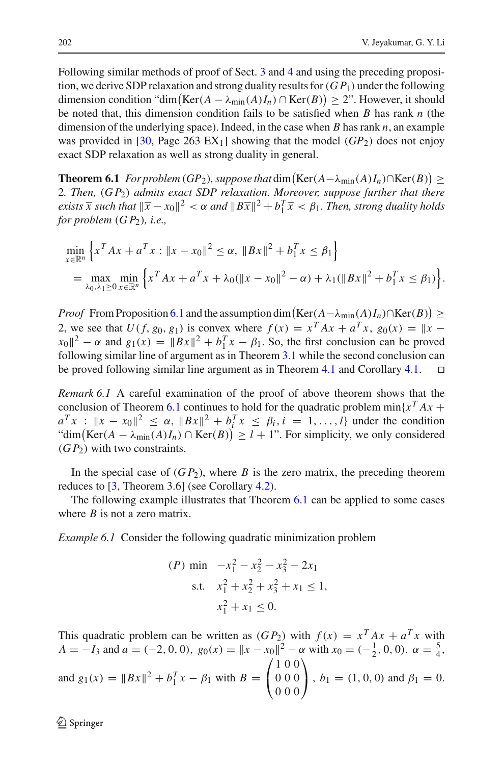Following similar methods of proof of Sect. 3 and 4 and using the preceding proposition, we derive SDP relaxation and strong duality results for $(GP_1)$ under the following dimension condition "$\dim\big(\mathrm{Ker}(A-\lambda_{\min}(A)I_n)\cap \mathrm{Ker}(B)\big) \geq 2$". However, it should be noted that, this dimension condition fails to be satisfied when $B$ has rank $n$ (the dimension of the underlying space). Indeed, in the case when $B$ has rank $n$, an example was provided in [30, Page 263 EX$_1$] showing that the model $(GP_2)$ does not enjoy exact SDP relaxation as well as strong duality in general.

**Theorem 6.1** *For problem $(GP_2)$, suppose that $\dim\big(\mathrm{Ker}(A-\lambda_{\min}(A)I_n)\cap \mathrm{Ker}(B)\big) \geq 2$. Then, $(GP_2)$ admits exact SDP relaxation. Moreover, suppose further that there exists $\overline{x}$ such that $\|\overline{x}-x_0\|^2 < \alpha$ and $\|B\overline{x}\|^2 + b_1^T\overline{x} < \beta_1$. Then, strong duality holds for problem $(GP_2)$, i.e.,*

$$
\begin{aligned}
&\min_{x\in\mathbb{R}^n}\left\{x^TAx+a^Tx : \|x-x_0\|^2 \leq \alpha,\ \|Bx\|^2+b_1^Tx \leq \beta_1\right\}\\
&= \max_{\lambda_0,\lambda_1\geq 0}\min_{x\in\mathbb{R}^n}\left\{x^TAx+a^Tx+\lambda_0(\|x-x_0\|^2-\alpha)+\lambda_1(\|Bx\|^2+b_1^Tx \leq \beta_1)\right\}.
\end{aligned}
$$

*Proof* From Proposition 6.1 and the assumption $\dim\big(\mathrm{Ker}(A-\lambda_{\min}(A)I_n)\cap \mathrm{Ker}(B)\big) \geq 2$, we see that $U(f, g_0, g_1)$ is convex where $f(x) = x^TAx + a^Tx$, $g_0(x) = \|x - x_0\|^2 - \alpha$ and $g_1(x) = \|Bx\|^2 + b_1^Tx - \beta_1$. So, the first conclusion can be proved following similar line of argument as in Theorem 3.1 while the second conclusion can be proved following similar line argument as in Theorem 4.1 and Corollary 4.1. □

*Remark 6.1* A careful examination of the proof of above theorem shows that the conclusion of Theorem 6.1 continues to hold for the quadratic problem $\min\{x^TAx + a^Tx : \|x-x_0\|^2 \leq \alpha,\ \|Bx\|^2 + b_i^Tx \leq \beta_i, i = 1,\ldots,l\}$ under the condition "$\dim\big(\mathrm{Ker}(A-\lambda_{\min}(A)I_n)\cap \mathrm{Ker}(B)\big) \geq l+1$". For simplicity, we only considered $(GP_2)$ with two constraints.

In the special case of $(GP_2)$, where $B$ is the zero matrix, the preceding theorem reduces to [3, Theorem 3.6] (see Corollary 4.2).

The following example illustrates that Theorem 6.1 can be applied to some cases where $B$ is not a zero matrix.

*Example 6.1* Consider the following quadratic minimization problem

$$
\begin{aligned}
(P)\ \min\quad & -x_1^2 - x_2^2 - x_3^2 - 2x_1\\
\text{s.t.}\quad & x_1^2 + x_2^2 + x_3^2 + x_1 \leq 1,\\
& x_1^2 + x_1 \leq 0.
\end{aligned}
$$

This quadratic problem can be written as $(GP_2)$ with $f(x) = x^TAx + a^Tx$ with $A = -I_3$ and $a = (-2, 0, 0)$, $g_0(x) = \|x-x_0\|^2 - \alpha$ with $x_0 = (-\frac{1}{2}, 0, 0)$, $\alpha = \frac{5}{4}$, and $g_1(x) = \|Bx\|^2 + b_1^Tx - \beta_1$ with $B = \begin{pmatrix} 1 & 0 & 0\\ 0 & 0 & 0\\ 0 & 0 & 0\end{pmatrix}$, $b_1 = (1, 0, 0)$ and $\beta_1 = 0$.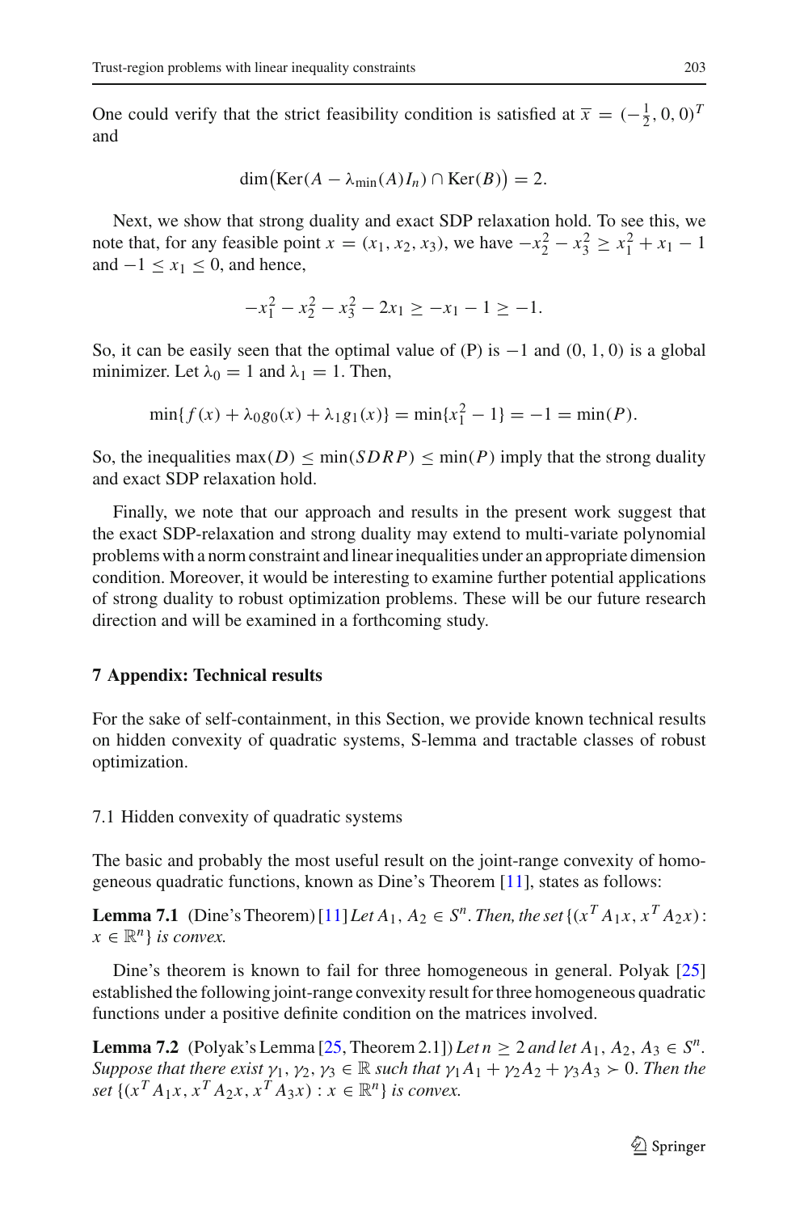One could verify that the strict feasibility condition is satisfied at $\overline{x} = (-\frac{1}{2}, 0, 0)^T$ and

$$\dim\big(\mathrm{Ker}(A - \lambda_{\min}(A)I_n) \cap \mathrm{Ker}(B)\big) = 2.$$

Next, we show that strong duality and exact SDP relaxation hold. To see this, we note that, for any feasible point $x = (x_1, x_2, x_3)$, we have $-x_2^2 - x_3^2 \geq x_1^2 + x_1 - 1$ and $-1 \leq x_1 \leq 0$, and hence,

$$-x_1^2 - x_2^2 - x_3^2 - 2x_1 \geq -x_1 - 1 \geq -1.$$

So, it can be easily seen that the optimal value of (P) is $-1$ and $(0, 1, 0)$ is a global minimizer. Let $\lambda_0 = 1$ and $\lambda_1 = 1$. Then,

$$\min\{f(x) + \lambda_0 g_0(x) + \lambda_1 g_1(x)\} = \min\{x_1^2 - 1\} = -1 = \min(P).$$

So, the inequalities $\max(D) \leq \min(SDRP) \leq \min(P)$ imply that the strong duality and exact SDP relaxation hold.

Finally, we note that our approach and results in the present work suggest that the exact SDP-relaxation and strong duality may extend to multi-variate polynomial problems with a norm constraint and linear inequalities under an appropriate dimension condition. Moreover, it would be interesting to examine further potential applications of strong duality to robust optimization problems. These will be our future research direction and will be examined in a forthcoming study.

## 7 Appendix: Technical results

For the sake of self-containment, in this Section, we provide known technical results on hidden convexity of quadratic systems, S-lemma and tractable classes of robust optimization.

### 7.1 Hidden convexity of quadratic systems

The basic and probably the most useful result on the joint-range convexity of homogeneous quadratic functions, known as Dine's Theorem [11], states as follows:

**Lemma 7.1** (Dine's Theorem) [11] *Let $A_1, A_2 \in S^n$. Then, the set $\{(x^T A_1 x, x^T A_2 x) : x \in \mathbb{R}^n\}$ is convex.*

Dine's theorem is known to fail for three homogeneous in general. Polyak [25] established the following joint-range convexity result for three homogeneous quadratic functions under a positive definite condition on the matrices involved.

**Lemma 7.2** (Polyak's Lemma [25, Theorem 2.1]) *Let $n \geq 2$ and let $A_1, A_2, A_3 \in S^n$. Suppose that there exist $\gamma_1, \gamma_2, \gamma_3 \in \mathbb{R}$ such that $\gamma_1 A_1 + \gamma_2 A_2 + \gamma_3 A_3 \succ 0$. Then the set $\{(x^T A_1 x, x^T A_2 x, x^T A_3 x) : x \in \mathbb{R}^n\}$ is convex.*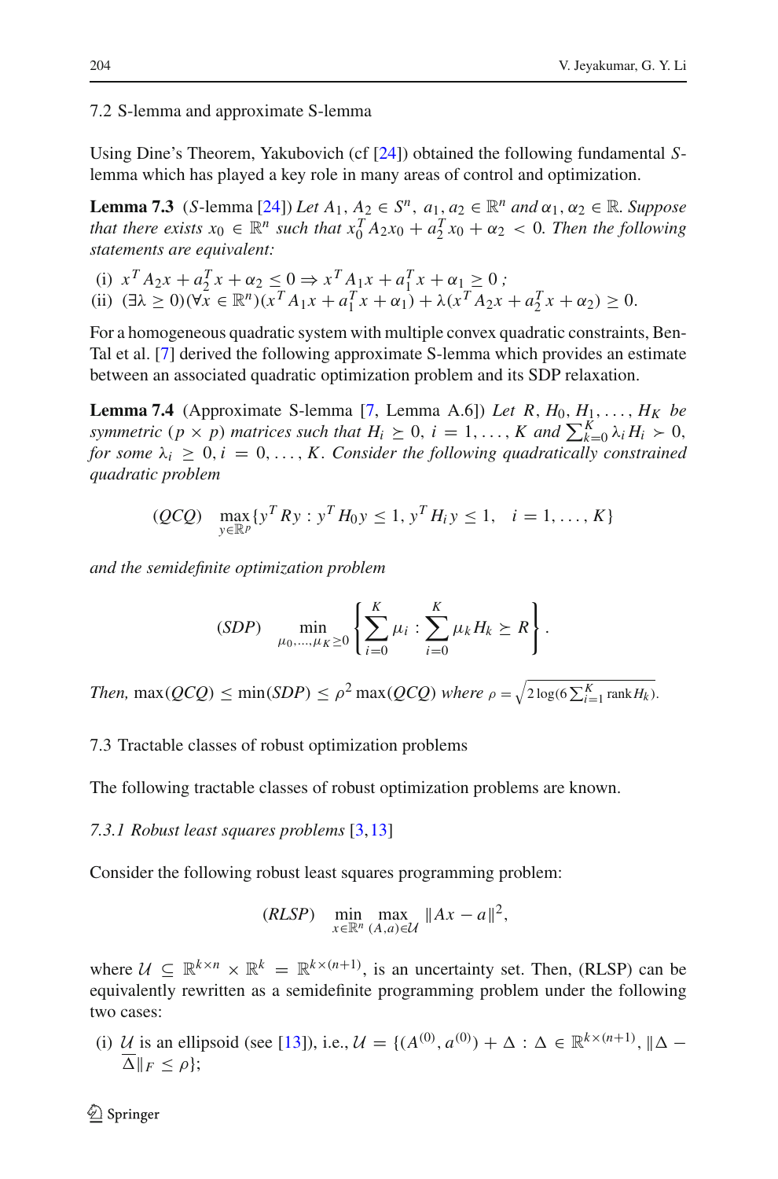### 7.2 S-lemma and approximate S-lemma

Using Dine's Theorem, Yakubovich (cf [24]) obtained the following fundamental *S*-lemma which has played a key role in many areas of control and optimization.

**Lemma 7.3** (*S*-lemma [24]) *Let $A_1, A_2 \in S^n$, $a_1, a_2 \in \mathbb{R}^n$ and $\alpha_1, \alpha_2 \in \mathbb{R}$. Suppose that there exists $x_0 \in \mathbb{R}^n$ such that $x_0^T A_2 x_0 + a_2^T x_0 + \alpha_2 < 0$. Then the following statements are equivalent:*

- (i) $x^T A_2 x + a_2^T x + \alpha_2 \leq 0 \Rightarrow x^T A_1 x + a_1^T x + \alpha_1 \geq 0$ *;*
- (ii) $(\exists \lambda \geq 0)(\forall x \in \mathbb{R}^n)(x^T A_1 x + a_1^T x + \alpha_1) + \lambda(x^T A_2 x + a_2^T x + \alpha_2) \geq 0.$

For a homogeneous quadratic system with multiple convex quadratic constraints, Ben-Tal et al. [7] derived the following approximate S-lemma which provides an estimate between an associated quadratic optimization problem and its SDP relaxation.

**Lemma 7.4** (Approximate S-lemma [7, Lemma A.6]) *Let $R, H_0, H_1, \ldots, H_K$ be symmetric $(p \times p)$ matrices such that $H_i \succeq 0$, $i = 1, \ldots, K$ and $\sum_{k=0}^{K} \lambda_i H_i \succ 0$, for some $\lambda_i \geq 0, i = 0, \ldots, K$. Consider the following quadratically constrained quadratic problem*

$$(QCQ) \quad \max_{y \in \mathbb{R}^p} \{ y^T R y : y^T H_0 y \leq 1, \, y^T H_i y \leq 1, \quad i = 1, \ldots, K \}$$

*and the semidefinite optimization problem*

$$(SDP) \quad \min_{\mu_0, \ldots, \mu_K \geq 0} \left\{ \sum_{i=0}^{K} \mu_i : \sum_{i=0}^{K} \mu_k H_k \succeq R \right\}.$$

*Then,* $\max(QCQ) \leq \min(SDP) \leq \rho^2 \max(QCQ)$ *where* $\rho = \sqrt{2 \log(6 \sum_{i=1}^{K} \text{rank} H_k)}$.

### 7.3 Tractable classes of robust optimization problems

The following tractable classes of robust optimization problems are known.

#### *7.3.1 Robust least squares problems* [3,13]

Consider the following robust least squares programming problem:

$$(RLSP) \quad \min_{x \in \mathbb{R}^n} \max_{(A,a) \in \mathcal{U}} \|Ax - a\|^2,$$

where $\mathcal{U} \subseteq \mathbb{R}^{k \times n} \times \mathbb{R}^k = \mathbb{R}^{k \times (n+1)}$, is an uncertainty set. Then, (RLSP) can be equivalently rewritten as a semidefinite programming problem under the following two cases:

- (i) $\mathcal{U}$ is an ellipsoid (see [13]), i.e., $\mathcal{U} = \{(A^{(0)}, a^{(0)}) + \Delta : \Delta \in \mathbb{R}^{k \times (n+1)}, \|\Delta - \overline{\Delta}\|_F \leq \rho\}$;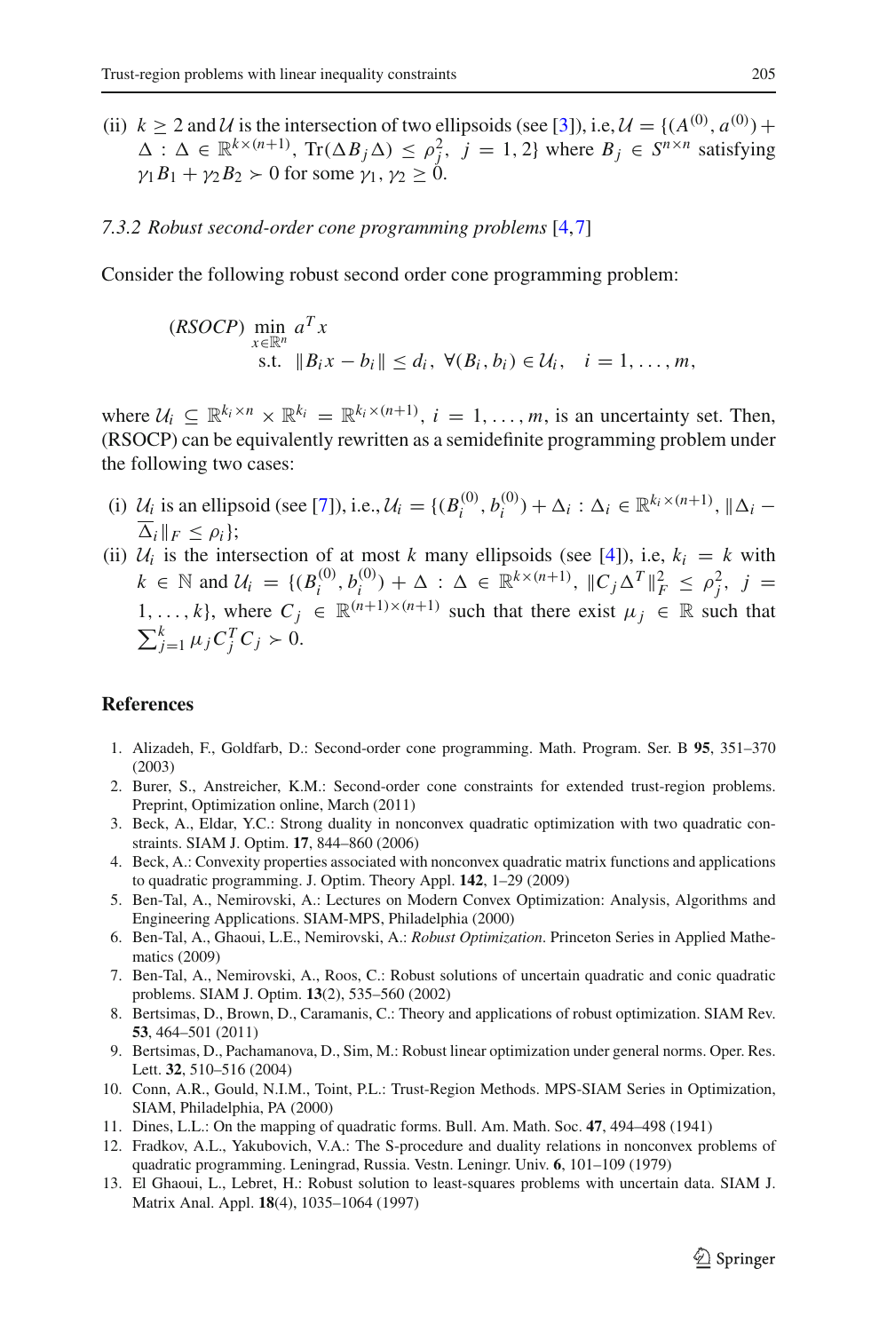(ii) $k \geq 2$ and $\mathcal{U}$ is the intersection of two ellipsoids (see [3]), i.e, $\mathcal{U} = \{(A^{(0)}, a^{(0)}) + \Delta : \Delta \in \mathbb{R}^{k\times(n+1)},\ \mathrm{Tr}(\Delta B_j \Delta) \leq \rho_j^2,\ j = 1, 2\}$ where $B_j \in S^{n\times n}$ satisfying $\gamma_1 B_1 + \gamma_2 B_2 \succ 0$ for some $\gamma_1, \gamma_2 \geq 0$.

#### *7.3.2 Robust second-order cone programming problems* [4,7]

Consider the following robust second order cone programming problem:

$$
\begin{aligned}
(RSOCP)\ \min_{x\in\mathbb{R}^n}\ & a^T x \\
\text{s.t.}\ & \|B_i x - b_i\| \leq d_i,\ \forall (B_i, b_i) \in \mathcal{U}_i, \quad i = 1, \ldots, m,
\end{aligned}
$$

where $\mathcal{U}_i \subseteq \mathbb{R}^{k_i\times n} \times \mathbb{R}^{k_i} = \mathbb{R}^{k_i\times(n+1)}$, $i = 1, \ldots, m$, is an uncertainty set. Then, (RSOCP) can be equivalently rewritten as a semidefinite programming problem under the following two cases:

(i) $\mathcal{U}_i$ is an ellipsoid (see [7]), i.e., $\mathcal{U}_i = \{(B_i^{(0)}, b_i^{(0)}) + \Delta_i : \Delta_i \in \mathbb{R}^{k_i\times(n+1)},\ \|\Delta_i - \overline{\Delta}_i\|_F \leq \rho_i\}$;

(ii) $\mathcal{U}_i$ is the intersection of at most $k$ many ellipsoids (see [4]), i.e, $k_i = k$ with $k \in \mathbb{N}$ and $\mathcal{U}_i = \{(B_i^{(0)}, b_i^{(0)}) + \Delta : \Delta \in \mathbb{R}^{k\times(n+1)},\ \|C_j \Delta^T\|_F^2 \leq \rho_j^2,\ j = 1, \ldots, k\}$, where $C_j \in \mathbb{R}^{(n+1)\times(n+1)}$ such that there exist $\mu_j \in \mathbb{R}$ such that $\sum_{j=1}^k \mu_j C_j^T C_j \succ 0$.

## References

1. Alizadeh, F., Goldfarb, D.: Second-order cone programming. Math. Program. Ser. B **95**, 351–370 (2003)
2. Burer, S., Anstreicher, K.M.: Second-order cone constraints for extended trust-region problems. Preprint, Optimization online, March (2011)
3. Beck, A., Eldar, Y.C.: Strong duality in nonconvex quadratic optimization with two quadratic constraints. SIAM J. Optim. **17**, 844–860 (2006)
4. Beck, A.: Convexity properties associated with nonconvex quadratic matrix functions and applications to quadratic programming. J. Optim. Theory Appl. **142**, 1–29 (2009)
5. Ben-Tal, A., Nemirovski, A.: Lectures on Modern Convex Optimization: Analysis, Algorithms and Engineering Applications. SIAM-MPS, Philadelphia (2000)
6. Ben-Tal, A., Ghaoui, L.E., Nemirovski, A.: *Robust Optimization*. Princeton Series in Applied Mathematics (2009)
7. Ben-Tal, A., Nemirovski, A., Roos, C.: Robust solutions of uncertain quadratic and conic quadratic problems. SIAM J. Optim. **13**(2), 535–560 (2002)
8. Bertsimas, D., Brown, D., Caramanis, C.: Theory and applications of robust optimization. SIAM Rev. **53**, 464–501 (2011)
9. Bertsimas, D., Pachamanova, D., Sim, M.: Robust linear optimization under general norms. Oper. Res. Lett. **32**, 510–516 (2004)
10. Conn, A.R., Gould, N.I.M., Toint, P.L.: Trust-Region Methods. MPS-SIAM Series in Optimization, SIAM, Philadelphia, PA (2000)
11. Dines, L.L.: On the mapping of quadratic forms. Bull. Am. Math. Soc. **47**, 494–498 (1941)
12. Fradkov, A.L., Yakubovich, V.A.: The S-procedure and duality relations in nonconvex problems of quadratic programming. Leningrad, Russia. Vestn. Leningr. Univ. **6**, 101–109 (1979)
13. El Ghaoui, L., Lebret, H.: Robust solution to least-squares problems with uncertain data. SIAM J. Matrix Anal. Appl. **18**(4), 1035–1064 (1997)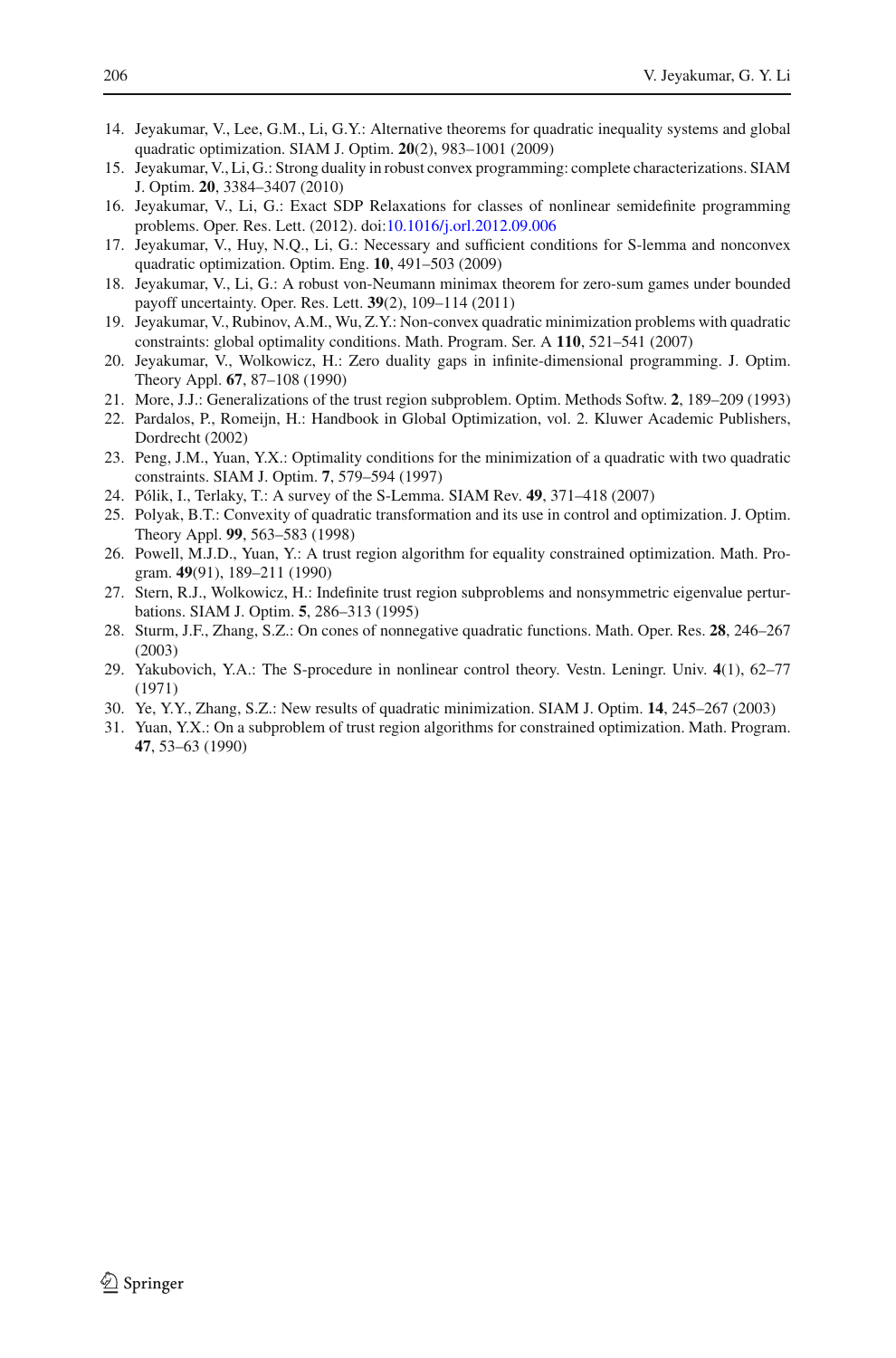14. Jeyakumar, V., Lee, G.M., Li, G.Y.: Alternative theorems for quadratic inequality systems and global quadratic optimization. SIAM J. Optim. **20**(2), 983–1001 (2009)
15. Jeyakumar, V., Li, G.: Strong duality in robust convex programming: complete characterizations. SIAM J. Optim. **20**, 3384–3407 (2010)
16. Jeyakumar, V., Li, G.: Exact SDP Relaxations for classes of nonlinear semidefinite programming problems. Oper. Res. Lett. (2012). doi:10.1016/j.orl.2012.09.006
17. Jeyakumar, V., Huy, N.Q., Li, G.: Necessary and sufficient conditions for S-lemma and nonconvex quadratic optimization. Optim. Eng. **10**, 491–503 (2009)
18. Jeyakumar, V., Li, G.: A robust von-Neumann minimax theorem for zero-sum games under bounded payoff uncertainty. Oper. Res. Lett. **39**(2), 109–114 (2011)
19. Jeyakumar, V., Rubinov, A.M., Wu, Z.Y.: Non-convex quadratic minimization problems with quadratic constraints: global optimality conditions. Math. Program. Ser. A **110**, 521–541 (2007)
20. Jeyakumar, V., Wolkowicz, H.: Zero duality gaps in infinite-dimensional programming. J. Optim. Theory Appl. **67**, 87–108 (1990)
21. More, J.J.: Generalizations of the trust region subproblem. Optim. Methods Softw. **2**, 189–209 (1993)
22. Pardalos, P., Romeijn, H.: Handbook in Global Optimization, vol. 2. Kluwer Academic Publishers, Dordrecht (2002)
23. Peng, J.M., Yuan, Y.X.: Optimality conditions for the minimization of a quadratic with two quadratic constraints. SIAM J. Optim. **7**, 579–594 (1997)
24. Pólik, I., Terlaky, T.: A survey of the S-Lemma. SIAM Rev. **49**, 371–418 (2007)
25. Polyak, B.T.: Convexity of quadratic transformation and its use in control and optimization. J. Optim. Theory Appl. **99**, 563–583 (1998)
26. Powell, M.J.D., Yuan, Y.: A trust region algorithm for equality constrained optimization. Math. Program. **49**(91), 189–211 (1990)
27. Stern, R.J., Wolkowicz, H.: Indefinite trust region subproblems and nonsymmetric eigenvalue perturbations. SIAM J. Optim. **5**, 286–313 (1995)
28. Sturm, J.F., Zhang, S.Z.: On cones of nonnegative quadratic functions. Math. Oper. Res. **28**, 246–267 (2003)
29. Yakubovich, Y.A.: The S-procedure in nonlinear control theory. Vestn. Leningr. Univ. **4**(1), 62–77 (1971)
30. Ye, Y.Y., Zhang, S.Z.: New results of quadratic minimization. SIAM J. Optim. **14**, 245–267 (2003)
31. Yuan, Y.X.: On a subproblem of trust region algorithms for constrained optimization. Math. Program. **47**, 53–63 (1990)